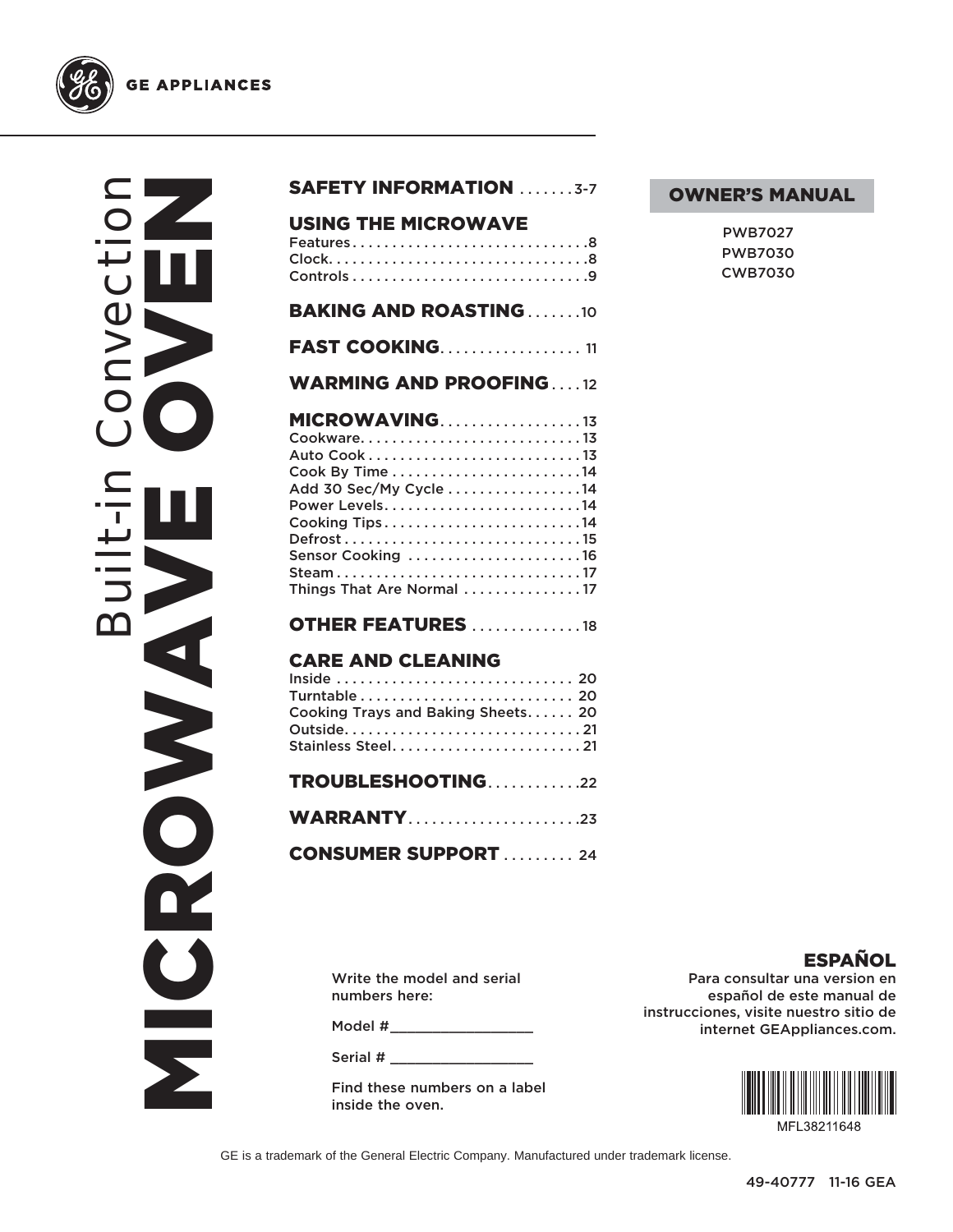GE APPLIANCES

# Built-in Convection MICROWAVE OVEN

## OWNER'S MANUAL

PWB7027
PWB7030
CWB7030

**SAFETY INFORMATION** . . . . . . . 3-7

**USING THE MICROWAVE**
Features . . . . . . . . . . . . . . . . . . . . . . . . . . . . . .8
Clock. . . . . . . . . . . . . . . . . . . . . . . . . . . . . . . . .8
Controls . . . . . . . . . . . . . . . . . . . . . . . . . . . . . .9

**BAKING AND ROASTING** . . . . . . .10

**FAST COOKING**. . . . . . . . . . . . . . . . . . 11

**WARMING AND PROOFING** . . . . 12

**MICROWAVING**. . . . . . . . . . . . . . . . . . 13
Cookware. . . . . . . . . . . . . . . . . . . . . . . . . . . . 13
Auto Cook . . . . . . . . . . . . . . . . . . . . . . . . . . . 13
Cook By Time . . . . . . . . . . . . . . . . . . . . . . . .14
Add 30 Sec/My Cycle . . . . . . . . . . . . . . . . .14
Power Levels. . . . . . . . . . . . . . . . . . . . . . . . .14
Cooking Tips . . . . . . . . . . . . . . . . . . . . . . . . .14
Defrost . . . . . . . . . . . . . . . . . . . . . . . . . . . . . . 15
Sensor Cooking . . . . . . . . . . . . . . . . . . . . . .16
Steam . . . . . . . . . . . . . . . . . . . . . . . . . . . . . . . 17
Things That Are Normal . . . . . . . . . . . . . . . 17

**OTHER FEATURES** . . . . . . . . . . . . . . 18

**CARE AND CLEANING**
Inside . . . . . . . . . . . . . . . . . . . . . . . . . . . . . . 20
Turntable . . . . . . . . . . . . . . . . . . . . . . . . . . . 20
Cooking Trays and Baking Sheets. . . . . . 20
Outside. . . . . . . . . . . . . . . . . . . . . . . . . . . . . . 21
Stainless Steel. . . . . . . . . . . . . . . . . . . . . . . . 21

**TROUBLESHOOTING**. . . . . . . . . . . .22

**WARRANTY**. . . . . . . . . . . . . . . . . . . . . .23

**CONSUMER SUPPORT** . . . . . . . . . 24

Write the model and serial numbers here:

Model # _________________

Serial # _________________

Find these numbers on a label inside the oven.

## ESPAÑOL

Para consultar una version en español de este manual de instrucciones, visite nuestro sitio de internet GEAppliances.com.

MFL38211648

GE is a trademark of the General Electric Company. Manufactured under trademark license.

49-40777 11-16 GEA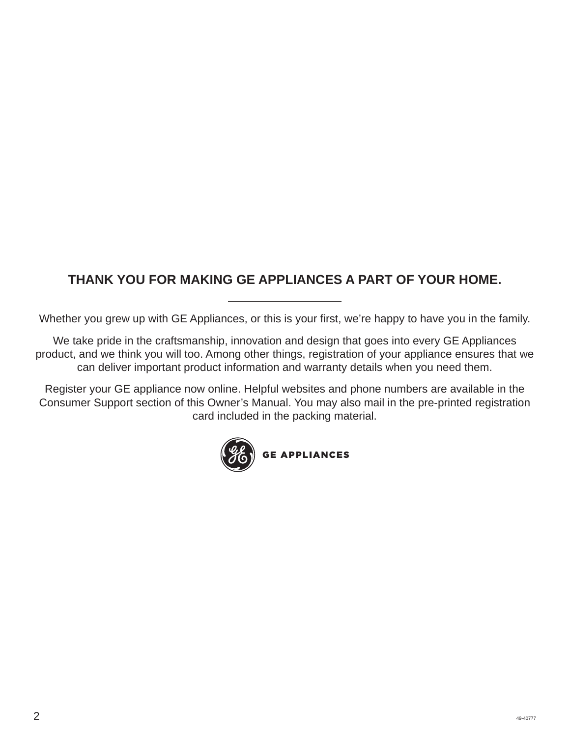## THANK YOU FOR MAKING GE APPLIANCES A PART OF YOUR HOME.

---

Whether you grew up with GE Appliances, or this is your first, we're happy to have you in the family.

We take pride in the craftsmanship, innovation and design that goes into every GE Appliances product, and we think you will too. Among other things, registration of your appliance ensures that we can deliver important product information and warranty details when you need them.

Register your GE appliance now online. Helpful websites and phone numbers are available in the Consumer Support section of this Owner's Manual. You may also mail in the pre-printed registration card included in the packing material.

GE APPLIANCES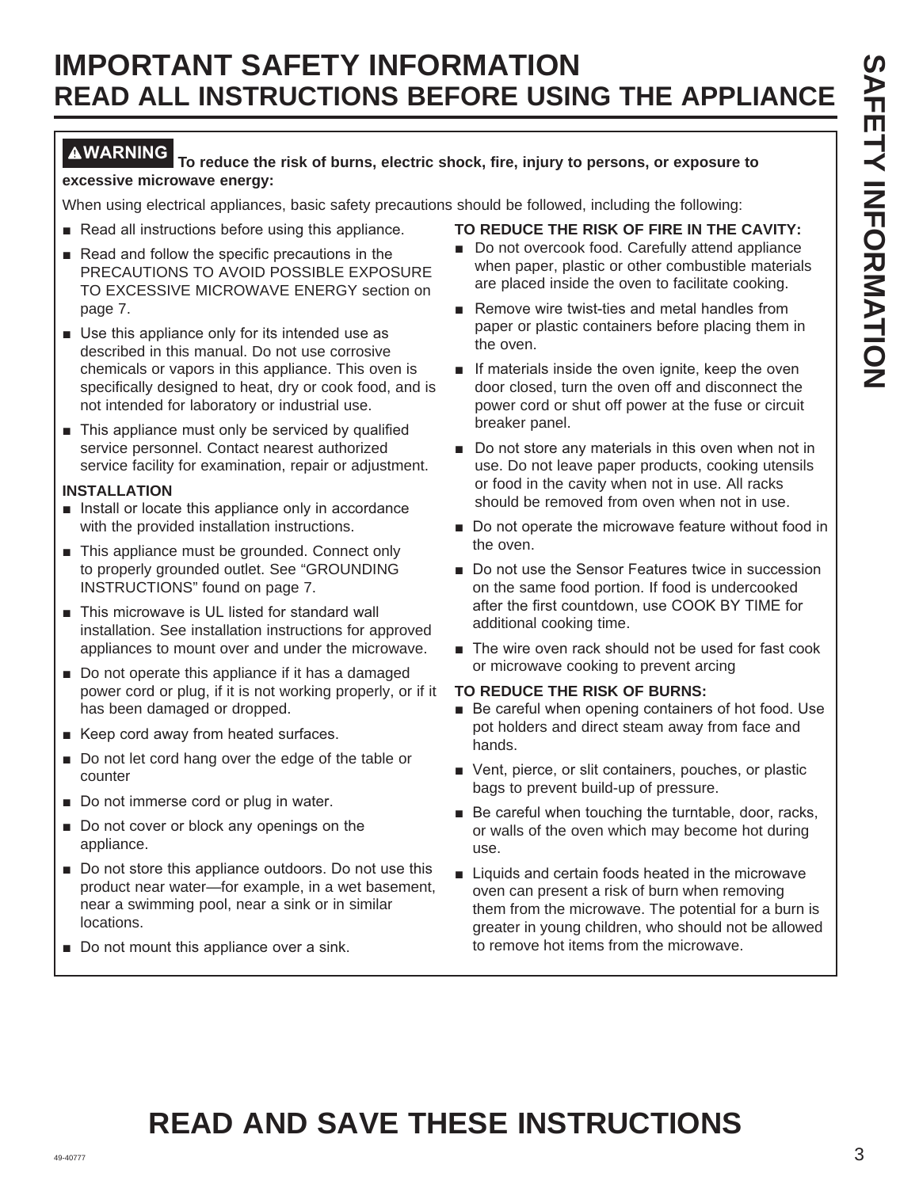# IMPORTANT SAFETY INFORMATION
## READ ALL INSTRUCTIONS BEFORE USING THE APPLIANCE

**⚠WARNING To reduce the risk of burns, electric shock, fire, injury to persons, or exposure to excessive microwave energy:**

When using electrical appliances, basic safety precautions should be followed, including the following:

- Read all instructions before using this appliance.
- Read and follow the specific precautions in the PRECAUTIONS TO AVOID POSSIBLE EXPOSURE TO EXCESSIVE MICROWAVE ENERGY section on page 7.
- Use this appliance only for its intended use as described in this manual. Do not use corrosive chemicals or vapors in this appliance. This oven is specifically designed to heat, dry or cook food, and is not intended for laboratory or industrial use.
- This appliance must only be serviced by qualified service personnel. Contact nearest authorized service facility for examination, repair or adjustment.

**INSTALLATION**

- Install or locate this appliance only in accordance with the provided installation instructions.
- This appliance must be grounded. Connect only to properly grounded outlet. See "GROUNDING INSTRUCTIONS" found on page 7.
- This microwave is UL listed for standard wall installation. See installation instructions for approved appliances to mount over and under the microwave.
- Do not operate this appliance if it has a damaged power cord or plug, if it is not working properly, or if it has been damaged or dropped.
- Keep cord away from heated surfaces.
- Do not let cord hang over the edge of the table or counter
- Do not immerse cord or plug in water.
- Do not cover or block any openings on the appliance.
- Do not store this appliance outdoors. Do not use this product near water—for example, in a wet basement, near a swimming pool, near a sink or in similar locations.
- Do not mount this appliance over a sink.

**TO REDUCE THE RISK OF FIRE IN THE CAVITY:**

- Do not overcook food. Carefully attend appliance when paper, plastic or other combustible materials are placed inside the oven to facilitate cooking.
- Remove wire twist-ties and metal handles from paper or plastic containers before placing them in the oven.
- If materials inside the oven ignite, keep the oven door closed, turn the oven off and disconnect the power cord or shut off power at the fuse or circuit breaker panel.
- Do not store any materials in this oven when not in use. Do not leave paper products, cooking utensils or food in the cavity when not in use. All racks should be removed from oven when not in use.
- Do not operate the microwave feature without food in the oven.
- Do not use the Sensor Features twice in succession on the same food portion. If food is undercooked after the first countdown, use COOK BY TIME for additional cooking time.
- The wire oven rack should not be used for fast cook or microwave cooking to prevent arcing

**TO REDUCE THE RISK OF BURNS:**

- Be careful when opening containers of hot food. Use pot holders and direct steam away from face and hands.
- Vent, pierce, or slit containers, pouches, or plastic bags to prevent build-up of pressure.
- Be careful when touching the turntable, door, racks, or walls of the oven which may become hot during use.
- Liquids and certain foods heated in the microwave oven can present a risk of burn when removing them from the microwave. The potential for a burn is greater in young children, who should not be allowed to remove hot items from the microwave.

# READ AND SAVE THESE INSTRUCTIONS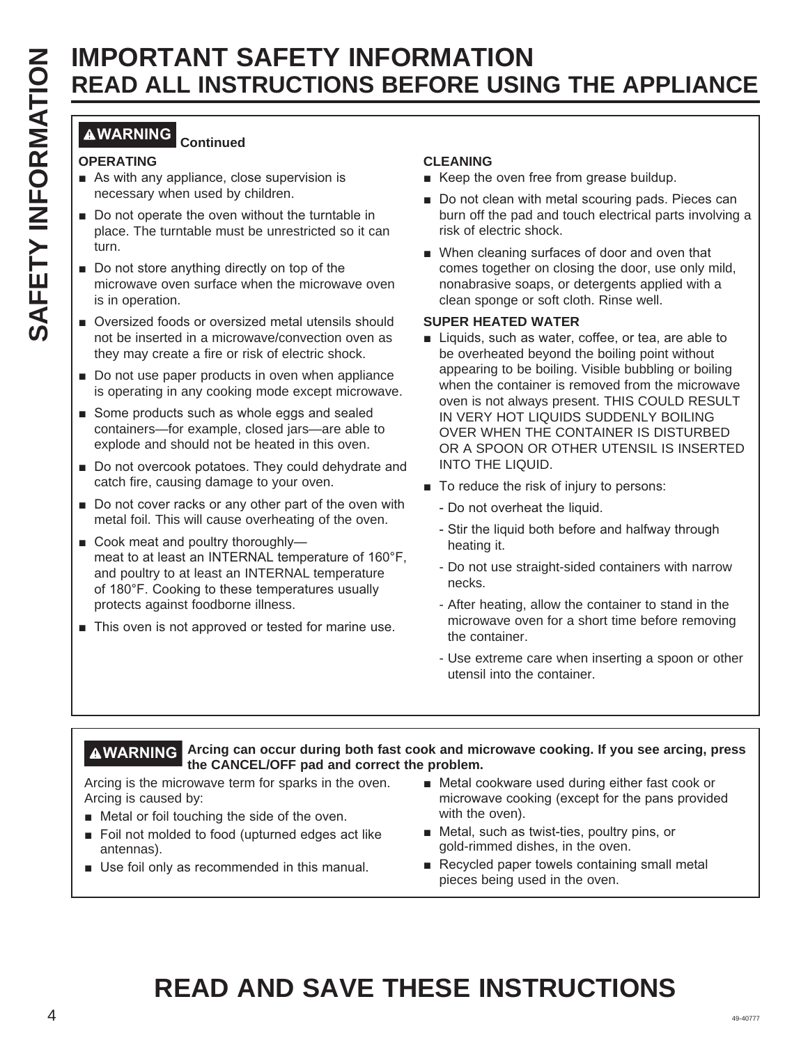# IMPORTANT SAFETY INFORMATION
## READ ALL INSTRUCTIONS BEFORE USING THE APPLIANCE

**⚠WARNING** **Continued**

**OPERATING**

- As with any appliance, close supervision is necessary when used by children.
- Do not operate the oven without the turntable in place. The turntable must be unrestricted so it can turn.
- Do not store anything directly on top of the microwave oven surface when the microwave oven is in operation.
- Oversized foods or oversized metal utensils should not be inserted in a microwave/convection oven as they may create a fire or risk of electric shock.
- Do not use paper products in oven when appliance is operating in any cooking mode except microwave.
- Some products such as whole eggs and sealed containers—for example, closed jars—are able to explode and should not be heated in this oven.
- Do not overcook potatoes. They could dehydrate and catch fire, causing damage to your oven.
- Do not cover racks or any other part of the oven with metal foil. This will cause overheating of the oven.
- Cook meat and poultry thoroughly—meat to at least an INTERNAL temperature of 160°F, and poultry to at least an INTERNAL temperature of 180°F. Cooking to these temperatures usually protects against foodborne illness.
- This oven is not approved or tested for marine use.

**CLEANING**

- Keep the oven free from grease buildup.
- Do not clean with metal scouring pads. Pieces can burn off the pad and touch electrical parts involving a risk of electric shock.
- When cleaning surfaces of door and oven that comes together on closing the door, use only mild, nonabrasive soaps, or detergents applied with a clean sponge or soft cloth. Rinse well.

**SUPER HEATED WATER**

- Liquids, such as water, coffee, or tea, are able to be overheated beyond the boiling point without appearing to be boiling. Visible bubbling or boiling when the container is removed from the microwave oven is not always present. THIS COULD RESULT IN VERY HOT LIQUIDS SUDDENLY BOILING OVER WHEN THE CONTAINER IS DISTURBED OR A SPOON OR OTHER UTENSIL IS INSERTED INTO THE LIQUID.
- To reduce the risk of injury to persons:
  - Do not overheat the liquid.
  - Stir the liquid both before and halfway through heating it.
  - Do not use straight-sided containers with narrow necks.
  - After heating, allow the container to stand in the microwave oven for a short time before removing the container.
  - Use extreme care when inserting a spoon or other utensil into the container.

**⚠WARNING** **Arcing can occur during both fast cook and microwave cooking. If you see arcing, press the CANCEL/OFF pad and correct the problem.**

Arcing is the microwave term for sparks in the oven. Arcing is caused by:

- Metal or foil touching the side of the oven.
- Foil not molded to food (upturned edges act like antennas).
- Use foil only as recommended in this manual.
- Metal cookware used during either fast cook or microwave cooking (except for the pans provided with the oven).
- Metal, such as twist-ties, poultry pins, or gold-rimmed dishes, in the oven.
- Recycled paper towels containing small metal pieces being used in the oven.

# READ AND SAVE THESE INSTRUCTIONS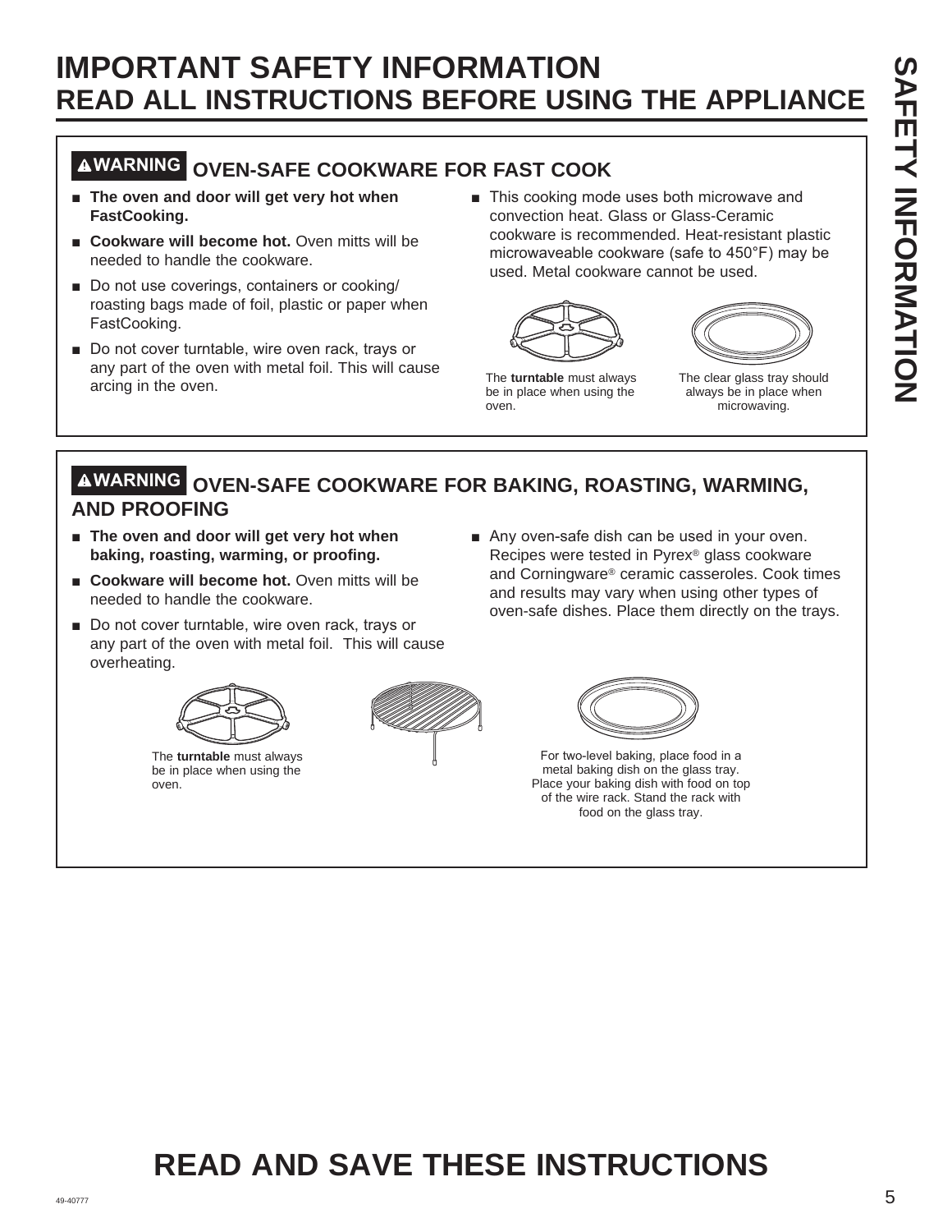# IMPORTANT SAFETY INFORMATION
## READ ALL INSTRUCTIONS BEFORE USING THE APPLIANCE

### ⚠WARNING OVEN-SAFE COOKWARE FOR FAST COOK

- **The oven and door will get very hot when FastCooking.**
- **Cookware will become hot.** Oven mitts will be needed to handle the cookware.
- Do not use coverings, containers or cooking/roasting bags made of foil, plastic or paper when FastCooking.
- Do not cover turntable, wire oven rack, trays or any part of the oven with metal foil. This will cause arcing in the oven.
- This cooking mode uses both microwave and convection heat. Glass or Glass-Ceramic cookware is recommended. Heat-resistant plastic microwaveable cookware (safe to 450°F) may be used. Metal cookware cannot be used.

The **turntable** must always be in place when using the oven.

The clear glass tray should always be in place when microwaving.

### ⚠WARNING OVEN-SAFE COOKWARE FOR BAKING, ROASTING, WARMING, AND PROOFING

- **The oven and door will get very hot when baking, roasting, warming, or proofing.**
- **Cookware will become hot.** Oven mitts will be needed to handle the cookware.
- Do not cover turntable, wire oven rack, trays or any part of the oven with metal foil. This will cause overheating.
- Any oven-safe dish can be used in your oven. Recipes were tested in Pyrex® glass cookware and Corningware® ceramic casseroles. Cook times and results may vary when using other types of oven-safe dishes. Place them directly on the trays.

The **turntable** must always be in place when using the oven.

For two-level baking, place food in a metal baking dish on the glass tray. Place your baking dish with food on top of the wire rack. Stand the rack with food on the glass tray.

# READ AND SAVE THESE INSTRUCTIONS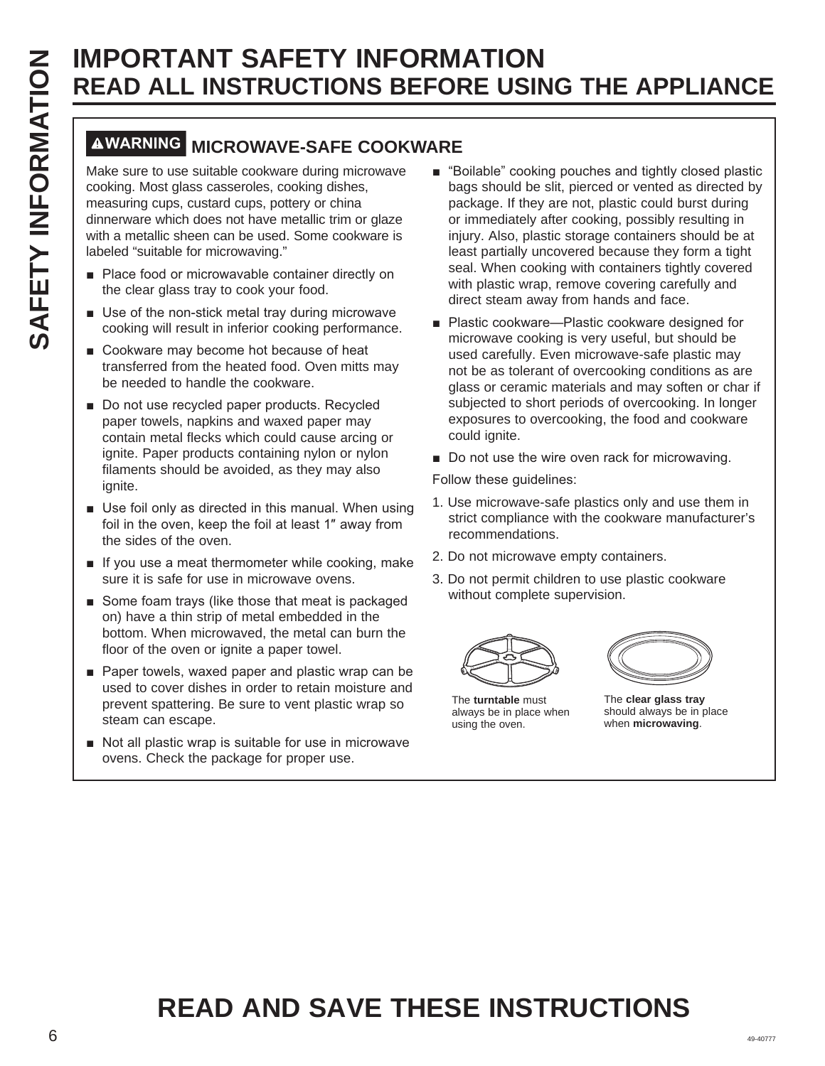# IMPORTANT SAFETY INFORMATION
## READ ALL INSTRUCTIONS BEFORE USING THE APPLIANCE

### ⚠WARNING MICROWAVE-SAFE COOKWARE

Make sure to use suitable cookware during microwave cooking. Most glass casseroles, cooking dishes, measuring cups, custard cups, pottery or china dinnerware which does not have metallic trim or glaze with a metallic sheen can be used. Some cookware is labeled "suitable for microwaving."

- Place food or microwavable container directly on the clear glass tray to cook your food.
- Use of the non-stick metal tray during microwave cooking will result in inferior cooking performance.
- Cookware may become hot because of heat transferred from the heated food. Oven mitts may be needed to handle the cookware.
- Do not use recycled paper products. Recycled paper towels, napkins and waxed paper may contain metal flecks which could cause arcing or ignite. Paper products containing nylon or nylon filaments should be avoided, as they may also ignite.
- Use foil only as directed in this manual. When using foil in the oven, keep the foil at least 1″ away from the sides of the oven.
- If you use a meat thermometer while cooking, make sure it is safe for use in microwave ovens.
- Some foam trays (like those that meat is packaged on) have a thin strip of metal embedded in the bottom. When microwaved, the metal can burn the floor of the oven or ignite a paper towel.
- Paper towels, waxed paper and plastic wrap can be used to cover dishes in order to retain moisture and prevent spattering. Be sure to vent plastic wrap so steam can escape.
- Not all plastic wrap is suitable for use in microwave ovens. Check the package for proper use.
- "Boilable" cooking pouches and tightly closed plastic bags should be slit, pierced or vented as directed by package. If they are not, plastic could burst during or immediately after cooking, possibly resulting in injury. Also, plastic storage containers should be at least partially uncovered because they form a tight seal. When cooking with containers tightly covered with plastic wrap, remove covering carefully and direct steam away from hands and face.
- Plastic cookware—Plastic cookware designed for microwave cooking is very useful, but should be used carefully. Even microwave-safe plastic may not be as tolerant of overcooking conditions as are glass or ceramic materials and may soften or char if subjected to short periods of overcooking. In longer exposures to overcooking, the food and cookware could ignite.
- Do not use the wire oven rack for microwaving.

Follow these guidelines:

1. Use microwave-safe plastics only and use them in strict compliance with the cookware manufacturer's recommendations.
2. Do not microwave empty containers.
3. Do not permit children to use plastic cookware without complete supervision.

The **turntable** must always be in place when using the oven.

The **clear glass tray** should always be in place when **microwaving**.

## READ AND SAVE THESE INSTRUCTIONS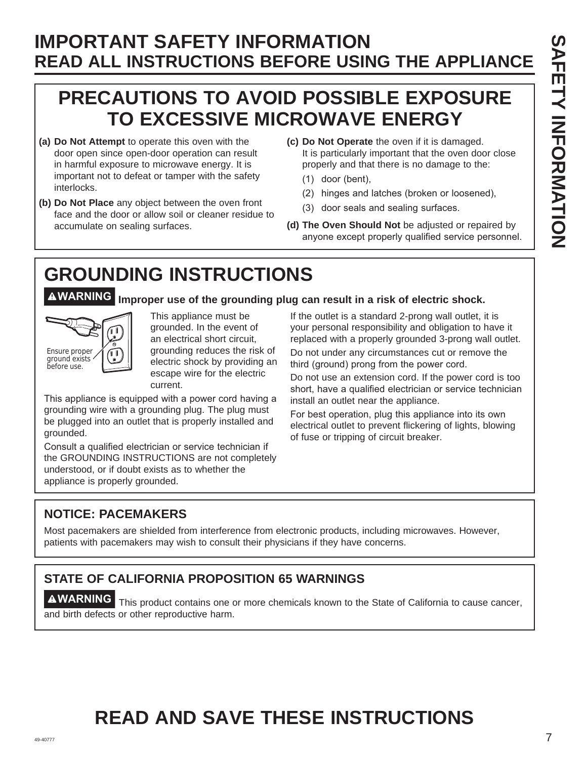# IMPORTANT SAFETY INFORMATION
## READ ALL INSTRUCTIONS BEFORE USING THE APPLIANCE

## PRECAUTIONS TO AVOID POSSIBLE EXPOSURE TO EXCESSIVE MICROWAVE ENERGY

**(a) Do Not Attempt** to operate this oven with the door open since open-door operation can result in harmful exposure to microwave energy. It is important not to defeat or tamper with the safety interlocks.

**(b) Do Not Place** any object between the oven front face and the door or allow soil or cleaner residue to accumulate on sealing surfaces.

**(c) Do Not Operate** the oven if it is damaged. It is particularly important that the oven door close properly and that there is no damage to the:

(1) door (bent),

(2) hinges and latches (broken or loosened),

(3) door seals and sealing surfaces.

**(d) The Oven Should Not** be adjusted or repaired by anyone except properly qualified service personnel.

## GROUNDING INSTRUCTIONS

**⚠WARNING Improper use of the grounding plug can result in a risk of electric shock.**

Ensure proper ground exists before use.

This appliance must be grounded. In the event of an electrical short circuit, grounding reduces the risk of electric shock by providing an escape wire for the electric current.

This appliance is equipped with a power cord having a grounding wire with a grounding plug. The plug must be plugged into an outlet that is properly installed and grounded.

Consult a qualified electrician or service technician if the GROUNDING INSTRUCTIONS are not completely understood, or if doubt exists as to whether the appliance is properly grounded.

If the outlet is a standard 2-prong wall outlet, it is your personal responsibility and obligation to have it replaced with a properly grounded 3-prong wall outlet.

Do not under any circumstances cut or remove the third (ground) prong from the power cord.

Do not use an extension cord. If the power cord is too short, have a qualified electrician or service technician install an outlet near the appliance.

For best operation, plug this appliance into its own electrical outlet to prevent flickering of lights, blowing of fuse or tripping of circuit breaker.

### NOTICE: PACEMAKERS

Most pacemakers are shielded from interference from electronic products, including microwaves. However, patients with pacemakers may wish to consult their physicians if they have concerns.

### STATE OF CALIFORNIA PROPOSITION 65 WARNINGS

**⚠WARNING** This product contains one or more chemicals known to the State of California to cause cancer, and birth defects or other reproductive harm.

## READ AND SAVE THESE INSTRUCTIONS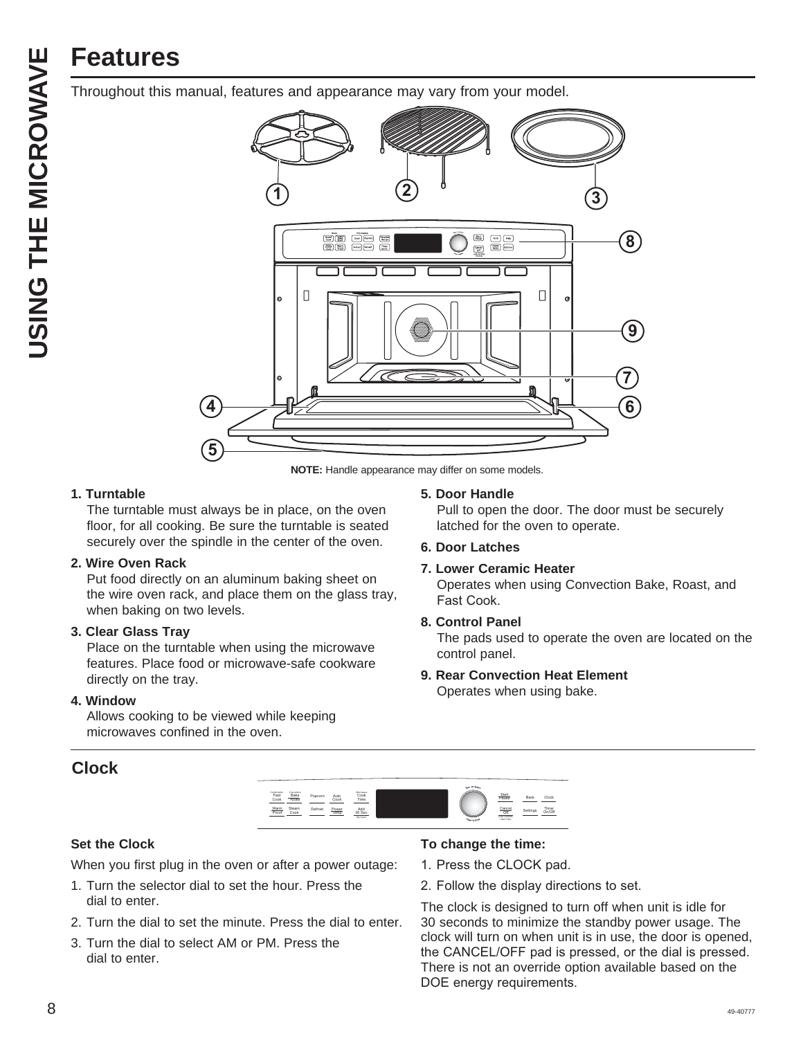# Features

Throughout this manual, features and appearance may vary from your model.

**NOTE:** Handle appearance may differ on some models.

**1. Turntable**
The turntable must always be in place, on the oven floor, for all cooking. Be sure the turntable is seated securely over the spindle in the center of the oven.

**2. Wire Oven Rack**
Put food directly on an aluminum baking sheet on the wire oven rack, and place them on the glass tray, when baking on two levels.

**3. Clear Glass Tray**
Place on the turntable when using the microwave features. Place food or microwave-safe cookware directly on the tray.

**4. Window**
Allows cooking to be viewed while keeping microwaves confined in the oven.

**5. Door Handle**
Pull to open the door. The door must be securely latched for the oven to operate.

**6. Door Latches**

**7. Lower Ceramic Heater**
Operates when using Convection Bake, Roast, and Fast Cook.

**8. Control Panel**
The pads used to operate the oven are located on the control panel.

**9. Rear Convection Heat Element**
Operates when using bake.

## Clock

### Set the Clock

When you first plug in the oven or after a power outage:

1. Turn the selector dial to set the hour. Press the dial to enter.
2. Turn the dial to set the minute. Press the dial to enter.
3. Turn the dial to select AM or PM. Press the dial to enter.

### To change the time:

1. Press the CLOCK pad.
2. Follow the display directions to set.

The clock is designed to turn off when unit is idle for 30 seconds to minimize the standby power usage. The clock will turn on when unit is in use, the door is opened, the CANCEL/OFF pad is pressed, or the dial is pressed. There is not an override option available based on the DOE energy requirements.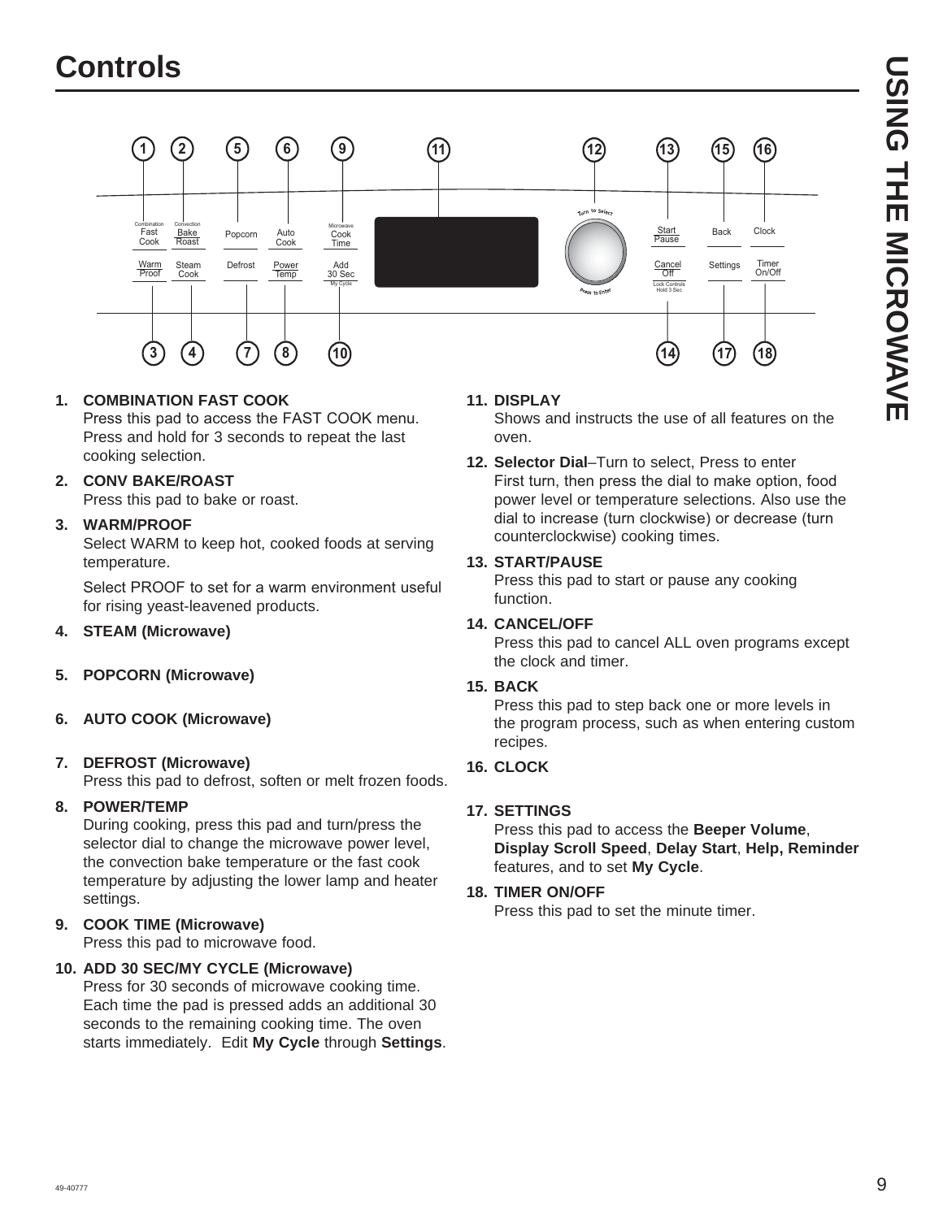# Controls

1. **COMBINATION FAST COOK**
   Press this pad to access the FAST COOK menu. Press and hold for 3 seconds to repeat the last cooking selection.

2. **CONV BAKE/ROAST**
   Press this pad to bake or roast.

3. **WARM/PROOF**
   Select WARM to keep hot, cooked foods at serving temperature.

   Select PROOF to set for a warm environment useful for rising yeast-leavened products.

4. **STEAM (Microwave)**

5. **POPCORN (Microwave)**

6. **AUTO COOK (Microwave)**

7. **DEFROST (Microwave)**
   Press this pad to defrost, soften or melt frozen foods.

8. **POWER/TEMP**
   During cooking, press this pad and turn/press the selector dial to change the microwave power level, the convection bake temperature or the fast cook temperature by adjusting the lower lamp and heater settings.

9. **COOK TIME (Microwave)**
   Press this pad to microwave food.

10. **ADD 30 SEC/MY CYCLE (Microwave)**
    Press for 30 seconds of microwave cooking time. Each time the pad is pressed adds an additional 30 seconds to the remaining cooking time. The oven starts immediately. Edit **My Cycle** through **Settings**.

11. **DISPLAY**
    Shows and instructs the use of all features on the oven.

12. **Selector Dial**–Turn to select, Press to enter
    First turn, then press the dial to make option, food power level or temperature selections. Also use the dial to increase (turn clockwise) or decrease (turn counterclockwise) cooking times.

13. **START/PAUSE**
    Press this pad to start or pause any cooking function.

14. **CANCEL/OFF**
    Press this pad to cancel ALL oven programs except the clock and timer.

15. **BACK**
    Press this pad to step back one or more levels in the program process, such as when entering custom recipes.

16. **CLOCK**

17. **SETTINGS**
    Press this pad to access the **Beeper Volume**, **Display Scroll Speed**, **Delay Start**, **Help, Reminder** features, and to set **My Cycle**.

18. **TIMER ON/OFF**
    Press this pad to set the minute timer.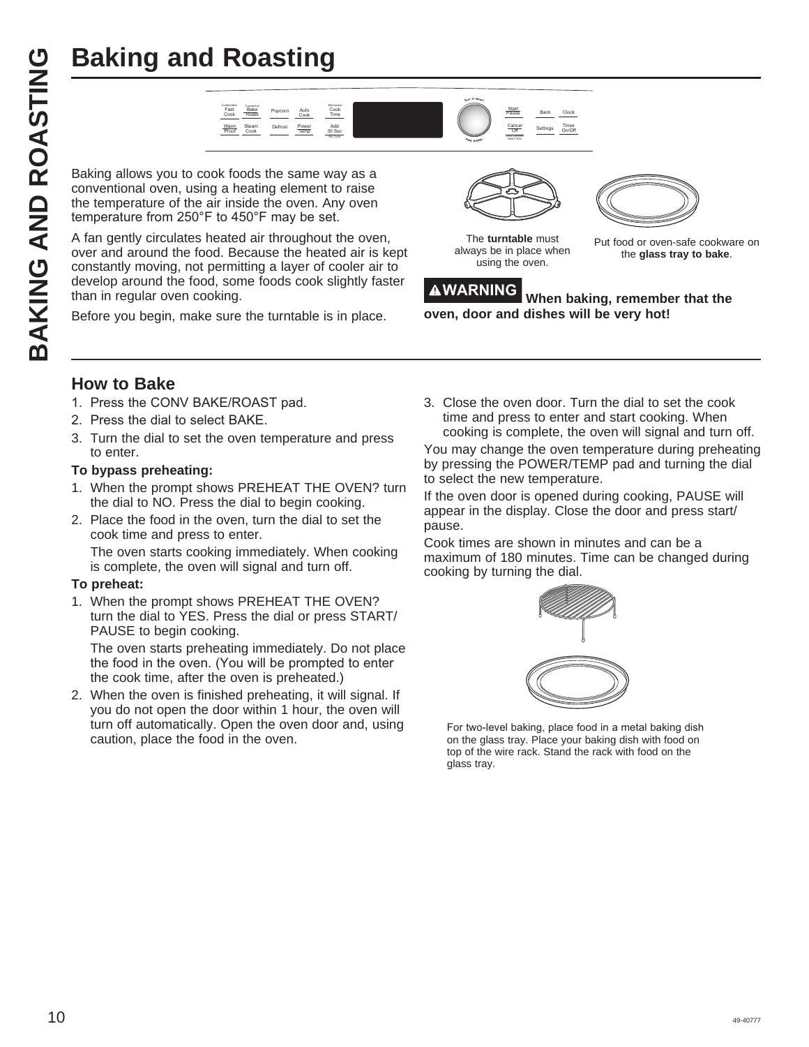# Baking and Roasting

Baking allows you to cook foods the same way as a conventional oven, using a heating element to raise the temperature of the air inside the oven. Any oven temperature from 250°F to 450°F may be set.

A fan gently circulates heated air throughout the oven, over and around the food. Because the heated air is kept constantly moving, not permitting a layer of cooler air to develop around the food, some foods cook slightly faster than in regular oven cooking.

Before you begin, make sure the turntable is in place.

The **turntable** must always be in place when using the oven.

Put food or oven-safe cookware on the **glass tray to bake**.

**⚠WARNING When baking, remember that the oven, door and dishes will be very hot!**

## How to Bake

1. Press the CONV BAKE/ROAST pad.
2. Press the dial to select BAKE.
3. Turn the dial to set the oven temperature and press to enter.

**To bypass preheating:**

1. When the prompt shows PREHEAT THE OVEN? turn the dial to NO. Press the dial to begin cooking.
2. Place the food in the oven, turn the dial to set the cook time and press to enter.

   The oven starts cooking immediately. When cooking is complete, the oven will signal and turn off.

**To preheat:**

1. When the prompt shows PREHEAT THE OVEN? turn the dial to YES. Press the dial or press START/ PAUSE to begin cooking.

   The oven starts preheating immediately. Do not place the food in the oven. (You will be prompted to enter the cook time, after the oven is preheated.)
2. When the oven is finished preheating, it will signal. If you do not open the door within 1 hour, the oven will turn off automatically. Open the oven door and, using caution, place the food in the oven.
3. Close the oven door. Turn the dial to set the cook time and press to enter and start cooking. When cooking is complete, the oven will signal and turn off.

You may change the oven temperature during preheating by pressing the POWER/TEMP pad and turning the dial to select the new temperature.

If the oven door is opened during cooking, PAUSE will appear in the display. Close the door and press start/ pause.

Cook times are shown in minutes and can be a maximum of 180 minutes. Time can be changed during cooking by turning the dial.

For two-level baking, place food in a metal baking dish on the glass tray. Place your baking dish with food on top of the wire rack. Stand the rack with food on the glass tray.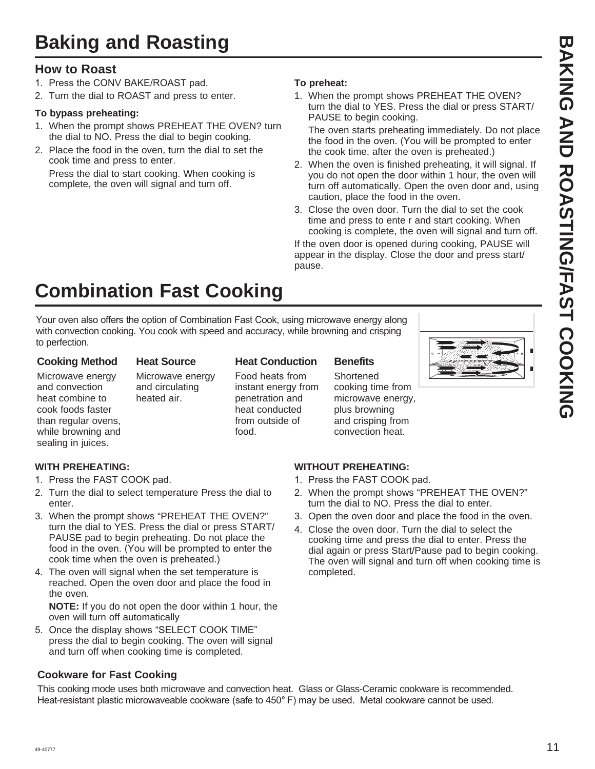# Baking and Roasting

## How to Roast

1. Press the CONV BAKE/ROAST pad.
2. Turn the dial to ROAST and press to enter.

**To bypass preheating:**

1. When the prompt shows PREHEAT THE OVEN? turn the dial to NO. Press the dial to begin cooking.
2. Place the food in the oven, turn the dial to set the cook time and press to enter.

   Press the dial to start cooking. When cooking is complete, the oven will signal and turn off.

**To preheat:**

1. When the prompt shows PREHEAT THE OVEN? turn the dial to YES. Press the dial or press START/PAUSE to begin cooking.

   The oven starts preheating immediately. Do not place the food in the oven. (You will be prompted to enter the cook time, after the oven is preheated.)
2. When the oven is finished preheating, it will signal. If you do not open the door within 1 hour, the oven will turn off automatically. Open the oven door and, using caution, place the food in the oven.
3. Close the oven door. Turn the dial to set the cook time and press to ente r and start cooking. When cooking is complete, the oven will signal and turn off.

If the oven door is opened during cooking, PAUSE will appear in the display. Close the door and press start/pause.

# Combination Fast Cooking

Your oven also offers the option of Combination Fast Cook, using microwave energy along with convection cooking. You cook with speed and accuracy, while browning and crisping to perfection.

| Cooking Method | Heat Source | Heat Conduction | Benefits |
|---|---|---|---|
| Microwave energy and convection heat combine to cook foods faster than regular ovens, while browning and sealing in juices. | Microwave energy and circulating heated air. | Food heats from instant energy from penetration and heat conducted from outside of food. | Shortened cooking time from microwave energy, plus browning and crisping from convection heat. |

**WITH PREHEATING:**

1. Press the FAST COOK pad.
2. Turn the dial to select temperature Press the dial to enter.
3. When the prompt shows “PREHEAT THE OVEN?” turn the dial to YES. Press the dial or press START/PAUSE pad to begin preheating. Do not place the food in the oven. (You will be prompted to enter the cook time when the oven is preheated.)
4. The oven will signal when the set temperature is reached. Open the oven door and place the food in the oven.

   **NOTE:** If you do not open the door within 1 hour, the oven will turn off automatically
5. Once the display shows “SELECT COOK TIME” press the dial to begin cooking. The oven will signal and turn off when cooking time is completed.

**WITHOUT PREHEATING:**

1. Press the FAST COOK pad.
2. When the prompt shows “PREHEAT THE OVEN?” turn the dial to NO. Press the dial to enter.
3. Open the oven door and place the food in the oven.
4. Close the oven door. Turn the dial to select the cooking time and press the dial to enter. Press the dial again or press Start/Pause pad to begin cooking. The oven will signal and turn off when cooking time is completed.

### Cookware for Fast Cooking

This cooking mode uses both microwave and convection heat. Glass or Glass-Ceramic cookware is recommended. Heat-resistant plastic microwaveable cookware (safe to 450° F) may be used. Metal cookware cannot be used.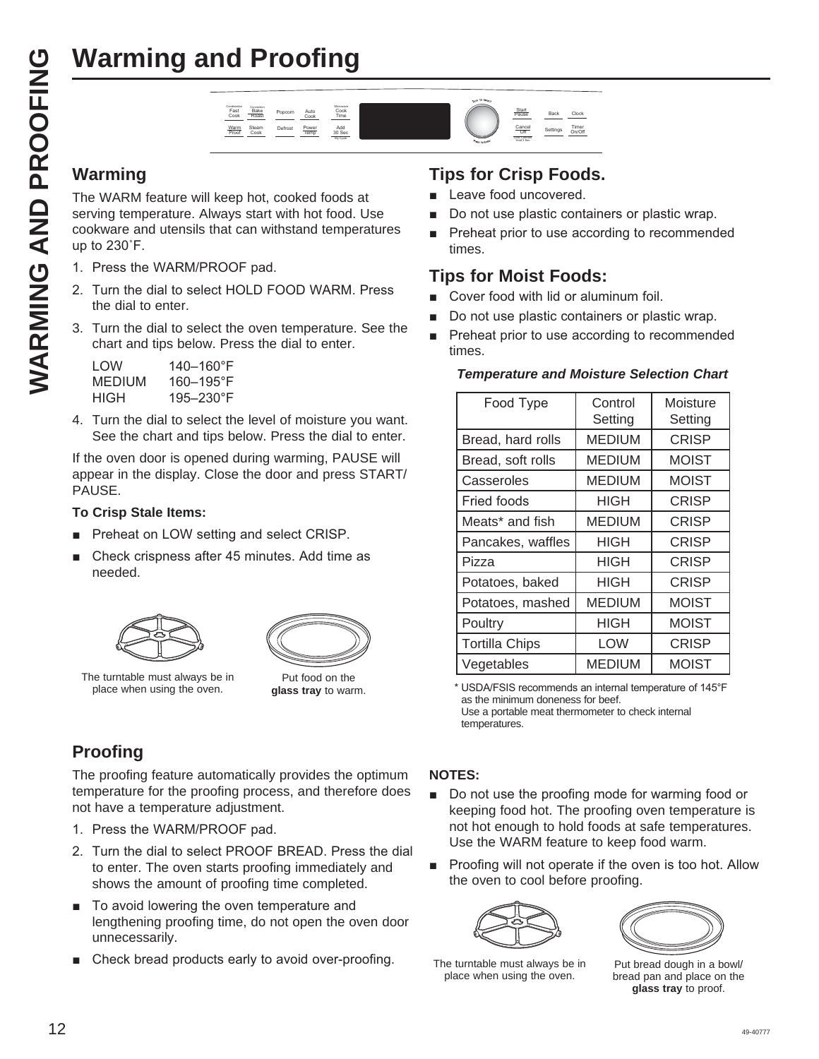# Warming and Proofing

## Warming

The WARM feature will keep hot, cooked foods at serving temperature. Always start with hot food. Use cookware and utensils that can withstand temperatures up to 230˚F.

1. Press the WARM/PROOF pad.
2. Turn the dial to select HOLD FOOD WARM. Press the dial to enter.
3. Turn the dial to select the oven temperature. See the chart and tips below. Press the dial to enter.

   LOW 140–160°F
   MEDIUM 160–195°F
   HIGH 195–230°F

4. Turn the dial to select the level of moisture you want. See the chart and tips below. Press the dial to enter.

If the oven door is opened during warming, PAUSE will appear in the display. Close the door and press START/PAUSE.

**To Crisp Stale Items:**

- Preheat on LOW setting and select CRISP.
- Check crispness after 45 minutes. Add time as needed.

The turntable must always be in place when using the oven.

Put food on the **glass tray** to warm.

## Tips for Crisp Foods.

- Leave food uncovered.
- Do not use plastic containers or plastic wrap.
- Preheat prior to use according to recommended times.

## Tips for Moist Foods:

- Cover food with lid or aluminum foil.
- Do not use plastic containers or plastic wrap.
- Preheat prior to use according to recommended times.

***Temperature and Moisture Selection Chart***

| Food Type | Control Setting | Moisture Setting |
|---|---|---|
| Bread, hard rolls | MEDIUM | CRISP |
| Bread, soft rolls | MEDIUM | MOIST |
| Casseroles | MEDIUM | MOIST |
| Fried foods | HIGH | CRISP |
| Meats* and fish | MEDIUM | CRISP |
| Pancakes, waffles | HIGH | CRISP |
| Pizza | HIGH | CRISP |
| Potatoes, baked | HIGH | CRISP |
| Potatoes, mashed | MEDIUM | MOIST |
| Poultry | HIGH | MOIST |
| Tortilla Chips | LOW | CRISP |
| Vegetables | MEDIUM | MOIST |

\* USDA/FSIS recommends an internal temperature of 145°F as the minimum doneness for beef.
Use a portable meat thermometer to check internal temperatures.

## Proofing

The proofing feature automatically provides the optimum temperature for the proofing process, and therefore does not have a temperature adjustment.

1. Press the WARM/PROOF pad.
2. Turn the dial to select PROOF BREAD. Press the dial to enter. The oven starts proofing immediately and shows the amount of proofing time completed.

- To avoid lowering the oven temperature and lengthening proofing time, do not open the oven door unnecessarily.
- Check bread products early to avoid over-proofing.

**NOTES:**

- Do not use the proofing mode for warming food or keeping food hot. The proofing oven temperature is not hot enough to hold foods at safe temperatures. Use the WARM feature to keep food warm.
- Proofing will not operate if the oven is too hot. Allow the oven to cool before proofing.

The turntable must always be in place when using the oven.

Put bread dough in a bowl/bread pan and place on the **glass tray** to proof.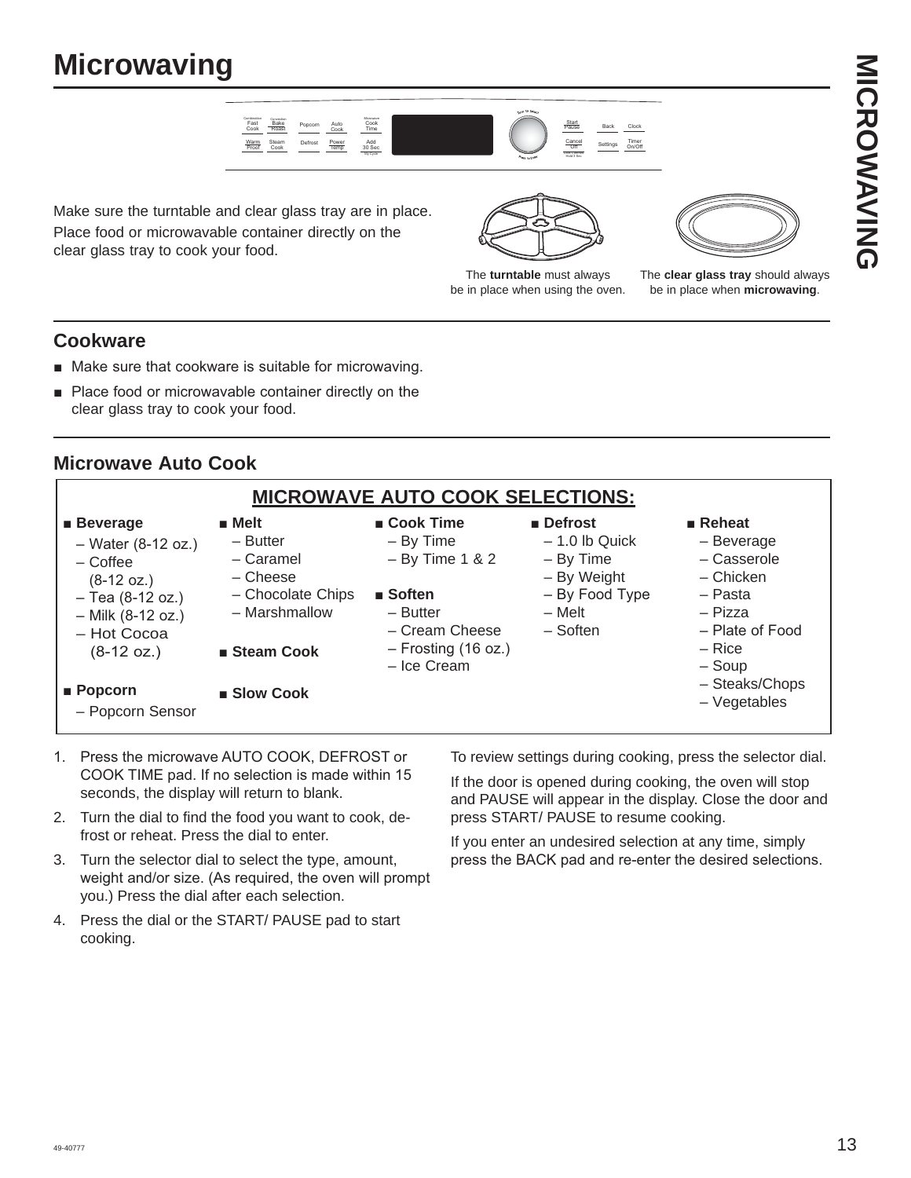# Microwaving

Make sure the turntable and clear glass tray are in place. Place food or microwavable container directly on the clear glass tray to cook your food.

The **turntable** must always be in place when using the oven.

The **clear glass tray** should always be in place when **microwaving**.

## Cookware

- Make sure that cookware is suitable for microwaving.
- Place food or microwavable container directly on the clear glass tray to cook your food.

## Microwave Auto Cook

**MICROWAVE AUTO COOK SELECTIONS:**

- **Beverage**
  - Water (8-12 oz.)
  - Coffee (8-12 oz.)
  - Tea (8-12 oz.)
  - Milk (8-12 oz.)
  - Hot Cocoa (8-12 oz.)
- **Popcorn**
  - Popcorn Sensor
- **Melt**
  - Butter
  - Caramel
  - Cheese
  - Chocolate Chips
  - Marshmallow
- **Steam Cook**
- **Slow Cook**
- **Cook Time**
  - By Time
  - By Time 1 & 2
- **Soften**
  - Butter
  - Cream Cheese
  - Frosting (16 oz.)
  - Ice Cream
- **Defrost**
  - 1.0 lb Quick
  - By Time
  - By Weight
  - By Food Type
  - Melt
  - Soften
- **Reheat**
  - Beverage
  - Casserole
  - Chicken
  - Pasta
  - Pizza
  - Plate of Food
  - Rice
  - Soup
  - Steaks/Chops
  - Vegetables

1. Press the microwave AUTO COOK, DEFROST or COOK TIME pad. If no selection is made within 15 seconds, the display will return to blank.
2. Turn the dial to find the food you want to cook, defrost or reheat. Press the dial to enter.
3. Turn the selector dial to select the type, amount, weight and/or size. (As required, the oven will prompt you.) Press the dial after each selection.
4. Press the dial or the START/ PAUSE pad to start cooking.

To review settings during cooking, press the selector dial.

If the door is opened during cooking, the oven will stop and PAUSE will appear in the display. Close the door and press START/ PAUSE to resume cooking.

If you enter an undesired selection at any time, simply press the BACK pad and re-enter the desired selections.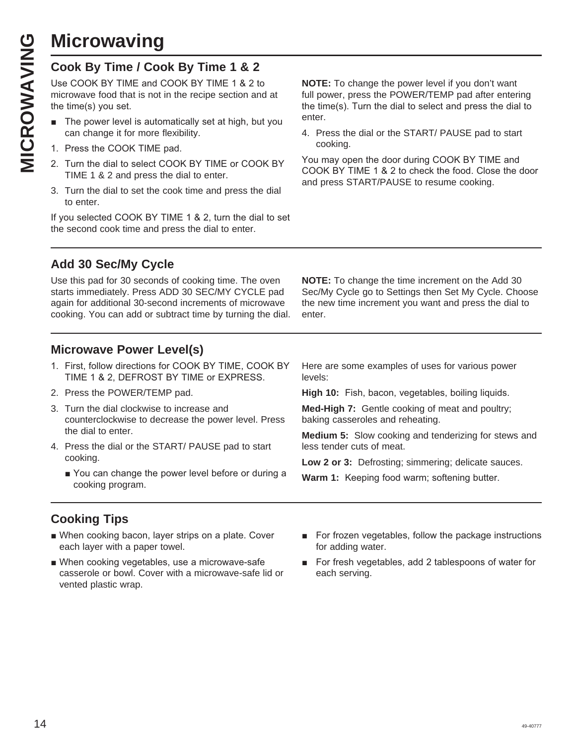# Microwaving

## Cook By Time / Cook By Time 1 & 2

Use COOK BY TIME and COOK BY TIME 1 & 2 to microwave food that is not in the recipe section and at the time(s) you set.

- The power level is automatically set at high, but you can change it for more flexibility.

1. Press the COOK TIME pad.
2. Turn the dial to select COOK BY TIME or COOK BY TIME 1 & 2 and press the dial to enter.
3. Turn the dial to set the cook time and press the dial to enter.

If you selected COOK BY TIME 1 & 2, turn the dial to set the second cook time and press the dial to enter.

**NOTE:** To change the power level if you don't want full power, press the POWER/TEMP pad after entering the time(s). Turn the dial to select and press the dial to enter.

4. Press the dial or the START/ PAUSE pad to start cooking.

You may open the door during COOK BY TIME and COOK BY TIME 1 & 2 to check the food. Close the door and press START/PAUSE to resume cooking.

## Add 30 Sec/My Cycle

Use this pad for 30 seconds of cooking time. The oven starts immediately. Press ADD 30 SEC/MY CYCLE pad again for additional 30-second increments of microwave cooking. You can add or subtract time by turning the dial.

**NOTE:** To change the time increment on the Add 30 Sec/My Cycle go to Settings then Set My Cycle. Choose the new time increment you want and press the dial to enter.

## Microwave Power Level(s)

1. First, follow directions for COOK BY TIME, COOK BY TIME 1 & 2, DEFROST BY TIME or EXPRESS.
2. Press the POWER/TEMP pad.
3. Turn the dial clockwise to increase and counterclockwise to decrease the power level. Press the dial to enter.
4. Press the dial or the START/ PAUSE pad to start cooking.
   - You can change the power level before or during a cooking program.

Here are some examples of uses for various power levels:

**High 10:** Fish, bacon, vegetables, boiling liquids.

**Med-High 7:** Gentle cooking of meat and poultry; baking casseroles and reheating.

**Medium 5:** Slow cooking and tenderizing for stews and less tender cuts of meat.

**Low 2 or 3:** Defrosting; simmering; delicate sauces.

**Warm 1:** Keeping food warm; softening butter.

## Cooking Tips

- When cooking bacon, layer strips on a plate. Cover each layer with a paper towel.
- When cooking vegetables, use a microwave-safe casserole or bowl. Cover with a microwave-safe lid or vented plastic wrap.
- For frozen vegetables, follow the package instructions for adding water.
- For fresh vegetables, add 2 tablespoons of water for each serving.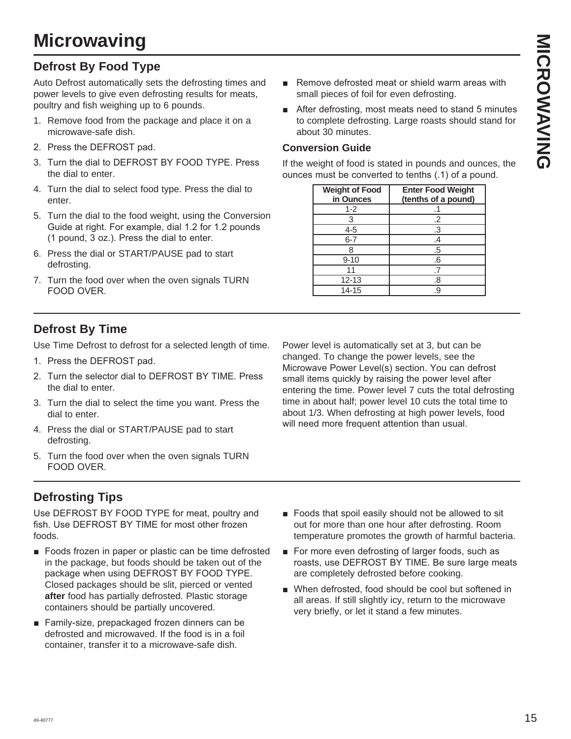# Microwaving

## Defrost By Food Type

Auto Defrost automatically sets the defrosting times and power levels to give even defrosting results for meats, poultry and fish weighing up to 6 pounds.

1. Remove food from the package and place it on a microwave-safe dish.
2. Press the DEFROST pad.
3. Turn the dial to DEFROST BY FOOD TYPE. Press the dial to enter.
4. Turn the dial to select food type. Press the dial to enter.
5. Turn the dial to the food weight, using the Conversion Guide at right. For example, dial 1.2 for 1.2 pounds (1 pound, 3 oz.). Press the dial to enter.
6. Press the dial or START/PAUSE pad to start defrosting.
7. Turn the food over when the oven signals TURN FOOD OVER.

- Remove defrosted meat or shield warm areas with small pieces of foil for even defrosting.
- After defrosting, most meats need to stand 5 minutes to complete defrosting. Large roasts should stand for about 30 minutes.

### Conversion Guide

If the weight of food is stated in pounds and ounces, the ounces must be converted to tenths (.1) of a pound.

| Weight of Food in Ounces | Enter Food Weight (tenths of a pound) |
|---|---|
| 1-2 | .1 |
| 3 | .2 |
| 4-5 | .3 |
| 6-7 | .4 |
| 8 | .5 |
| 9-10 | .6 |
| 11 | .7 |
| 12-13 | .8 |
| 14-15 | .9 |

## Defrost By Time

Use Time Defrost to defrost for a selected length of time.

1. Press the DEFROST pad.
2. Turn the selector dial to DEFROST BY TIME. Press the dial to enter.
3. Turn the dial to select the time you want. Press the dial to enter.
4. Press the dial or START/PAUSE pad to start defrosting.
5. Turn the food over when the oven signals TURN FOOD OVER.

Power level is automatically set at 3, but can be changed. To change the power levels, see the Microwave Power Level(s) section. You can defrost small items quickly by raising the power level after entering the time. Power level 7 cuts the total defrosting time in about half; power level 10 cuts the total time to about 1/3. When defrosting at high power levels, food will need more frequent attention than usual.

## Defrosting Tips

Use DEFROST BY FOOD TYPE for meat, poultry and fish. Use DEFROST BY TIME for most other frozen foods.

- Foods frozen in paper or plastic can be time defrosted in the package, but foods should be taken out of the package when using DEFROST BY FOOD TYPE. Closed packages should be slit, pierced or vented **after** food has partially defrosted. Plastic storage containers should be partially uncovered.
- Family-size, prepackaged frozen dinners can be defrosted and microwaved. If the food is in a foil container, transfer it to a microwave-safe dish.
- Foods that spoil easily should not be allowed to sit out for more than one hour after defrosting. Room temperature promotes the growth of harmful bacteria.
- For more even defrosting of larger foods, such as roasts, use DEFROST BY TIME. Be sure large meats are completely defrosted before cooking.
- When defrosted, food should be cool but softened in all areas. If still slightly icy, return to the microwave very briefly, or let it stand a few minutes.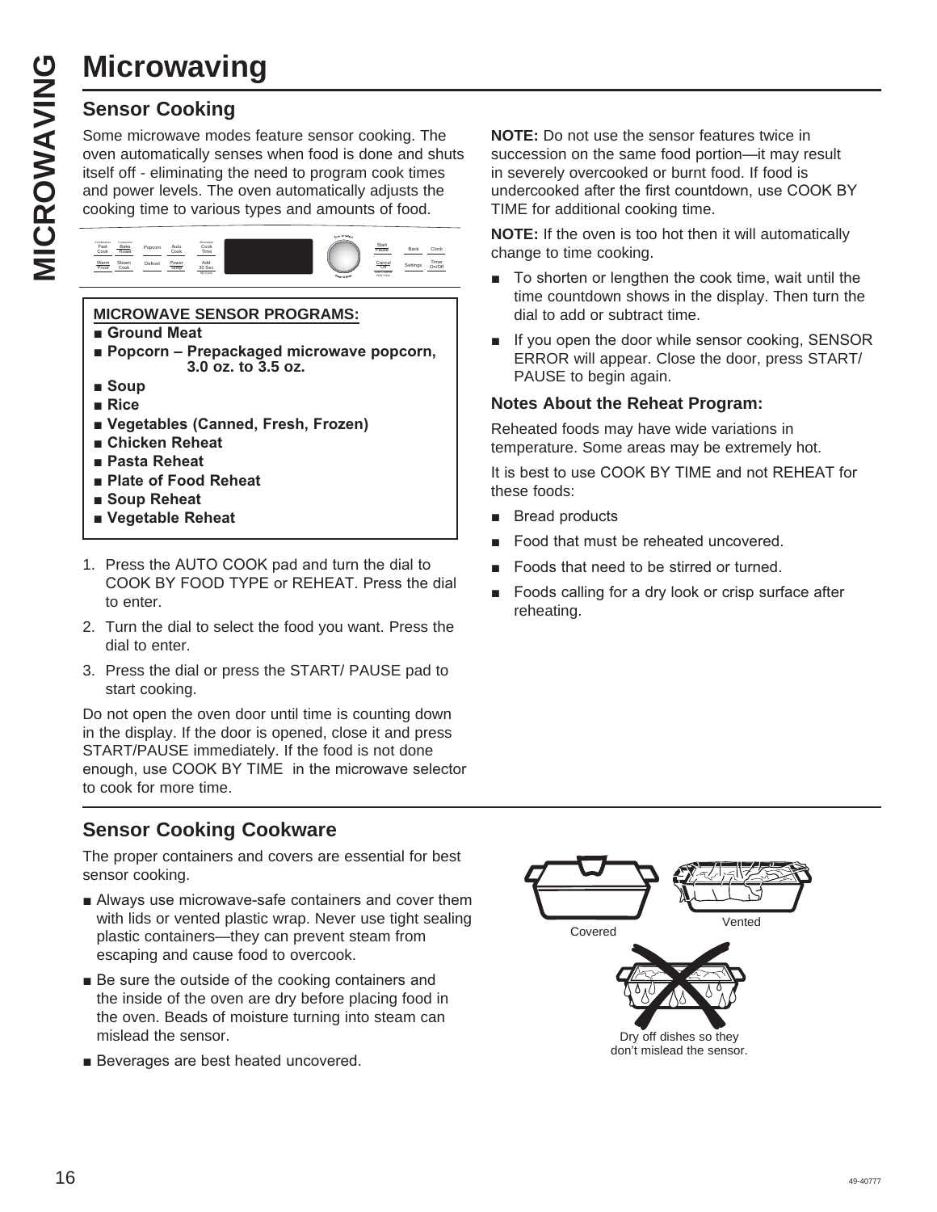# Microwaving

## Sensor Cooking

Some microwave modes feature sensor cooking. The oven automatically senses when food is done and shuts itself off - eliminating the need to program cook times and power levels. The oven automatically adjusts the cooking time to various types and amounts of food.

**MICROWAVE SENSOR PROGRAMS:**

- **Ground Meat**
- **Popcorn – Prepackaged microwave popcorn, 3.0 oz. to 3.5 oz.**
- **Soup**
- **Rice**
- **Vegetables (Canned, Fresh, Frozen)**
- **Chicken Reheat**
- **Pasta Reheat**
- **Plate of Food Reheat**
- **Soup Reheat**
- **Vegetable Reheat**

1. Press the AUTO COOK pad and turn the dial to COOK BY FOOD TYPE or REHEAT. Press the dial to enter.
2. Turn the dial to select the food you want. Press the dial to enter.
3. Press the dial or press the START/ PAUSE pad to start cooking.

Do not open the oven door until time is counting down in the display. If the door is opened, close it and press START/PAUSE immediately. If the food is not done enough, use COOK BY TIME in the microwave selector to cook for more time.

**NOTE:** Do not use the sensor features twice in succession on the same food portion—it may result in severely overcooked or burnt food. If food is undercooked after the first countdown, use COOK BY TIME for additional cooking time.

**NOTE:** If the oven is too hot then it will automatically change to time cooking.

- To shorten or lengthen the cook time, wait until the time countdown shows in the display. Then turn the dial to add or subtract time.
- If you open the door while sensor cooking, SENSOR ERROR will appear. Close the door, press START/ PAUSE to begin again.

### Notes About the Reheat Program:

Reheated foods may have wide variations in temperature. Some areas may be extremely hot.

It is best to use COOK BY TIME and not REHEAT for these foods:

- Bread products
- Food that must be reheated uncovered.
- Foods that need to be stirred or turned.
- Foods calling for a dry look or crisp surface after reheating.

## Sensor Cooking Cookware

The proper containers and covers are essential for best sensor cooking.

- Always use microwave-safe containers and cover them with lids or vented plastic wrap. Never use tight sealing plastic containers—they can prevent steam from escaping and cause food to overcook.
- Be sure the outside of the cooking containers and the inside of the oven are dry before placing food in the oven. Beads of moisture turning into steam can mislead the sensor.
- Beverages are best heated uncovered.

Covered

Vented

Dry off dishes so they don't mislead the sensor.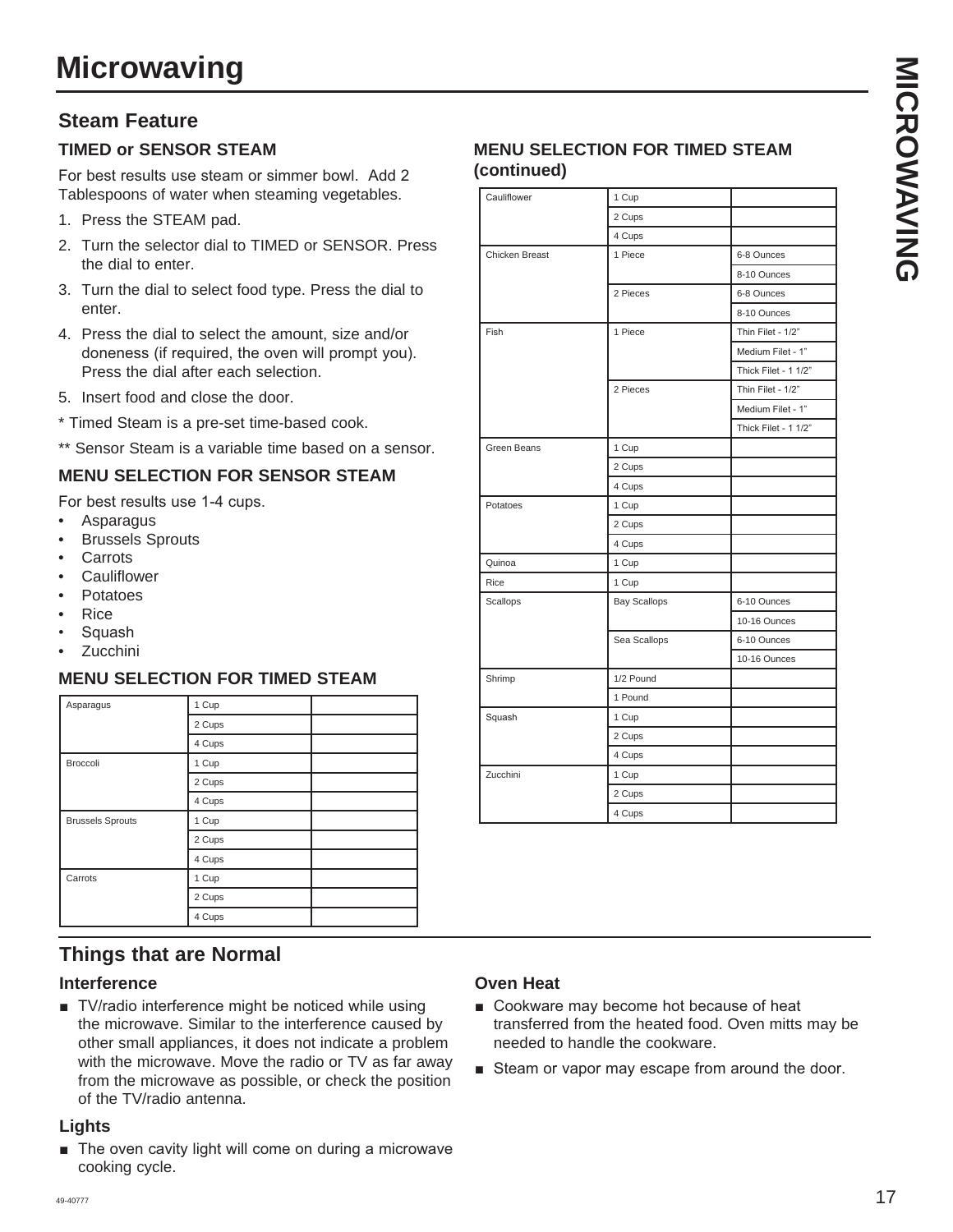# Microwaving

## Steam Feature

### TIMED or SENSOR STEAM

For best results use steam or simmer bowl. Add 2 Tablespoons of water when steaming vegetables.

1. Press the STEAM pad.
2. Turn the selector dial to TIMED or SENSOR. Press the dial to enter.
3. Turn the dial to select food type. Press the dial to enter.
4. Press the dial to select the amount, size and/or doneness (if required, the oven will prompt you). Press the dial after each selection.
5. Insert food and close the door.

* Timed Steam is a pre-set time-based cook.

** Sensor Steam is a variable time based on a sensor.

### MENU SELECTION FOR SENSOR STEAM

For best results use 1-4 cups.

- Asparagus
- Brussels Sprouts
- Carrots
- Cauliflower
- Potatoes
- Rice
- Squash
- Zucchini

### MENU SELECTION FOR TIMED STEAM

| | | |
|---|---|---|
| Asparagus | 1 Cup | |
| | 2 Cups | |
| | 4 Cups | |
| Broccoli | 1 Cup | |
| | 2 Cups | |
| | 4 Cups | |
| Brussels Sprouts | 1 Cup | |
| | 2 Cups | |
| | 4 Cups | |
| Carrots | 1 Cup | |
| | 2 Cups | |
| | 4 Cups | |

### MENU SELECTION FOR TIMED STEAM (continued)

| | | |
|---|---|---|
| Cauliflower | 1 Cup | |
| | 2 Cups | |
| | 4 Cups | |
| Chicken Breast | 1 Piece | 6-8 Ounces |
| | | 8-10 Ounces |
| | 2 Pieces | 6-8 Ounces |
| | | 8-10 Ounces |
| Fish | 1 Piece | Thin Filet - 1/2" |
| | | Medium Filet - 1" |
| | | Thick Filet - 1 1/2" |
| | 2 Pieces | Thin Filet - 1/2" |
| | | Medium Filet - 1" |
| | | Thick Filet - 1 1/2" |
| Green Beans | 1 Cup | |
| | 2 Cups | |
| | 4 Cups | |
| Potatoes | 1 Cup | |
| | 2 Cups | |
| | 4 Cups | |
| Quinoa | 1 Cup | |
| Rice | 1 Cup | |
| Scallops | Bay Scallops | 6-10 Ounces |
| | | 10-16 Ounces |
| | Sea Scallops | 6-10 Ounces |
| | | 10-16 Ounces |
| Shrimp | 1/2 Pound | |
| | 1 Pound | |
| Squash | 1 Cup | |
| | 2 Cups | |
| | 4 Cups | |
| Zucchini | 1 Cup | |
| | 2 Cups | |
| | 4 Cups | |

## Things that are Normal

### Interference

- TV/radio interference might be noticed while using the microwave. Similar to the interference caused by other small appliances, it does not indicate a problem with the microwave. Move the radio or TV as far away from the microwave as possible, or check the position of the TV/radio antenna.

### Lights

- The oven cavity light will come on during a microwave cooking cycle.

### Oven Heat

- Cookware may become hot because of heat transferred from the heated food. Oven mitts may be needed to handle the cookware.
- Steam or vapor may escape from around the door.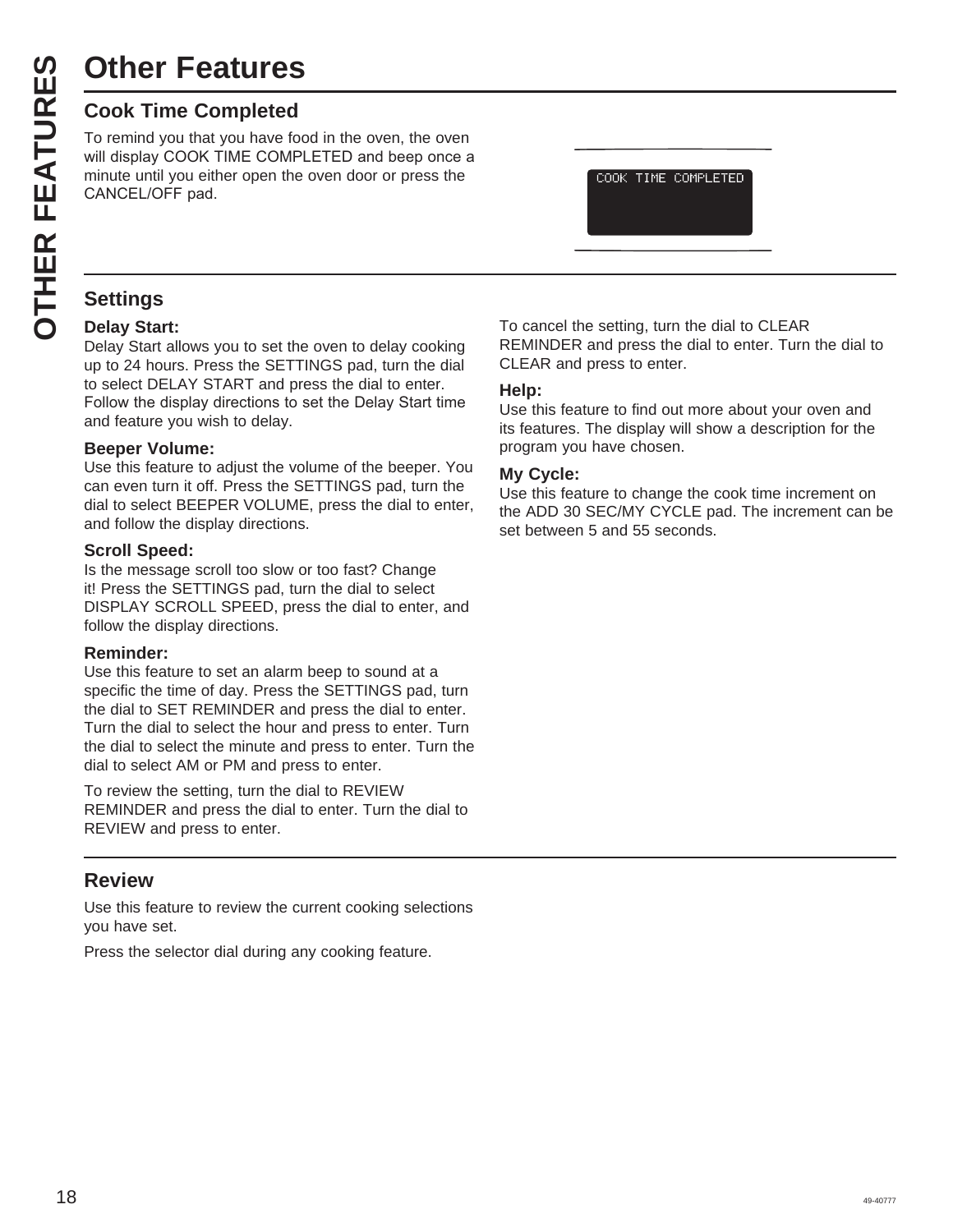# Other Features

## Cook Time Completed

To remind you that you have food in the oven, the oven will display COOK TIME COMPLETED and beep once a minute until you either open the oven door or press the CANCEL/OFF pad.

COOK TIME COMPLETED

## Settings

**Delay Start:**
Delay Start allows you to set the oven to delay cooking up to 24 hours. Press the SETTINGS pad, turn the dial to select DELAY START and press the dial to enter. Follow the display directions to set the Delay Start time and feature you wish to delay.

**Beeper Volume:**
Use this feature to adjust the volume of the beeper. You can even turn it off. Press the SETTINGS pad, turn the dial to select BEEPER VOLUME, press the dial to enter, and follow the display directions.

**Scroll Speed:**
Is the message scroll too slow or too fast? Change it! Press the SETTINGS pad, turn the dial to select DISPLAY SCROLL SPEED, press the dial to enter, and follow the display directions.

**Reminder:**
Use this feature to set an alarm beep to sound at a specific the time of day. Press the SETTINGS pad, turn the dial to SET REMINDER and press the dial to enter. Turn the dial to select the hour and press to enter. Turn the dial to select the minute and press to enter. Turn the dial to select AM or PM and press to enter.

To review the setting, turn the dial to REVIEW REMINDER and press the dial to enter. Turn the dial to REVIEW and press to enter.

To cancel the setting, turn the dial to CLEAR REMINDER and press the dial to enter. Turn the dial to CLEAR and press to enter.

**Help:**
Use this feature to find out more about your oven and its features. The display will show a description for the program you have chosen.

**My Cycle:**
Use this feature to change the cook time increment on the ADD 30 SEC/MY CYCLE pad. The increment can be set between 5 and 55 seconds.

## Review

Use this feature to review the current cooking selections you have set.

Press the selector dial during any cooking feature.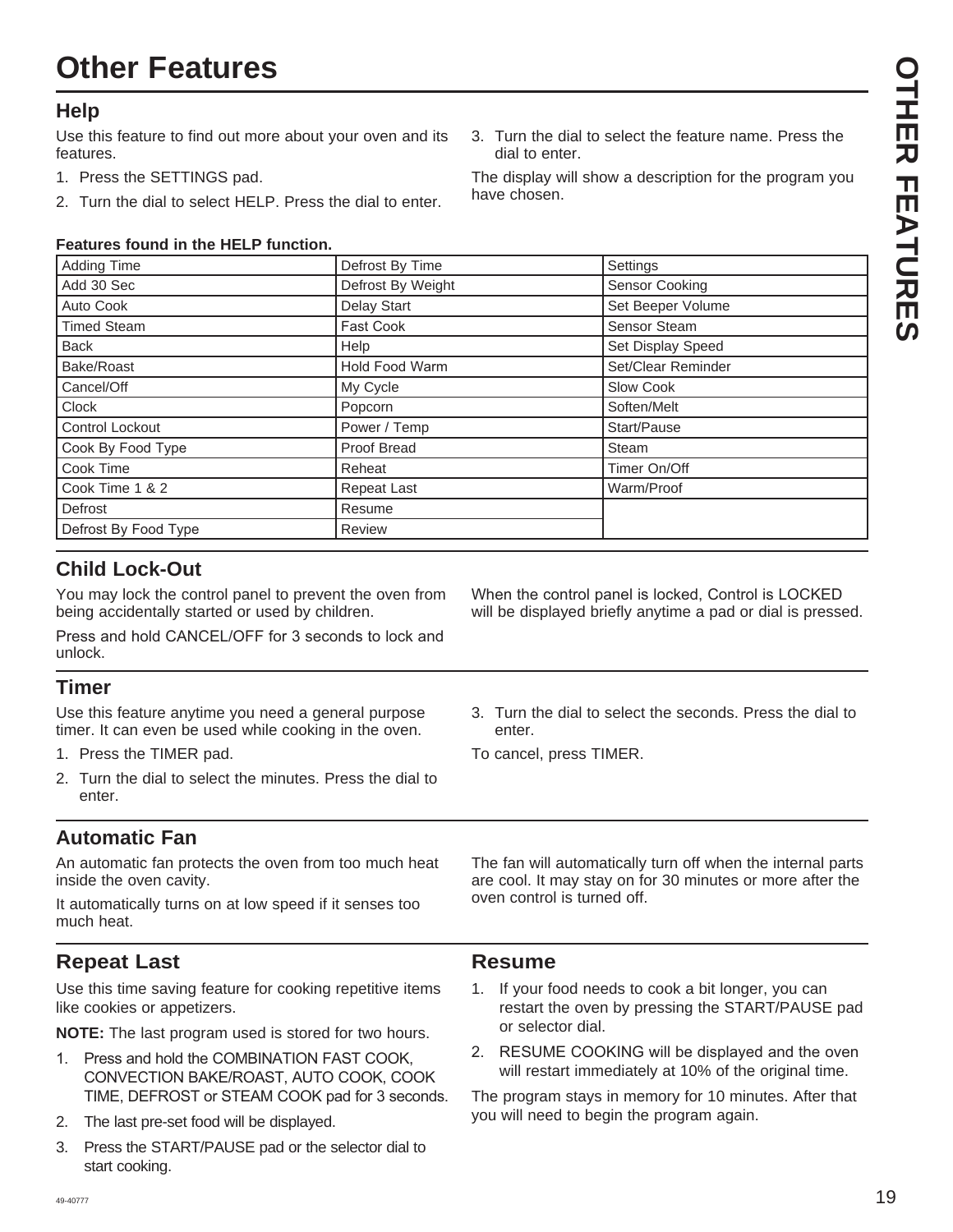# Other Features

## Help

Use this feature to find out more about your oven and its features.

1. Press the SETTINGS pad.
2. Turn the dial to select HELP. Press the dial to enter.
3. Turn the dial to select the feature name. Press the dial to enter.

The display will show a description for the program you have chosen.

**Features found in the HELP function.**

| | | |
|---|---|---|
| Adding Time | Defrost By Time | Settings |
| Add 30 Sec | Defrost By Weight | Sensor Cooking |
| Auto Cook | Delay Start | Set Beeper Volume |
| Timed Steam | Fast Cook | Sensor Steam |
| Back | Help | Set Display Speed |
| Bake/Roast | Hold Food Warm | Set/Clear Reminder |
| Cancel/Off | My Cycle | Slow Cook |
| Clock | Popcorn | Soften/Melt |
| Control Lockout | Power / Temp | Start/Pause |
| Cook By Food Type | Proof Bread | Steam |
| Cook Time | Reheat | Timer On/Off |
| Cook Time 1 & 2 | Repeat Last | Warm/Proof |
| Defrost | Resume | |
| Defrost By Food Type | Review | |

## Child Lock-Out

You may lock the control panel to prevent the oven from being accidentally started or used by children.

Press and hold CANCEL/OFF for 3 seconds to lock and unlock.

When the control panel is locked, Control is LOCKED will be displayed briefly anytime a pad or dial is pressed.

## Timer

Use this feature anytime you need a general purpose timer. It can even be used while cooking in the oven.

1. Press the TIMER pad.
2. Turn the dial to select the minutes. Press the dial to enter.
3. Turn the dial to select the seconds. Press the dial to enter.

To cancel, press TIMER.

## Automatic Fan

An automatic fan protects the oven from too much heat inside the oven cavity.

It automatically turns on at low speed if it senses too much heat.

The fan will automatically turn off when the internal parts are cool. It may stay on for 30 minutes or more after the oven control is turned off.

## Repeat Last

Use this time saving feature for cooking repetitive items like cookies or appetizers.

**NOTE:** The last program used is stored for two hours.

1. Press and hold the COMBINATION FAST COOK, CONVECTION BAKE/ROAST, AUTO COOK, COOK TIME, DEFROST or STEAM COOK pad for 3 seconds.
2. The last pre-set food will be displayed.
3. Press the START/PAUSE pad or the selector dial to start cooking.

## Resume

1. If your food needs to cook a bit longer, you can restart the oven by pressing the START/PAUSE pad or selector dial.
2. RESUME COOKING will be displayed and the oven will restart immediately at 10% of the original time.

The program stays in memory for 10 minutes. After that you will need to begin the program again.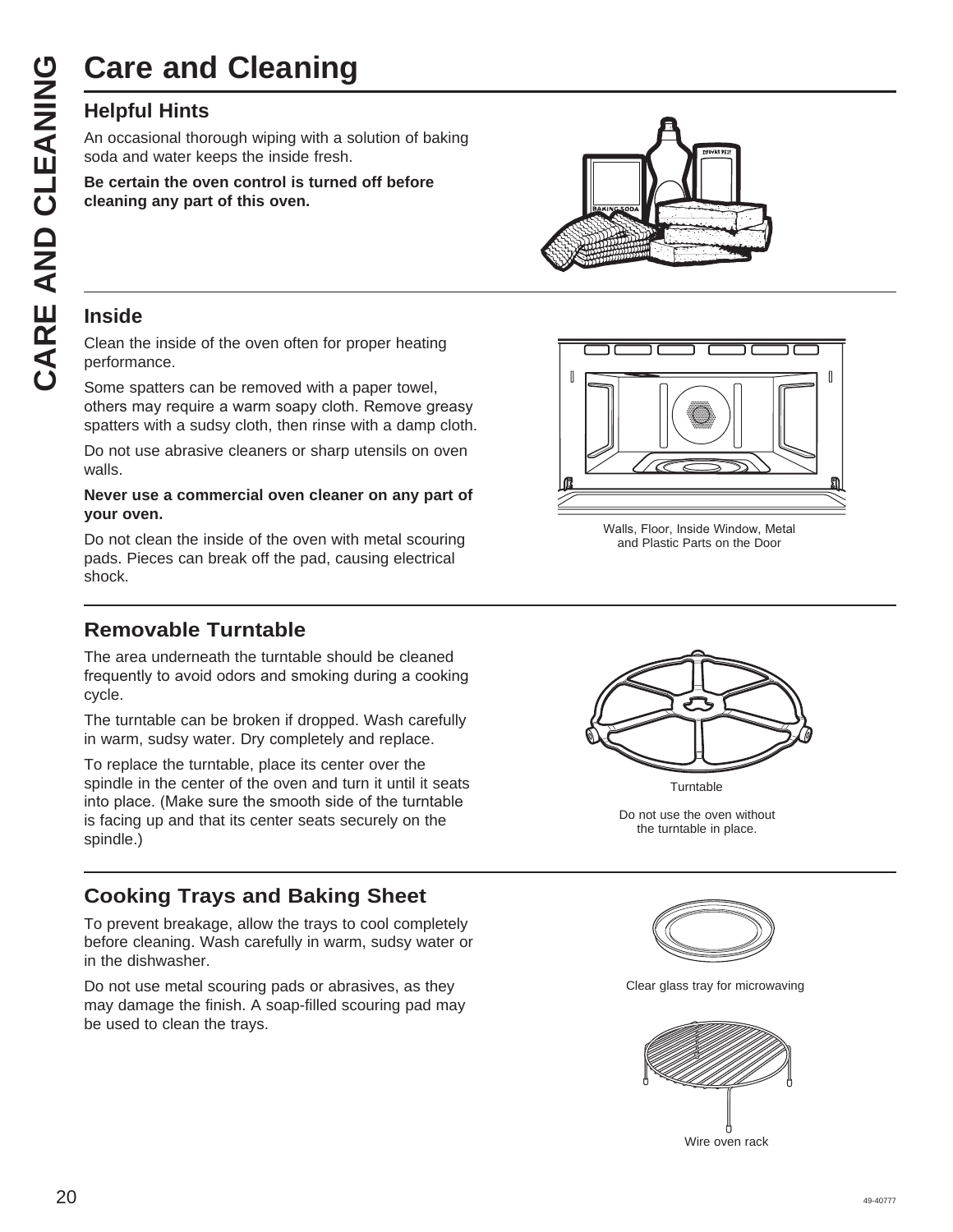# Care and Cleaning

## Helpful Hints

An occasional thorough wiping with a solution of baking soda and water keeps the inside fresh.

**Be certain the oven control is turned off before cleaning any part of this oven.**

## Inside

Clean the inside of the oven often for proper heating performance.

Some spatters can be removed with a paper towel, others may require a warm soapy cloth. Remove greasy spatters with a sudsy cloth, then rinse with a damp cloth.

Do not use abrasive cleaners or sharp utensils on oven walls.

**Never use a commercial oven cleaner on any part of your oven.**

Do not clean the inside of the oven with metal scouring pads. Pieces can break off the pad, causing electrical shock.

Walls, Floor, Inside Window, Metal and Plastic Parts on the Door

## Removable Turntable

The area underneath the turntable should be cleaned frequently to avoid odors and smoking during a cooking cycle.

The turntable can be broken if dropped. Wash carefully in warm, sudsy water. Dry completely and replace.

To replace the turntable, place its center over the spindle in the center of the oven and turn it until it seats into place. (Make sure the smooth side of the turntable is facing up and that its center seats securely on the spindle.)

Turntable

Do not use the oven without the turntable in place.

## Cooking Trays and Baking Sheet

To prevent breakage, allow the trays to cool completely before cleaning. Wash carefully in warm, sudsy water or in the dishwasher.

Do not use metal scouring pads or abrasives, as they may damage the finish. A soap-filled scouring pad may be used to clean the trays.

Clear glass tray for microwaving

Wire oven rack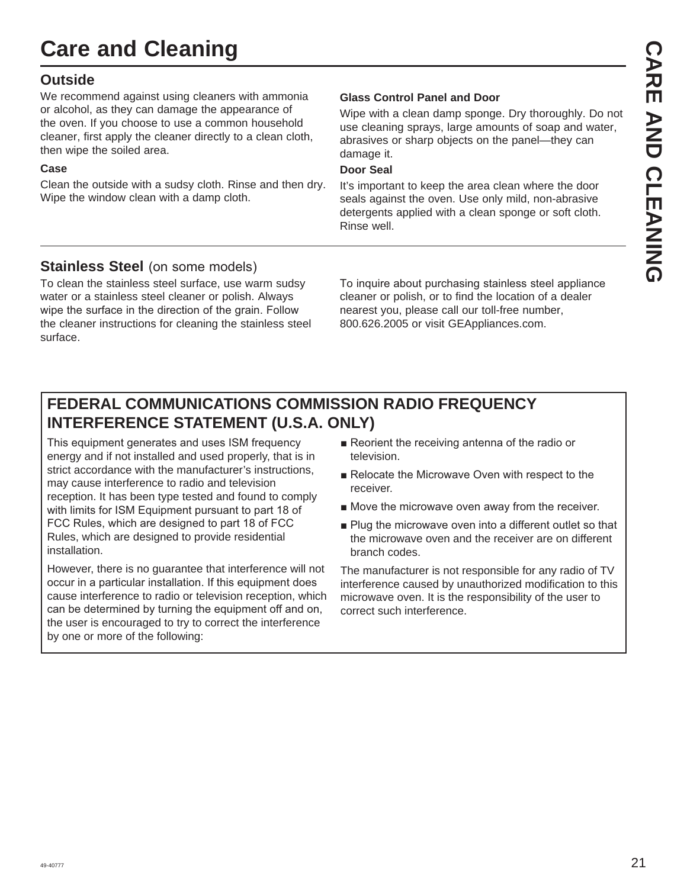# Care and Cleaning

## Outside

We recommend against using cleaners with ammonia or alcohol, as they can damage the appearance of the oven. If you choose to use a common household cleaner, first apply the cleaner directly to a clean cloth, then wipe the soiled area.

**Case**

Clean the outside with a sudsy cloth. Rinse and then dry. Wipe the window clean with a damp cloth.

**Glass Control Panel and Door**

Wipe with a clean damp sponge. Dry thoroughly. Do not use cleaning sprays, large amounts of soap and water, abrasives or sharp objects on the panel—they can damage it.

**Door Seal**

It's important to keep the area clean where the door seals against the oven. Use only mild, non-abrasive detergents applied with a clean sponge or soft cloth. Rinse well.

## Stainless Steel (on some models)

To clean the stainless steel surface, use warm sudsy water or a stainless steel cleaner or polish. Always wipe the surface in the direction of the grain. Follow the cleaner instructions for cleaning the stainless steel surface.

To inquire about purchasing stainless steel appliance cleaner or polish, or to find the location of a dealer nearest you, please call our toll-free number, 800.626.2005 or visit GEAppliances.com.

## FEDERAL COMMUNICATIONS COMMISSION RADIO FREQUENCY INTERFERENCE STATEMENT (U.S.A. ONLY)

This equipment generates and uses ISM frequency energy and if not installed and used properly, that is in strict accordance with the manufacturer's instructions, may cause interference to radio and television reception. It has been type tested and found to comply with limits for ISM Equipment pursuant to part 18 of FCC Rules, which are designed to part 18 of FCC Rules, which are designed to provide residential installation.

However, there is no guarantee that interference will not occur in a particular installation. If this equipment does cause interference to radio or television reception, which can be determined by turning the equipment off and on, the user is encouraged to try to correct the interference by one or more of the following:

- Reorient the receiving antenna of the radio or television.
- Relocate the Microwave Oven with respect to the receiver.
- Move the microwave oven away from the receiver.
- Plug the microwave oven into a different outlet so that the microwave oven and the receiver are on different branch codes.

The manufacturer is not responsible for any radio of TV interference caused by unauthorized modification to this microwave oven. It is the responsibility of the user to correct such interference.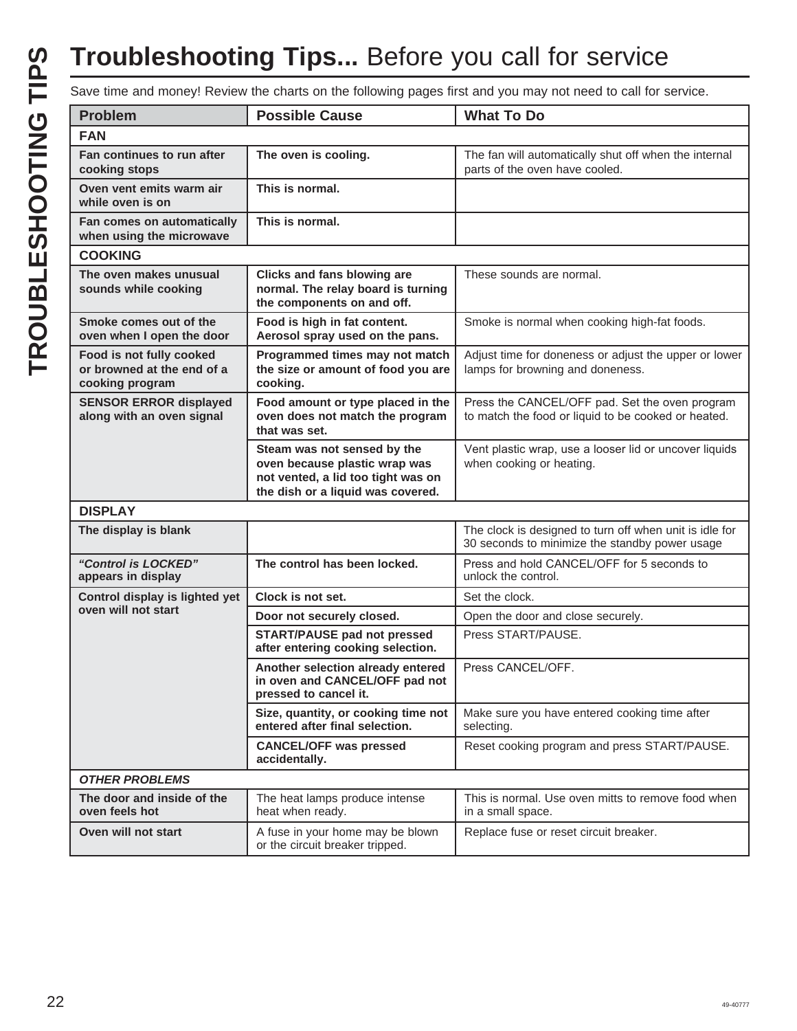# **Troubleshooting Tips...** Before you call for service

Save time and money! Review the charts on the following pages first and you may not need to call for service.

| Problem | Possible Cause | What To Do |
|---|---|---|
| **FAN** | | |
| **Fan continues to run after cooking stops** | **The oven is cooling.** | The fan will automatically shut off when the internal parts of the oven have cooled. |
| **Oven vent emits warm air while oven is on** | **This is normal.** | |
| **Fan comes on automatically when using the microwave** | **This is normal.** | |
| **COOKING** | | |
| **The oven makes unusual sounds while cooking** | **Clicks and fans blowing are normal. The relay board is turning the components on and off.** | These sounds are normal. |
| **Smoke comes out of the oven when I open the door** | **Food is high in fat content. Aerosol spray used on the pans.** | Smoke is normal when cooking high-fat foods. |
| **Food is not fully cooked or browned at the end of a cooking program** | **Programmed times may not match the size or amount of food you are cooking.** | Adjust time for doneness or adjust the upper or lower lamps for browning and doneness. |
| **SENSOR ERROR displayed along with an oven signal** | **Food amount or type placed in the oven does not match the program that was set.** | Press the CANCEL/OFF pad. Set the oven program to match the food or liquid to be cooked or heated. |
| | **Steam was not sensed by the oven because plastic wrap was not vented, a lid too tight was on the dish or a liquid was covered.** | Vent plastic wrap, use a looser lid or uncover liquids when cooking or heating. |
| **DISPLAY** | | |
| **The display is blank** | | The clock is designed to turn off when unit is idle for 30 seconds to minimize the standby power usage |
| ***"Control is LOCKED"* appears in display** | **The control has been locked.** | Press and hold CANCEL/OFF for 5 seconds to unlock the control. |
| **Control display is lighted yet oven will not start** | **Clock is not set.** | Set the clock. |
| | **Door not securely closed.** | Open the door and close securely. |
| | **START/PAUSE pad not pressed after entering cooking selection.** | Press START/PAUSE. |
| | **Another selection already entered in oven and CANCEL/OFF pad not pressed to cancel it.** | Press CANCEL/OFF. |
| | **Size, quantity, or cooking time not entered after final selection.** | Make sure you have entered cooking time after selecting. |
| | **CANCEL/OFF was pressed accidentally.** | Reset cooking program and press START/PAUSE. |
| ***OTHER PROBLEMS*** | | |
| **The door and inside of the oven feels hot** | The heat lamps produce intense heat when ready. | This is normal. Use oven mitts to remove food when in a small space. |
| **Oven will not start** | A fuse in your home may be blown or the circuit breaker tripped. | Replace fuse or reset circuit breaker. |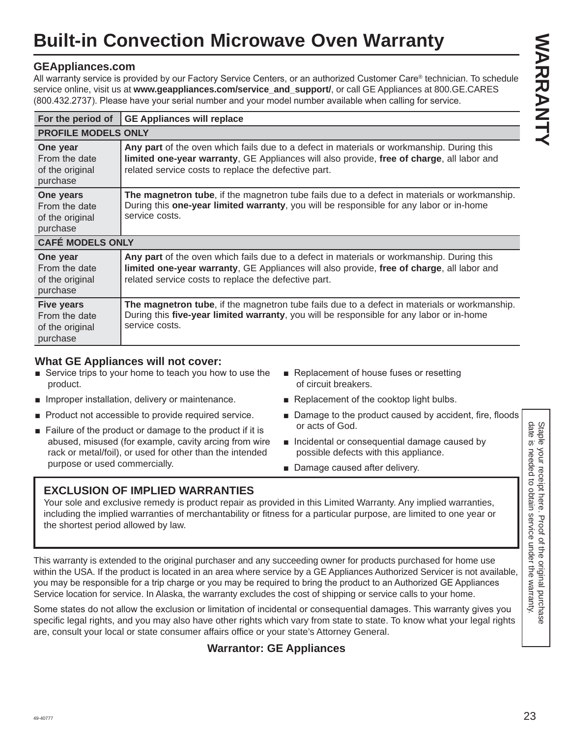# Built-in Convection Microwave Oven Warranty

WARRANTY

### GEAppliances.com

All warranty service is provided by our Factory Service Centers, or an authorized Customer Care® technician. To schedule service online, visit us at **www.geappliances.com/service_and_support/**, or call GE Appliances at 800.GE.CARES (800.432.2737). Please have your serial number and your model number available when calling for service.

| For the period of | GE Appliances will replace |
|---|---|
| **PROFILE MODELS ONLY** | |
| **One year** From the date of the original purchase | **Any part** of the oven which fails due to a defect in materials or workmanship. During this **limited one-year warranty**, GE Appliances will also provide, **free of charge**, all labor and related service costs to replace the defective part. |
| **One years** From the date of the original purchase | **The magnetron tube**, if the magnetron tube fails due to a defect in materials or workmanship. During this **one-year limited warranty**, you will be responsible for any labor or in-home service costs. |
| **CAFÉ MODELS ONLY** | |
| **One year** From the date of the original purchase | **Any part** of the oven which fails due to a defect in materials or workmanship. During this **limited one-year warranty**, GE Appliances will also provide, **free of charge**, all labor and related service costs to replace the defective part. |
| **Five years** From the date of the original purchase | **The magnetron tube**, if the magnetron tube fails due to a defect in materials or workmanship. During this **five-year limited warranty**, you will be responsible for any labor or in-home service costs. |

### What GE Appliances will not cover:

- Service trips to your home to teach you how to use the product.
- Improper installation, delivery or maintenance.
- Product not accessible to provide required service.
- Failure of the product or damage to the product if it is abused, misused (for example, cavity arcing from wire rack or metal/foil), or used for other than the intended purpose or used commercially.
- Replacement of house fuses or resetting of circuit breakers.
- Replacement of the cooktop light bulbs.
- Damage to the product caused by accident, fire, floods or acts of God.
- Incidental or consequential damage caused by possible defects with this appliance.
- Damage caused after delivery.

### EXCLUSION OF IMPLIED WARRANTIES

Your sole and exclusive remedy is product repair as provided in this Limited Warranty. Any implied warranties, including the implied warranties of merchantability or fitness for a particular purpose, are limited to one year or the shortest period allowed by law.

This warranty is extended to the original purchaser and any succeeding owner for products purchased for home use within the USA. If the product is located in an area where service by a GE Appliances Authorized Servicer is not available, you may be responsible for a trip charge or you may be required to bring the product to an Authorized GE Appliances Service location for service. In Alaska, the warranty excludes the cost of shipping or service calls to your home.

Some states do not allow the exclusion or limitation of incidental or consequential damages. This warranty gives you specific legal rights, and you may also have other rights which vary from state to state. To know what your legal rights are, consult your local or state consumer affairs office or your state's Attorney General.

**Warrantor: GE Appliances**

Staple your receipt here. Proof of the original purchase date is needed to obtain service under the warranty.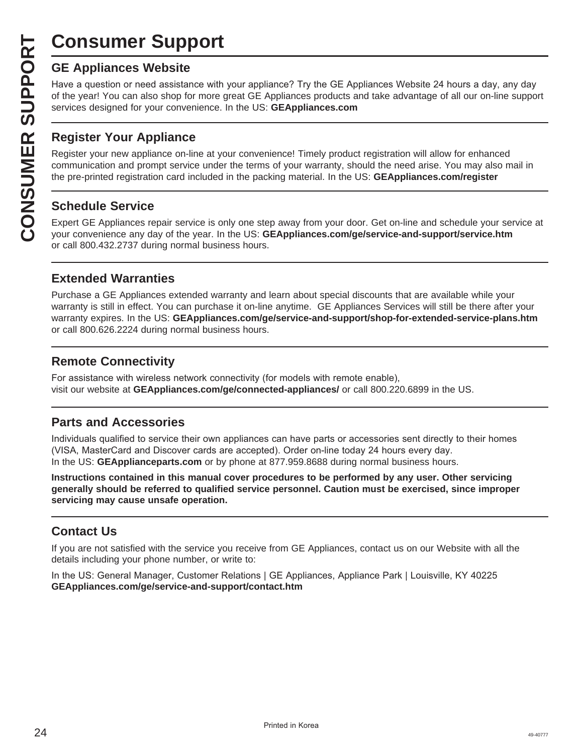# Consumer Support

## GE Appliances Website

Have a question or need assistance with your appliance? Try the GE Appliances Website 24 hours a day, any day of the year! You can also shop for more great GE Appliances products and take advantage of all our on-line support services designed for your convenience. In the US: **GEAppliances.com**

## Register Your Appliance

Register your new appliance on-line at your convenience! Timely product registration will allow for enhanced communication and prompt service under the terms of your warranty, should the need arise. You may also mail in the pre-printed registration card included in the packing material. In the US: **GEAppliances.com/register**

## Schedule Service

Expert GE Appliances repair service is only one step away from your door. Get on-line and schedule your service at your convenience any day of the year. In the US: **GEAppliances.com/ge/service-and-support/service.htm** or call 800.432.2737 during normal business hours.

## Extended Warranties

Purchase a GE Appliances extended warranty and learn about special discounts that are available while your warranty is still in effect. You can purchase it on-line anytime. GE Appliances Services will still be there after your warranty expires. In the US: **GEAppliances.com/ge/service-and-support/shop-for-extended-service-plans.htm** or call 800.626.2224 during normal business hours.

## Remote Connectivity

For assistance with wireless network connectivity (for models with remote enable), visit our website at **GEAppliances.com/ge/connected-appliances/** or call 800.220.6899 in the US.

## Parts and Accessories

Individuals qualified to service their own appliances can have parts or accessories sent directly to their homes (VISA, MasterCard and Discover cards are accepted). Order on-line today 24 hours every day. In the US: **GEApplianceparts.com** or by phone at 877.959.8688 during normal business hours.

**Instructions contained in this manual cover procedures to be performed by any user. Other servicing generally should be referred to qualified service personnel. Caution must be exercised, since improper servicing may cause unsafe operation.**

## Contact Us

If you are not satisfied with the service you receive from GE Appliances, contact us on our Website with all the details including your phone number, or write to:

In the US: General Manager, Customer Relations | GE Appliances, Appliance Park | Louisville, KY 40225
**GEAppliances.com/ge/service-and-support/contact.htm**

Printed in Korea

49-40777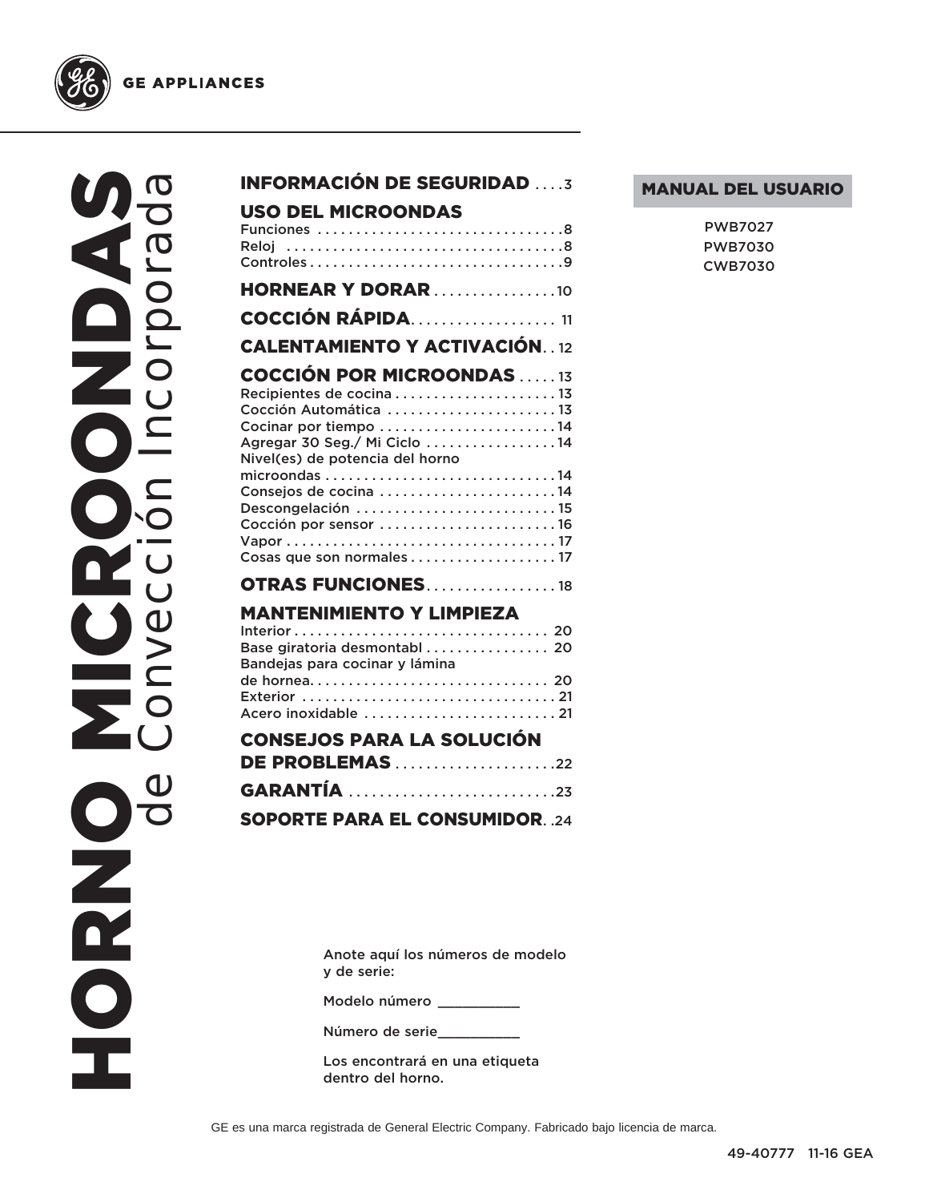GE APPLIANCES

# HORNO MICROONDAS de Convección Incorporada

**MANUAL DEL USUARIO**

PWB7027
PWB7030
CWB7030

## INFORMACIÓN DE SEGURIDAD . . . .3

## USO DEL MICROONDAS

Funciones . . . . . . . . . . . . . . . . . . . . . . . . . . . . . . . .8
Reloj . . . . . . . . . . . . . . . . . . . . . . . . . . . . . . . . . . . .8
Controles . . . . . . . . . . . . . . . . . . . . . . . . . . . . . . . . .9

## HORNEAR Y DORAR . . . . . . . . . . . . . . . .10

## COCCIÓN RÁPIDA. . . . . . . . . . . . . . . . . . . 11

## CALENTAMIENTO Y ACTIVACIÓN. . 12

## COCCIÓN POR MICROONDAS . . . . . 13

Recipientes de cocina . . . . . . . . . . . . . . . . . . . . . 13
Cocción Automática . . . . . . . . . . . . . . . . . . . . . . 13
Cocinar por tiempo . . . . . . . . . . . . . . . . . . . . . . . 14
Agregar 30 Seg./ Mi Ciclo . . . . . . . . . . . . . . . . . 14
Nivel(es) de potencia del horno microondas . . . . . . . . . . . . . . . . . . . . . . . . . . . . . 14
Consejos de cocina . . . . . . . . . . . . . . . . . . . . . . . 14
Descongelación . . . . . . . . . . . . . . . . . . . . . . . . . . 15
Cocción por sensor . . . . . . . . . . . . . . . . . . . . . . . 16
Vapor . . . . . . . . . . . . . . . . . . . . . . . . . . . . . . . . . . . 17
Cosas que son normales . . . . . . . . . . . . . . . . . . . 17

## OTRAS FUNCIONES. . . . . . . . . . . . . . . . . 18

## MANTENIMIENTO Y LIMPIEZA

Interior . . . . . . . . . . . . . . . . . . . . . . . . . . . . . . . . . 20
Base giratoria desmontabl . . . . . . . . . . . . . . . . 20
Bandejas para cocinar y lámina de hornea. . . . . . . . . . . . . . . . . . . . . . . . . . . . . . . 20
Exterior . . . . . . . . . . . . . . . . . . . . . . . . . . . . . . . . . 21
Acero inoxidable . . . . . . . . . . . . . . . . . . . . . . . . . 21

## CONSEJOS PARA LA SOLUCIÓN DE PROBLEMAS . . . . . . . . . . . . . . . . . . . . .22

## GARANTÍA . . . . . . . . . . . . . . . . . . . . . . . . . . .23

## SOPORTE PARA EL CONSUMIDOR. .24

Anote aquí los números de modelo y de serie:

Modelo número __________

Número de serie__________

Los encontrará en una etiqueta dentro del horno.

GE es una marca registrada de General Electric Company. Fabricado bajo licencia de marca.

49-40777 11-16 GEA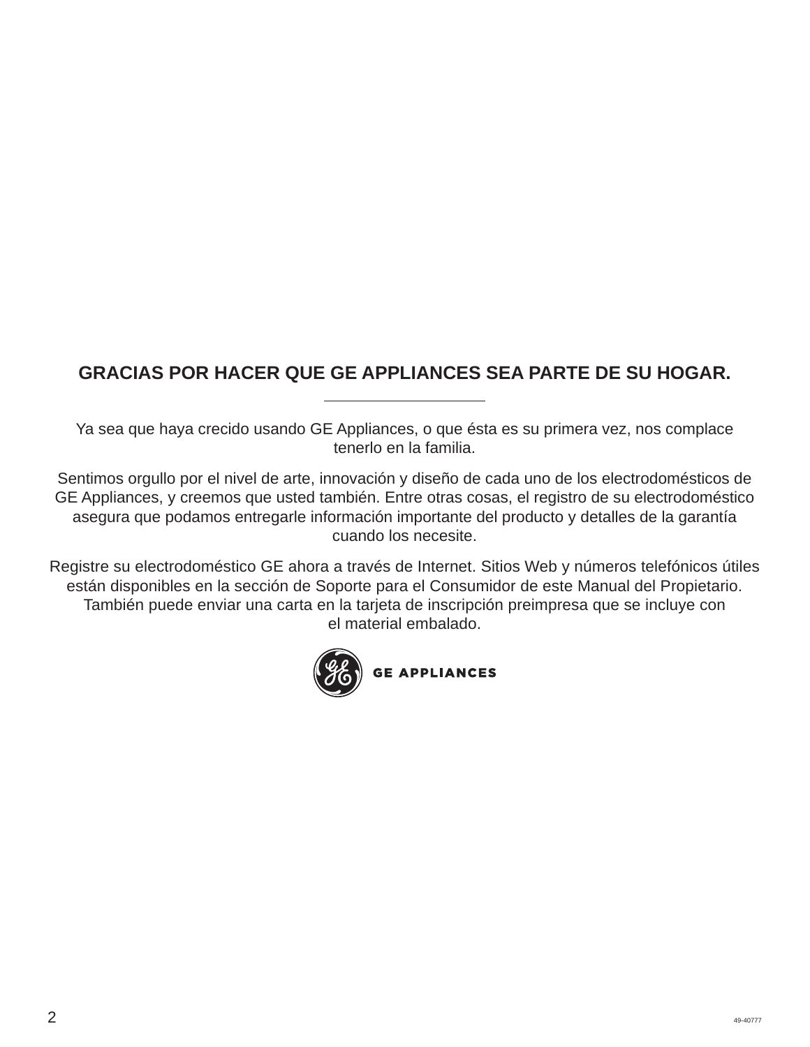# GRACIAS POR HACER QUE GE APPLIANCES SEA PARTE DE SU HOGAR.

---

Ya sea que haya crecido usando GE Appliances, o que ésta es su primera vez, nos complace tenerlo en la familia.

Sentimos orgullo por el nivel de arte, innovación y diseño de cada uno de los electrodomésticos de GE Appliances, y creemos que usted también. Entre otras cosas, el registro de su electrodoméstico asegura que podamos entregarle información importante del producto y detalles de la garantía cuando los necesite.

Registre su electrodoméstico GE ahora a través de Internet. Sitios Web y números telefónicos útiles están disponibles en la sección de Soporte para el Consumidor de este Manual del Propietario. También puede enviar una carta en la tarjeta de inscripción preimpresa que se incluye con el material embalado.

GE APPLIANCES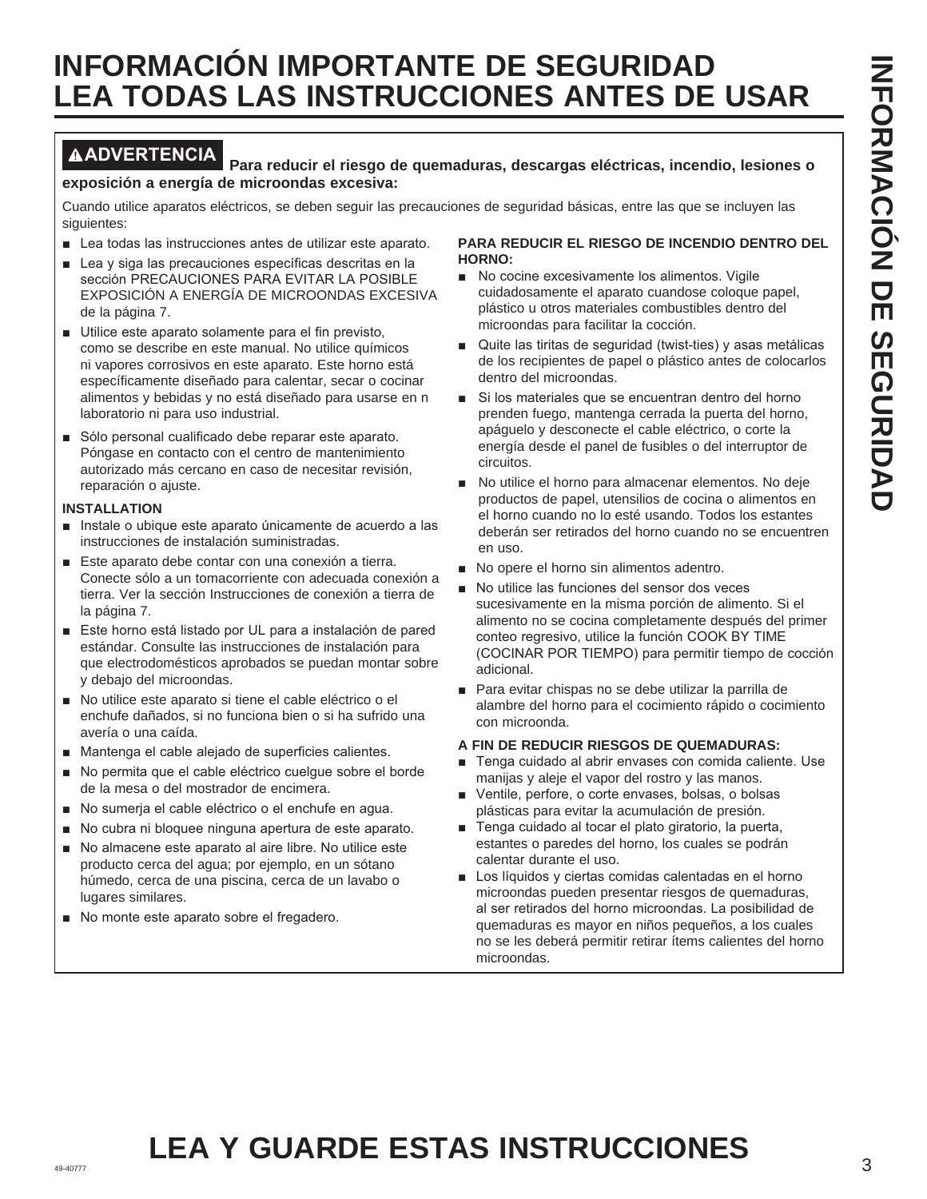# INFORMACIÓN IMPORTANTE DE SEGURIDAD
# LEA TODAS LAS INSTRUCCIONES ANTES DE USAR

**⚠ADVERTENCIA Para reducir el riesgo de quemaduras, descargas eléctricas, incendio, lesiones o exposición a energía de microondas excesiva:**

Cuando utilice aparatos eléctricos, se deben seguir las precauciones de seguridad básicas, entre las que se incluyen las siguientes:

- Lea todas las instrucciones antes de utilizar este aparato.
- Lea y siga las precauciones específicas descritas en la sección PRECAUCIONES PARA EVITAR LA POSIBLE EXPOSICIÓN A ENERGÍA DE MICROONDAS EXCESIVA de la página 7.
- Utilice este aparato solamente para el fin previsto, como se describe en este manual. No utilice químicos ni vapores corrosivos en este aparato. Este horno está específicamente diseñado para calentar, secar o cocinar alimentos y bebidas y no está diseñado para usarse en n laboratorio ni para uso industrial.
- Sólo personal cualificado debe reparar este aparato. Póngase en contacto con el centro de mantenimiento autorizado más cercano en caso de necesitar revisión, reparación o ajuste.

**INSTALLATION**

- Instale o ubique este aparato únicamente de acuerdo a las instrucciones de instalación suministradas.
- Este aparato debe contar con una conexión a tierra. Conecte sólo a un tomacorriente con adecuada conexión a tierra. Ver la sección Instrucciones de conexión a tierra de la página 7.
- Este horno está listado por UL para a instalación de pared estándar. Consulte las instrucciones de instalación para que electrodomésticos aprobados se puedan montar sobre y debajo del microondas.
- No utilice este aparato si tiene el cable eléctrico o el enchufe dañados, si no funciona bien o si ha sufrido una avería o una caída.
- Mantenga el cable alejado de superficies calientes.
- No permita que el cable eléctrico cuelgue sobre el borde de la mesa o del mostrador de encimera.
- No sumerja el cable eléctrico o el enchufe en agua.
- No cubra ni bloquee ninguna apertura de este aparato.
- No almacene este aparato al aire libre. No utilice este producto cerca del agua; por ejemplo, en un sótano húmedo, cerca de una piscina, cerca de un lavabo o lugares similares.
- No monte este aparato sobre el fregadero.

**PARA REDUCIR EL RIESGO DE INCENDIO DENTRO DEL HORNO:**

- No cocine excesivamente los alimentos. Vigile cuidadosamente el aparato cuandose coloque papel, plástico u otros materiales combustibles dentro del microondas para facilitar la cocción.
- Quite las tiritas de seguridad (twist-ties) y asas metálicas de los recipientes de papel o plástico antes de colocarlos dentro del microondas.
- Si los materiales que se encuentran dentro del horno prenden fuego, mantenga cerrada la puerta del horno, apáguelo y desconecte el cable eléctrico, o corte la energía desde el panel de fusibles o del interruptor de circuitos.
- No utilice el horno para almacenar elementos. No deje productos de papel, utensilios de cocina o alimentos en el horno cuando no lo esté usando. Todos los estantes deberán ser retirados del horno cuando no se encuentren en uso.
- No opere el horno sin alimentos adentro.
- No utilice las funciones del sensor dos veces sucesivamente en la misma porción de alimento. Si el alimento no se cocina completamente después del primer conteo regresivo, utilice la función COOK BY TIME (COCINAR POR TIEMPO) para permitir tiempo de cocción adicional.
- Para evitar chispas no se debe utilizar la parrilla de alambre del horno para el cocimiento rápido o cocimiento con microonda.

**A FIN DE REDUCIR RIESGOS DE QUEMADURAS:**

- Tenga cuidado al abrir envases con comida caliente. Use manijas y aleje el vapor del rostro y las manos.
- Ventile, perfore, o corte envases, bolsas, o bolsas plásticas para evitar la acumulación de presión.
- Tenga cuidado al tocar el plato giratorio, la puerta, estantes o paredes del horno, los cuales se podrán calentar durante el uso.
- Los líquidos y ciertas comidas calentadas en el horno microondas pueden presentar riesgos de quemaduras, al ser retirados del horno microondas. La posibilidad de quemaduras es mayor en niños pequeños, a los cuales no se les deberá permitir retirar ítems calientes del horno microondas.

# LEA Y GUARDE ESTAS INSTRUCCIONES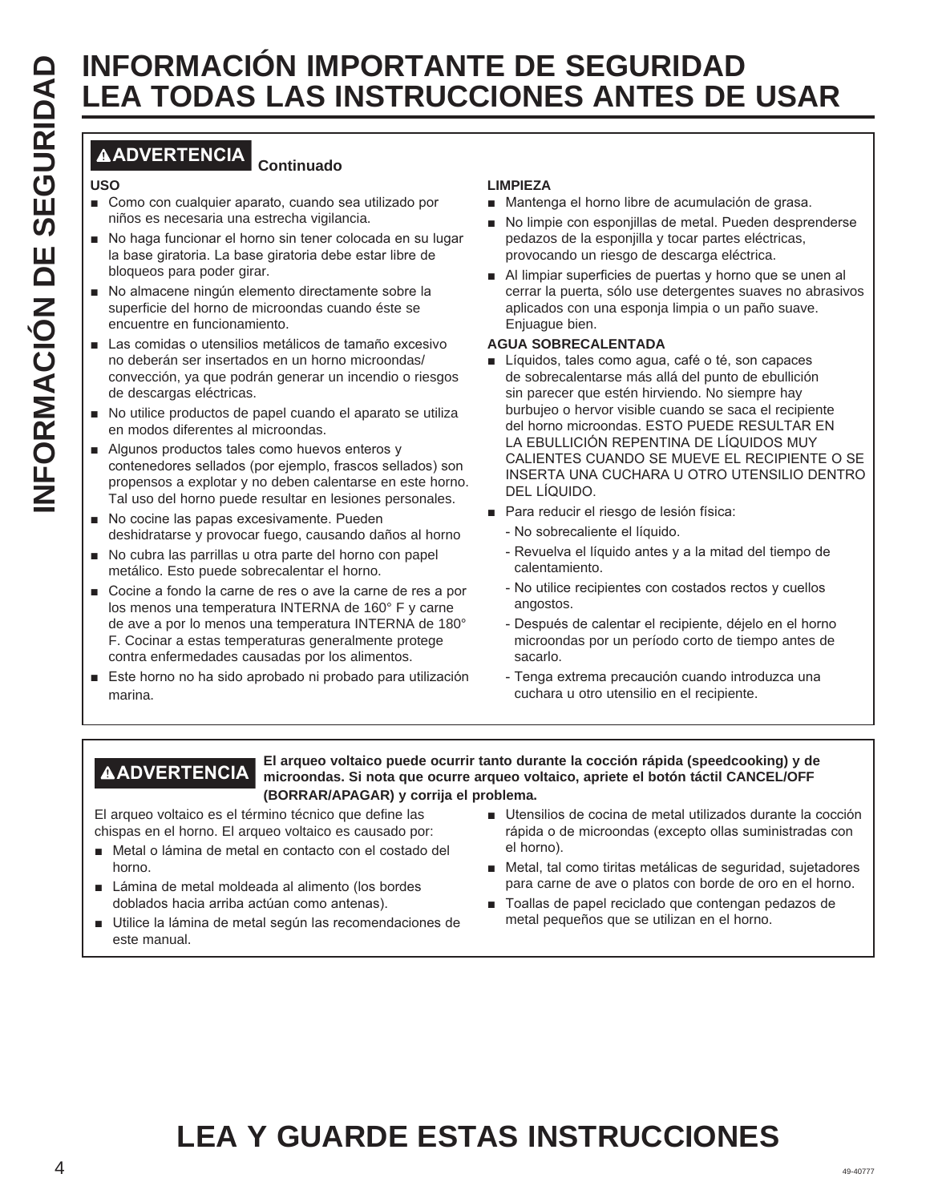# INFORMACIÓN IMPORTANTE DE SEGURIDAD LEA TODAS LAS INSTRUCCIONES ANTES DE USAR

**⚠ADVERTENCIA** **Continuado**

**USO**

- Como con cualquier aparato, cuando sea utilizado por niños es necesaria una estrecha vigilancia.
- No haga funcionar el horno sin tener colocada en su lugar la base giratoria. La base giratoria debe estar libre de bloqueos para poder girar.
- No almacene ningún elemento directamente sobre la superficie del horno de microondas cuando éste se encuentre en funcionamiento.
- Las comidas o utensilios metálicos de tamaño excesivo no deberán ser insertados en un horno microondas/convección, ya que podrán generar un incendio o riesgos de descargas eléctricas.
- No utilice productos de papel cuando el aparato se utiliza en modos diferentes al microondas.
- Algunos productos tales como huevos enteros y contenedores sellados (por ejemplo, frascos sellados) son propensos a explotar y no deben calentarse en este horno. Tal uso del horno puede resultar en lesiones personales.
- No cocine las papas excesivamente. Pueden deshidratarse y provocar fuego, causando daños al horno
- No cubra las parrillas u otra parte del horno con papel metálico. Esto puede sobrecalentar el horno.
- Cocine a fondo la carne de res o ave la carne de res a por los menos una temperatura INTERNA de 160° F y carne de ave a por lo menos una temperatura INTERNA de 180° F. Cocinar a estas temperaturas generalmente protege contra enfermedades causadas por los alimentos.
- Este horno no ha sido aprobado ni probado para utilización marina.

**LIMPIEZA**

- Mantenga el horno libre de acumulación de grasa.
- No limpie con esponjillas de metal. Pueden desprenderse pedazos de la esponjilla y tocar partes eléctricas, provocando un riesgo de descarga eléctrica.
- Al limpiar superficies de puertas y horno que se unen al cerrar la puerta, sólo use detergentes suaves no abrasivos aplicados con una esponja limpia o un paño suave. Enjuague bien.

**AGUA SOBRECALENTADA**

- Líquidos, tales como agua, café o té, son capaces de sobrecalentarse más allá del punto de ebullición sin parecer que estén hirviendo. No siempre hay burbujeo o hervor visible cuando se saca el recipiente del horno microondas. ESTO PUEDE RESULTAR EN LA EBULLICIÓN REPENTINA DE LÍQUIDOS MUY CALIENTES CUANDO SE MUEVE EL RECIPIENTE O SE INSERTA UNA CUCHARA U OTRO UTENSILIO DENTRO DEL LÍQUIDO.
- Para reducir el riesgo de lesión física:
  - No sobrecaliente el líquido.
  - Revuelva el líquido antes y a la mitad del tiempo de calentamiento.
  - No utilice recipientes con costados rectos y cuellos angostos.
  - Después de calentar el recipiente, déjelo en el horno microondas por un período corto de tiempo antes de sacarlo.
  - Tenga extrema precaución cuando introduzca una cuchara u otro utensilio en el recipiente.

**⚠ADVERTENCIA** **El arqueo voltaico puede ocurrir tanto durante la cocción rápida (speedcooking) y de microondas. Si nota que ocurre arqueo voltaico, apriete el botón táctil CANCEL/OFF (BORRAR/APAGAR) y corrija el problema.**

El arqueo voltaico es el término técnico que define las chispas en el horno. El arqueo voltaico es causado por:

- Metal o lámina de metal en contacto con el costado del horno.
- Lámina de metal moldeada al alimento (los bordes doblados hacia arriba actúan como antenas).
- Utilice la lámina de metal según las recomendaciones de este manual.
- Utensilios de cocina de metal utilizados durante la cocción rápida o de microondas (excepto ollas suministradas con el horno).
- Metal, tal como tiritas metálicas de seguridad, sujetadores para carne de ave o platos con borde de oro en el horno.
- Toallas de papel reciclado que contengan pedazos de metal pequeños que se utilizan en el horno.

# LEA Y GUARDE ESTAS INSTRUCCIONES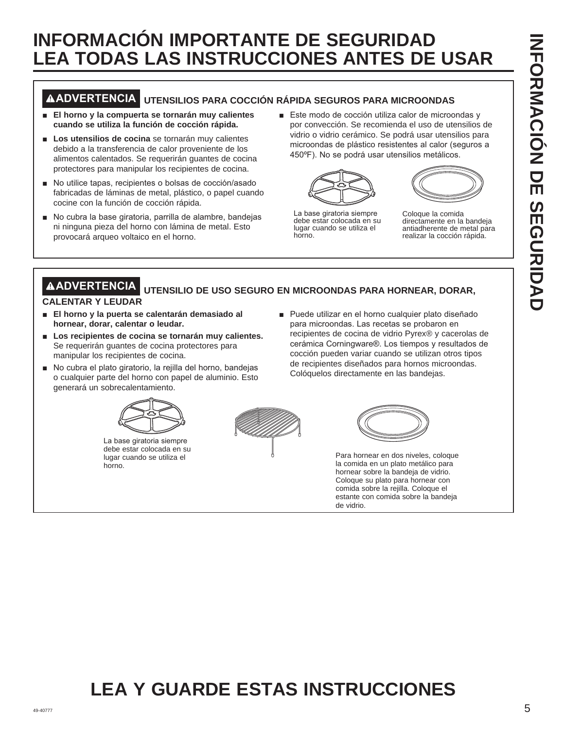# INFORMACIÓN IMPORTANTE DE SEGURIDAD
# LEA TODAS LAS INSTRUCCIONES ANTES DE USAR

## ⚠ADVERTENCIA UTENSILIOS PARA COCCIÓN RÁPIDA SEGUROS PARA MICROONDAS

- **El horno y la compuerta se tornarán muy calientes cuando se utiliza la función de cocción rápida.**
- **Los utensilios de cocina** se tornarán muy calientes debido a la transferencia de calor proveniente de los alimentos calentados. Se requerirán guantes de cocina protectores para manipular los recipientes de cocina.
- No utilice tapas, recipientes o bolsas de cocción/asado fabricadas de láminas de metal, plástico, o papel cuando cocine con la función de cocción rápida.
- No cubra la base giratoria, parrilla de alambre, bandejas ni ninguna pieza del horno con lámina de metal. Esto provocará arqueo voltaico en el horno.
- Este modo de cocción utiliza calor de microondas y por convección. Se recomienda el uso de utensilios de vidrio o vidrio cerámico. Se podrá usar utensilios para microondas de plástico resistentes al calor (seguros a 450ºF). No se podrá usar utensilios metálicos.

La base giratoria siempre debe estar colocada en su lugar cuando se utiliza el horno.

Coloque la comida directamente en la bandeja antiadherente de metal para realizar la cocción rápida.

## ⚠ADVERTENCIA UTENSILIO DE USO SEGURO EN MICROONDAS PARA HORNEAR, DORAR, CALENTAR Y LEUDAR

- **El horno y la puerta se calentarán demasiado al hornear, dorar, calentar o leudar.**
- **Los recipientes de cocina se tornarán muy calientes.** Se requerirán guantes de cocina protectores para manipular los recipientes de cocina.
- No cubra el plato giratorio, la rejilla del horno, bandejas o cualquier parte del horno con papel de aluminio. Esto generará un sobrecalentamiento.
- Puede utilizar en el horno cualquier plato diseñado para microondas. Las recetas se probaron en recipientes de cocina de vidrio Pyrex® y cacerolas de cerámica Corningware®. Los tiempos y resultados de cocción pueden variar cuando se utilizan otros tipos de recipientes diseñados para hornos microondas. Colóquelos directamente en las bandejas.

La base giratoria siempre debe estar colocada en su lugar cuando se utiliza el horno.

Para hornear en dos niveles, coloque la comida en un plato metálico para hornear sobre la bandeja de vidrio. Coloque su plato para hornear con comida sobre la rejilla. Coloque el estante con comida sobre la bandeja de vidrio.

# LEA Y GUARDE ESTAS INSTRUCCIONES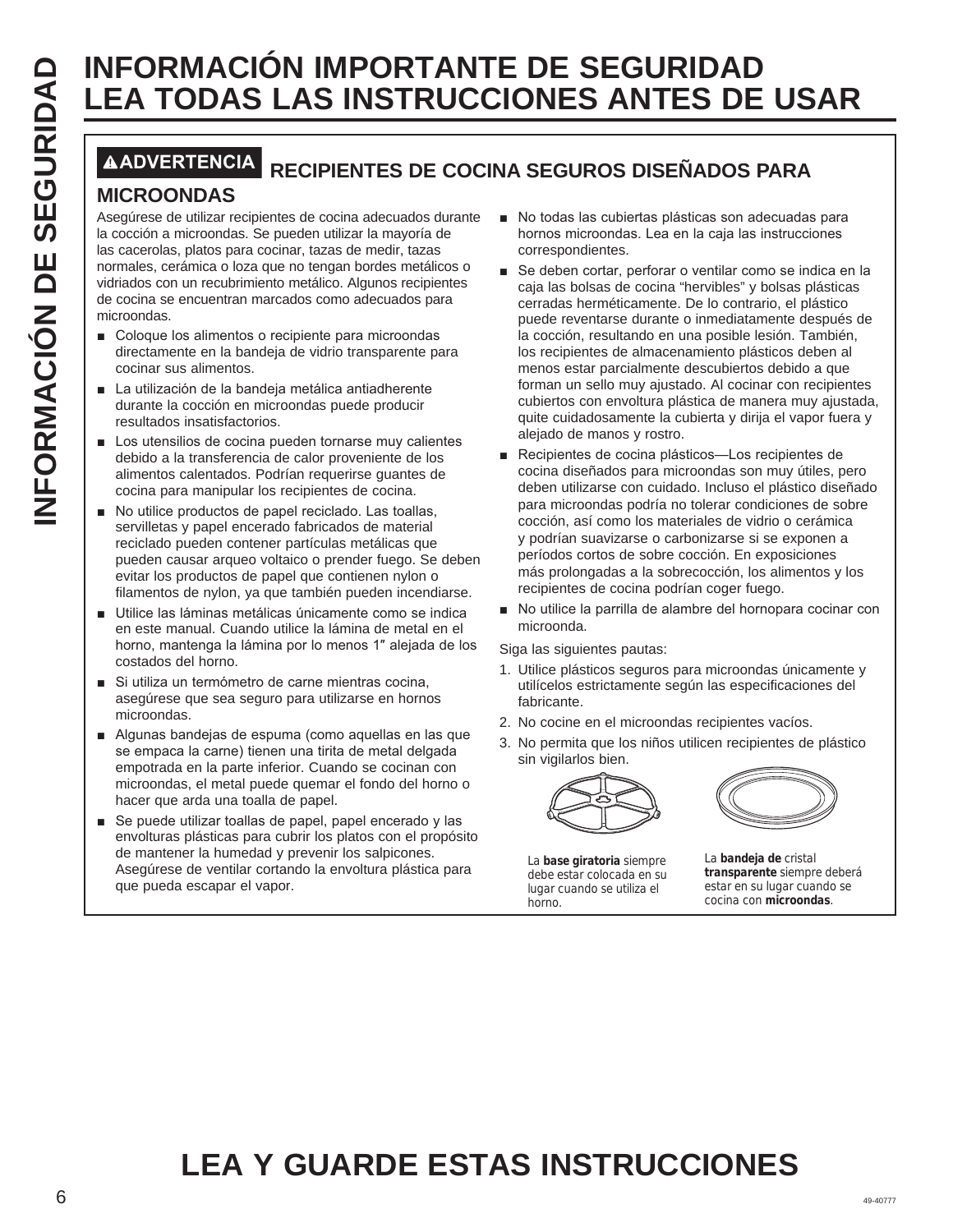# INFORMACIÓN IMPORTANTE DE SEGURIDAD LEA TODAS LAS INSTRUCCIONES ANTES DE USAR

## ⚠ADVERTENCIA RECIPIENTES DE COCINA SEGUROS DISEÑADOS PARA MICROONDAS

Asegúrese de utilizar recipientes de cocina adecuados durante la cocción a microondas. Se pueden utilizar la mayoría de las cacerolas, platos para cocinar, tazas de medir, tazas normales, cerámica o loza que no tengan bordes metálicos o vidriados con un recubrimiento metálico. Algunos recipientes de cocina se encuentran marcados como adecuados para microondas.

- Coloque los alimentos o recipiente para microondas directamente en la bandeja de vidrio transparente para cocinar sus alimentos.
- La utilización de la bandeja metálica antiadherente durante la cocción en microondas puede producir resultados insatisfactorios.
- Los utensilios de cocina pueden tornarse muy calientes debido a la transferencia de calor proveniente de los alimentos calentados. Podrían requerirse guantes de cocina para manipular los recipientes de cocina.
- No utilice productos de papel reciclado. Las toallas, servilletas y papel encerado fabricados de material reciclado pueden contener partículas metálicas que pueden causar arqueo voltaico o prender fuego. Se deben evitar los productos de papel que contienen nylon o filamentos de nylon, ya que también pueden incendiarse.
- Utilice las láminas metálicas únicamente como se indica en este manual. Cuando utilice la lámina de metal en el horno, mantenga la lámina por lo menos 1″ alejada de los costados del horno.
- Si utiliza un termómetro de carne mientras cocina, asegúrese que sea seguro para utilizarse en hornos microondas.
- Algunas bandejas de espuma (como aquellas en las que se empaca la carne) tienen una tirita de metal delgada empotrada en la parte inferior. Cuando se cocinan con microondas, el metal puede quemar el fondo del horno o hacer que arda una toalla de papel.
- Se puede utilizar toallas de papel, papel encerado y las envolturas plásticas para cubrir los platos con el propósito de mantener la humedad y prevenir los salpicones. Asegúrese de ventilar cortando la envoltura plástica para que pueda escapar el vapor.
- No todas las cubiertas plásticas son adecuadas para hornos microondas. Lea en la caja las instrucciones correspondientes.
- Se deben cortar, perforar o ventilar como se indica en la caja las bolsas de cocina "hervibles" y bolsas plásticas cerradas herméticamente. De lo contrario, el plástico puede reventarse durante o inmediatamente después de la cocción, resultando en una posible lesión. También, los recipientes de almacenamiento plásticos deben al menos estar parcialmente descubiertos debido a que forman un sello muy ajustado. Al cocinar con recipientes cubiertos con envoltura plástica de manera muy ajustada, quite cuidadosamente la cubierta y dirija el vapor fuera y alejado de manos y rostro.
- Recipientes de cocina plásticos—Los recipientes de cocina diseñados para microondas son muy útiles, pero deben utilizarse con cuidado. Incluso el plástico diseñado para microondas podría no tolerar condiciones de sobre cocción, así como los materiales de vidrio o cerámica y podrían suavizarse o carbonizarse si se exponen a períodos cortos de sobre cocción. En exposiciones más prolongadas a la sobrecocción, los alimentos y los recipientes de cocina podrían coger fuego.
- No utilice la parrilla de alambre del hornopara cocinar con microonda.

Siga las siguientes pautas:

1. Utilice plásticos seguros para microondas únicamente y utilícelos estrictamente según las especificaciones del fabricante.
2. No cocine en el microondas recipientes vacíos.
3. No permita que los niños utilicen recipientes de plástico sin vigilarlos bien.

La **base giratoria** siempre debe estar colocada en su lugar cuando se utiliza el horno.

La **bandeja de** cristal ***transparente*** siempre deberá estar en su lugar cuando se cocina con **microondas**.

# LEA Y GUARDE ESTAS INSTRUCCIONES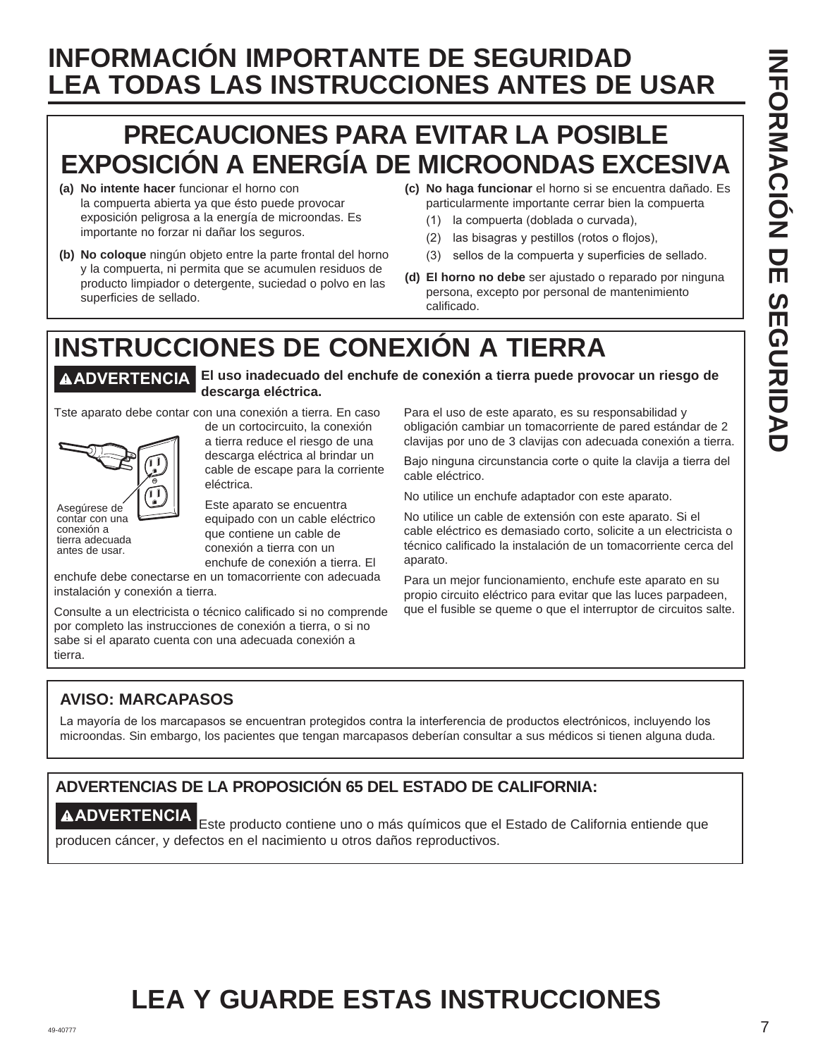# INFORMACIÓN IMPORTANTE DE SEGURIDAD
# LEA TODAS LAS INSTRUCCIONES ANTES DE USAR

## PRECAUCIONES PARA EVITAR LA POSIBLE EXPOSICIÓN A ENERGÍA DE MICROONDAS EXCESIVA

**(a) No intente hacer** funcionar el horno con la compuerta abierta ya que ésto puede provocar exposición peligrosa a la energía de microondas. Es importante no forzar ni dañar los seguros.

**(b) No coloque** ningún objeto entre la parte frontal del horno y la compuerta, ni permita que se acumulen residuos de producto limpiador o detergente, suciedad o polvo en las superficies de sellado.

**(c) No haga funcionar** el horno si se encuentra dañado. Es particularmente importante cerrar bien la compuerta

(1) la compuerta (doblada o curvada),

(2) las bisagras y pestillos (rotos o flojos),

(3) sellos de la compuerta y superficies de sellado.

**(d) El horno no debe** ser ajustado o reparado por ninguna persona, excepto por personal de mantenimiento calificado.

## INSTRUCCIONES DE CONEXIÓN A TIERRA

**⚠ADVERTENCIA El uso inadecuado del enchufe de conexión a tierra puede provocar un riesgo de descarga eléctrica.**

Tste aparato debe contar con una conexión a tierra. En caso de un cortocircuito, la conexión a tierra reduce el riesgo de una descarga eléctrica al brindar un cable de escape para la corriente eléctrica.

Asegúrese de contar con una conexión a tierra adecuada antes de usar.

Este aparato se encuentra equipado con un cable eléctrico que contiene un cable de conexión a tierra con un enchufe de conexión a tierra. El enchufe debe conectarse en un tomacorriente con adecuada instalación y conexión a tierra.

Consulte a un electricista o técnico calificado si no comprende por completo las instrucciones de conexión a tierra, o si no sabe si el aparato cuenta con una adecuada conexión a tierra.

Para el uso de este aparato, es su responsabilidad y obligación cambiar un tomacorriente de pared estándar de 2 clavijas por uno de 3 clavijas con adecuada conexión a tierra.

Bajo ninguna circunstancia corte o quite la clavija a tierra del cable eléctrico.

No utilice un enchufe adaptador con este aparato.

No utilice un cable de extensión con este aparato. Si el cable eléctrico es demasiado corto, solicite a un electricista o técnico calificado la instalación de un tomacorriente cerca del aparato.

Para un mejor funcionamiento, enchufe este aparato en su propio circuito eléctrico para evitar que las luces parpadeen, que el fusible se queme o que el interruptor de circuitos salte.

### AVISO: MARCAPASOS

La mayoría de los marcapasos se encuentran protegidos contra la interferencia de productos electrónicos, incluyendo los microondas. Sin embargo, los pacientes que tengan marcapasos deberían consultar a sus médicos si tienen alguna duda.

### ADVERTENCIAS DE LA PROPOSICIÓN 65 DEL ESTADO DE CALIFORNIA:

**⚠ADVERTENCIA** Este producto contiene uno o más químicos que el Estado de California entiende que producen cáncer, y defectos en el nacimiento u otros daños reproductivos.

## LEA Y GUARDE ESTAS INSTRUCCIONES

49-40777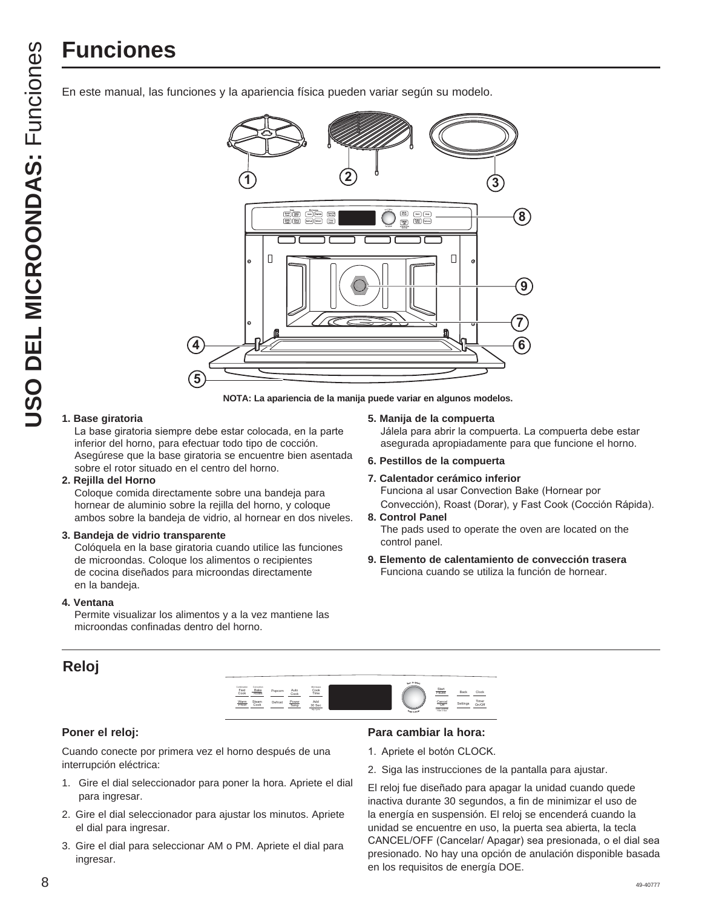# Funciones

En este manual, las funciones y la apariencia física pueden variar según su modelo.

NOTA: La apariencia de la manija puede variar en algunos modelos.

**1. Base giratoria**
La base giratoria siempre debe estar colocada, en la parte inferior del horno, para efectuar todo tipo de cocción. Asegúrese que la base giratoria se encuentre bien asentada sobre el rotor situado en el centro del horno.

**2. Rejilla del Horno**
Coloque comida directamente sobre una bandeja para hornear de aluminio sobre la rejilla del horno, y coloque ambos sobre la bandeja de vidrio, al hornear en dos niveles.

**3. Bandeja de vidrio transparente**
Colóquela en la base giratoria cuando utilice las funciones de microondas. Coloque los alimentos o recipientes de cocina diseñados para microondas directamente en la bandeja.

**4. Ventana**
Permite visualizar los alimentos y a la vez mantiene las microondas confinadas dentro del horno.

**5. Manija de la compuerta**
Jálela para abrir la compuerta. La compuerta debe estar asegurada apropiadamente para que funcione el horno.

**6. Pestillos de la compuerta**

**7. Calentador cerámico inferior**
Funciona al usar Convection Bake (Hornear por Convección), Roast (Dorar), y Fast Cook (Cocción Rápida).

**8. Control Panel**
The pads used to operate the oven are located on the control panel.

**9. Elemento de calentamiento de convección trasera**
Funciona cuando se utiliza la función de hornear.

## Reloj

### Poner el reloj:

Cuando conecte por primera vez el horno después de una interrupción eléctrica:

1. Gire el dial seleccionador para poner la hora. Apriete el dial para ingresar.
2. Gire el dial seleccionador para ajustar los minutos. Apriete el dial para ingresar.
3. Gire el dial para seleccionar AM o PM. Apriete el dial para ingresar.

### Para cambiar la hora:

1. Apriete el botón CLOCK.
2. Siga las instrucciones de la pantalla para ajustar.

El reloj fue diseñado para apagar la unidad cuando quede inactiva durante 30 segundos, a fin de minimizar el uso de la energía en suspensión. El reloj se encenderá cuando la unidad se encuentre en uso, la puerta sea abierta, la tecla CANCEL/OFF (Cancelar/ Apagar) sea presionada, o el dial sea presionado. No hay una opción de anulación disponible basada en los requisitos de energía DOE.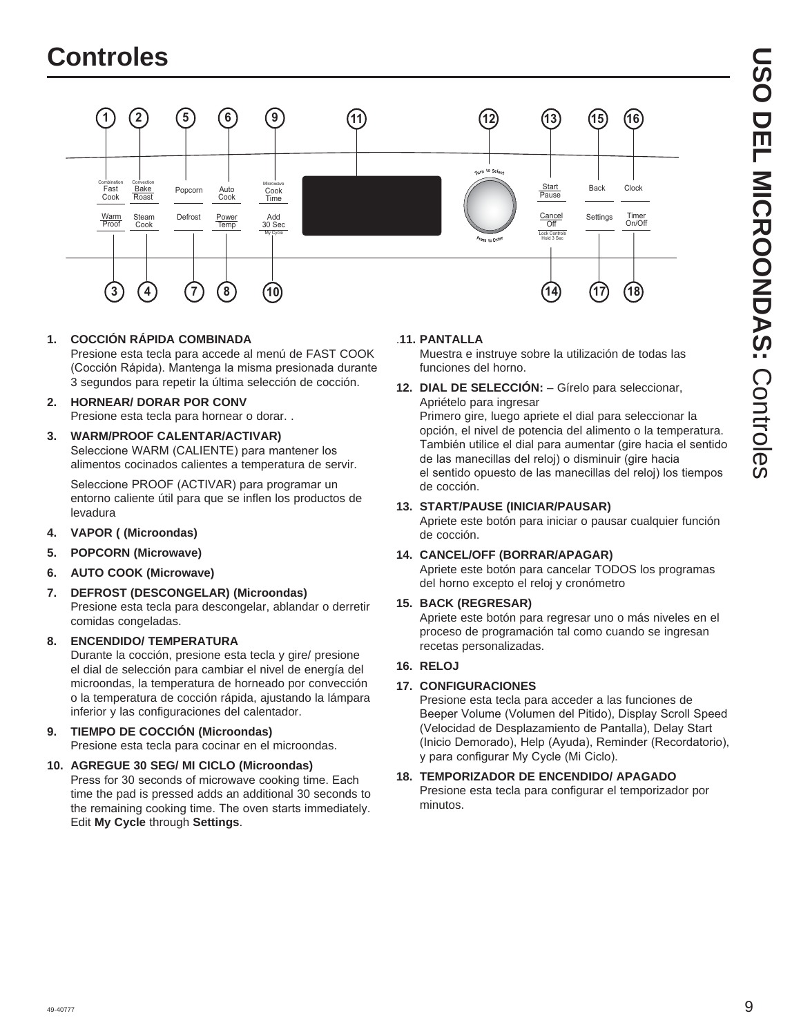# Controles

1. **COCCIÓN RÁPIDA COMBINADA**
   Presione esta tecla para accede al menú de FAST COOK (Cocción Rápida). Mantenga la misma presionada durante 3 segundos para repetir la última selección de cocción.

2. **HORNEAR/ DORAR POR CONV**
   Presione esta tecla para hornear o dorar. .

3. **WARM/PROOF CALENTAR/ACTIVAR)**
   Seleccione WARM (CALIENTE) para mantener los alimentos cocinados calientes a temperatura de servir.

   Seleccione PROOF (ACTIVAR) para programar un entorno caliente útil para que se inflen los productos de levadura

4. **VAPOR ( (Microondas)**

5. **POPCORN (Microwave)**

6. **AUTO COOK (Microwave)**

7. **DEFROST (DESCONGELAR) (Microondas)**
   Presione esta tecla para descongelar, ablandar o derretir comidas congeladas.

8. **ENCENDIDO/ TEMPERATURA**
   Durante la cocción, presione esta tecla y gire/ presione el dial de selección para cambiar el nivel de energía del microondas, la temperatura de horneado por convección o la temperatura de cocción rápida, ajustando la lámpara inferior y las configuraciones del calentador.

9. **TIEMPO DE COCCIÓN (Microondas)**
   Presione esta tecla para cocinar en el microondas.

10. **AGREGUE 30 SEG/ MI CICLO (Microondas)**
    Press for 30 seconds of microwave cooking time. Each time the pad is pressed adds an additional 30 seconds to the remaining cooking time. The oven starts immediately. Edit **My Cycle** through **Settings**.

11. **PANTALLA**
    Muestra e instruye sobre la utilización de todas las funciones del horno.

12. **DIAL DE SELECCIÓN:** – Gírelo para seleccionar, Apriételo para ingresar
    Primero gire, luego apriete el dial para seleccionar la opción, el nivel de potencia del alimento o la temperatura. También utilice el dial para aumentar (gire hacia el sentido de las manecillas del reloj) o disminuir (gire hacia el sentido opuesto de las manecillas del reloj) los tiempos de cocción.

13. **START/PAUSE (INICIAR/PAUSAR)**
    Apriete este botón para iniciar o pausar cualquier función de cocción.

14. **CANCEL/OFF (BORRAR/APAGAR)**
    Apriete este botón para cancelar TODOS los programas del horno excepto el reloj y cronómetro

15. **BACK (REGRESAR)**
    Apriete este botón para regresar uno o más niveles en el proceso de programación tal como cuando se ingresan recetas personalizadas.

16. **RELOJ**

17. **CONFIGURACIONES**
    Presione esta tecla para acceder a las funciones de Beeper Volume (Volumen del Pitido), Display Scroll Speed (Velocidad de Desplazamiento de Pantalla), Delay Start (Inicio Demorado), Help (Ayuda), Reminder (Recordatorio), y para configurar My Cycle (Mi Ciclo).

18. **TEMPORIZADOR DE ENCENDIDO/ APAGADO**
    Presione esta tecla para configurar el temporizador por minutos.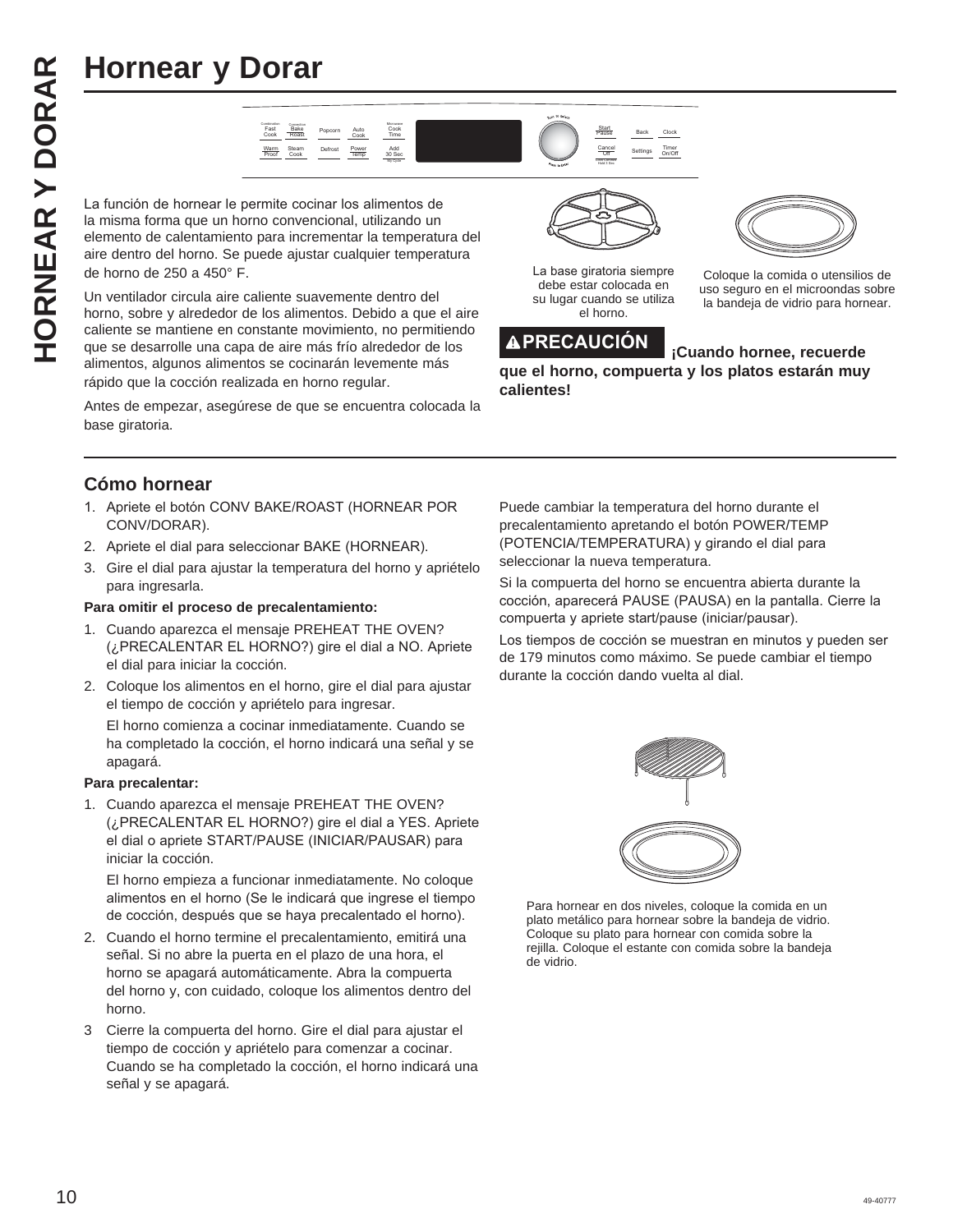# Hornear y Dorar

La función de hornear le permite cocinar los alimentos de la misma forma que un horno convencional, utilizando un elemento de calentamiento para incrementar la temperatura del aire dentro del horno. Se puede ajustar cualquier temperatura de horno de 250 a 450° F.

Un ventilador circula aire caliente suavemente dentro del horno, sobre y alrededor de los alimentos. Debido a que el aire caliente se mantiene en constante movimiento, no permitiendo que se desarrolle una capa de aire más frío alrededor de los alimentos, algunos alimentos se cocinarán levemente más rápido que la cocción realizada en horno regular.

Antes de empezar, asegúrese de que se encuentra colocada la base giratoria.

La base giratoria siempre debe estar colocada en su lugar cuando se utiliza el horno.

Coloque la comida o utensilios de uso seguro en el microondas sobre la bandeja de vidrio para hornear.

**⚠PRECAUCIÓN ¡Cuando hornee, recuerde que el horno, compuerta y los platos estarán muy calientes!**

## Cómo hornear

1. Apriete el botón CONV BAKE/ROAST (HORNEAR POR CONV/DORAR).
2. Apriete el dial para seleccionar BAKE (HORNEAR).
3. Gire el dial para ajustar la temperatura del horno y apriételo para ingresarla.

**Para omitir el proceso de precalentamiento:**

1. Cuando aparezca el mensaje PREHEAT THE OVEN? (¿PRECALENTAR EL HORNO?) gire el dial a NO. Apriete el dial para iniciar la cocción.
2. Coloque los alimentos en el horno, gire el dial para ajustar el tiempo de cocción y apriételo para ingresar.

   El horno comienza a cocinar inmediatamente. Cuando se ha completado la cocción, el horno indicará una señal y se apagará.

**Para precalentar:**

1. Cuando aparezca el mensaje PREHEAT THE OVEN? (¿PRECALENTAR EL HORNO?) gire el dial a YES. Apriete el dial o apriete START/PAUSE (INICIAR/PAUSAR) para iniciar la cocción.

   El horno empieza a funcionar inmediatamente. No coloque alimentos en el horno (Se le indicará que ingrese el tiempo de cocción, después que se haya precalentado el horno).
2. Cuando el horno termine el precalentamiento, emitirá una señal. Si no abre la puerta en el plazo de una hora, el horno se apagará automáticamente. Abra la compuerta del horno y, con cuidado, coloque los alimentos dentro del horno.
3. Cierre la compuerta del horno. Gire el dial para ajustar el tiempo de cocción y apriételo para comenzar a cocinar. Cuando se ha completado la cocción, el horno indicará una señal y se apagará.

Puede cambiar la temperatura del horno durante el precalentamiento apretando el botón POWER/TEMP (POTENCIA/TEMPERATURA) y girando el dial para seleccionar la nueva temperatura.

Si la compuerta del horno se encuentra abierta durante la cocción, aparecerá PAUSE (PAUSA) en la pantalla. Cierre la compuerta y apriete start/pause (iniciar/pausar).

Los tiempos de cocción se muestran en minutos y pueden ser de 179 minutos como máximo. Se puede cambiar el tiempo durante la cocción dando vuelta al dial.

Para hornear en dos niveles, coloque la comida en un plato metálico para hornear sobre la bandeja de vidrio. Coloque su plato para hornear con comida sobre la rejilla. Coloque el estante con comida sobre la bandeja de vidrio.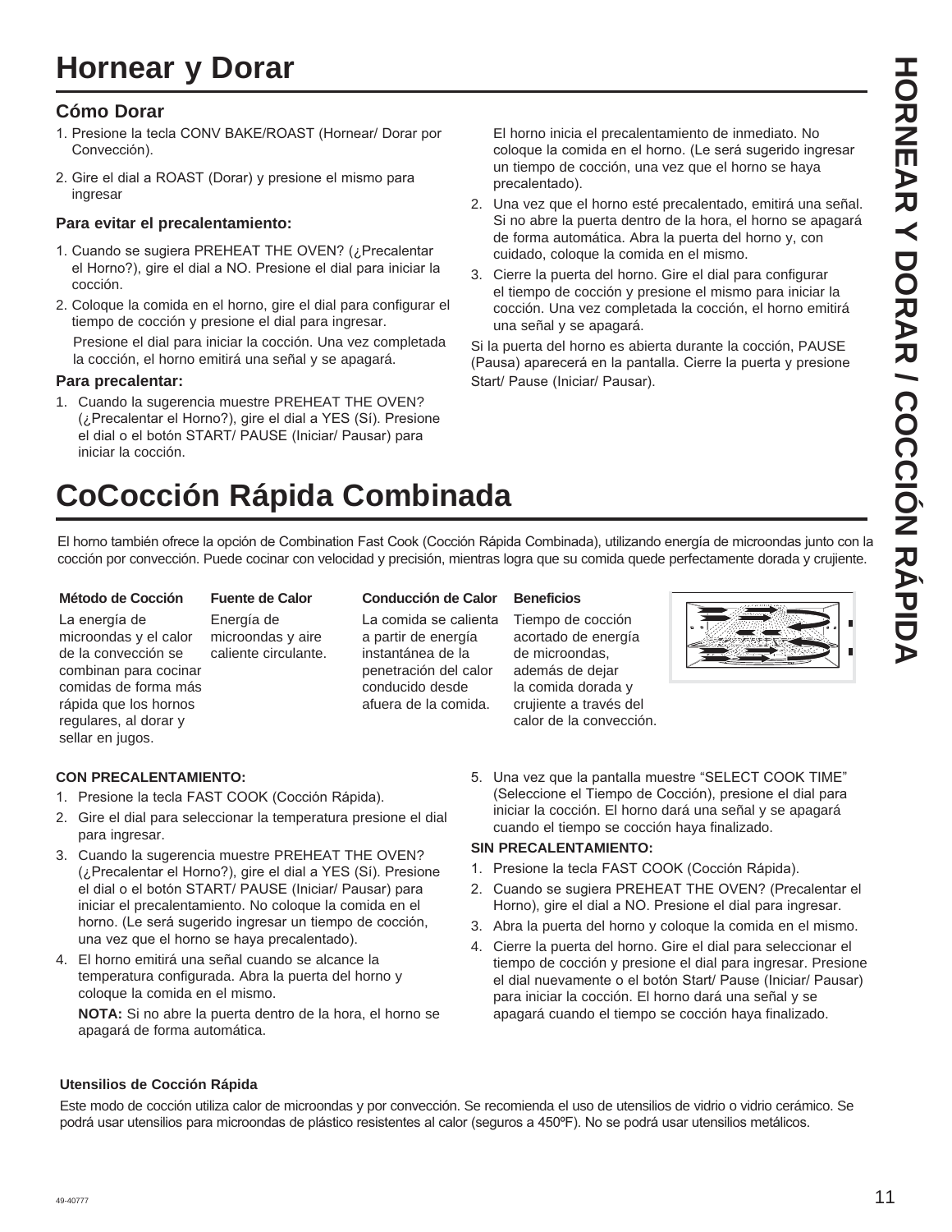# Hornear y Dorar

### Cómo Dorar

1. Presione la tecla CONV BAKE/ROAST (Hornear/ Dorar por Convección).
2. Gire el dial a ROAST (Dorar) y presione el mismo para ingresar

#### Para evitar el precalentamiento:

1. Cuando se sugiera PREHEAT THE OVEN? (¿Precalentar el Horno?), gire el dial a NO. Presione el dial para iniciar la cocción.
2. Coloque la comida en el horno, gire el dial para configurar el tiempo de cocción y presione el dial para ingresar.

   Presione el dial para iniciar la cocción. Una vez completada la cocción, el horno emitirá una señal y se apagará.

#### Para precalentar:

1. Cuando la sugerencia muestre PREHEAT THE OVEN? (¿Precalentar el Horno?), gire el dial a YES (Sí). Presione el dial o el botón START/ PAUSE (Iniciar/ Pausar) para iniciar la cocción.

   El horno inicia el precalentamiento de inmediato. No coloque la comida en el horno. (Le será sugerido ingresar un tiempo de cocción, una vez que el horno se haya precalentado).
2. Una vez que el horno esté precalentado, emitirá una señal. Si no abre la puerta dentro de la hora, el horno se apagará de forma automática. Abra la puerta del horno y, con cuidado, coloque la comida en el mismo.
3. Cierre la puerta del horno. Gire el dial para configurar el tiempo de cocción y presione el mismo para iniciar la cocción. Una vez completada la cocción, el horno emitirá una señal y se apagará.

Si la puerta del horno es abierta durante la cocción, PAUSE (Pausa) aparecerá en la pantalla. Cierre la puerta y presione Start/ Pause (Iniciar/ Pausar).

# CoCocción Rápida Combinada

El horno también ofrece la opción de Combination Fast Cook (Cocción Rápida Combinada), utilizando energía de microondas junto con la cocción por convección. Puede cocinar con velocidad y precisión, mientras logra que su comida quede perfectamente dorada y crujiente.

| Método de Cocción | Fuente de Calor | Conducción de Calor | Beneficios |
|---|---|---|---|
| La energía de microondas y el calor de la convección se combinan para cocinar comidas de forma más rápida que los hornos regulares, al dorar y sellar en jugos. | Energía de microondas y aire caliente circulante. | La comida se calienta a partir de energía instantánea de la penetración del calor conducido desde afuera de la comida. | Tiempo de cocción acortado de energía de microondas, además de dejar la comida dorada y crujiente a través del calor de la convección. |

**CON PRECALENTAMIENTO:**

1. Presione la tecla FAST COOK (Cocción Rápida).
2. Gire el dial para seleccionar la temperatura presione el dial para ingresar.
3. Cuando la sugerencia muestre PREHEAT THE OVEN? (¿Precalentar el Horno?), gire el dial a YES (Sí). Presione el dial o el botón START/ PAUSE (Iniciar/ Pausar) para iniciar el precalentamiento. No coloque la comida en el horno. (Le será sugerido ingresar un tiempo de cocción, una vez que el horno se haya precalentado).
4. El horno emitirá una señal cuando se alcance la temperatura configurada. Abra la puerta del horno y coloque la comida en el mismo.

   **NOTA:** Si no abre la puerta dentro de la hora, el horno se apagará de forma automática.
5. Una vez que la pantalla muestre "SELECT COOK TIME" (Seleccione el Tiempo de Cocción), presione el dial para iniciar la cocción. El horno dará una señal y se apagará cuando el tiempo se cocción haya finalizado.

**SIN PRECALENTAMIENTO:**

1. Presione la tecla FAST COOK (Cocción Rápida).
2. Cuando se sugiera PREHEAT THE OVEN? (Precalentar el Horno), gire el dial a NO. Presione el dial para ingresar.
3. Abra la puerta del horno y coloque la comida en el mismo.
4. Cierre la puerta del horno. Gire el dial para seleccionar el tiempo de cocción y presione el dial para ingresar. Presione el dial nuevamente o el botón Start/ Pause (Iniciar/ Pausar) para iniciar la cocción. El horno dará una señal y se apagará cuando el tiempo se cocción haya finalizado.

**Utensilios de Cocción Rápida**

Este modo de cocción utiliza calor de microondas y por convección. Se recomienda el uso de utensilios de vidrio o vidrio cerámico. Se podrá usar utensilios para microondas de plástico resistentes al calor (seguros a 450ºF). No se podrá usar utensilios metálicos.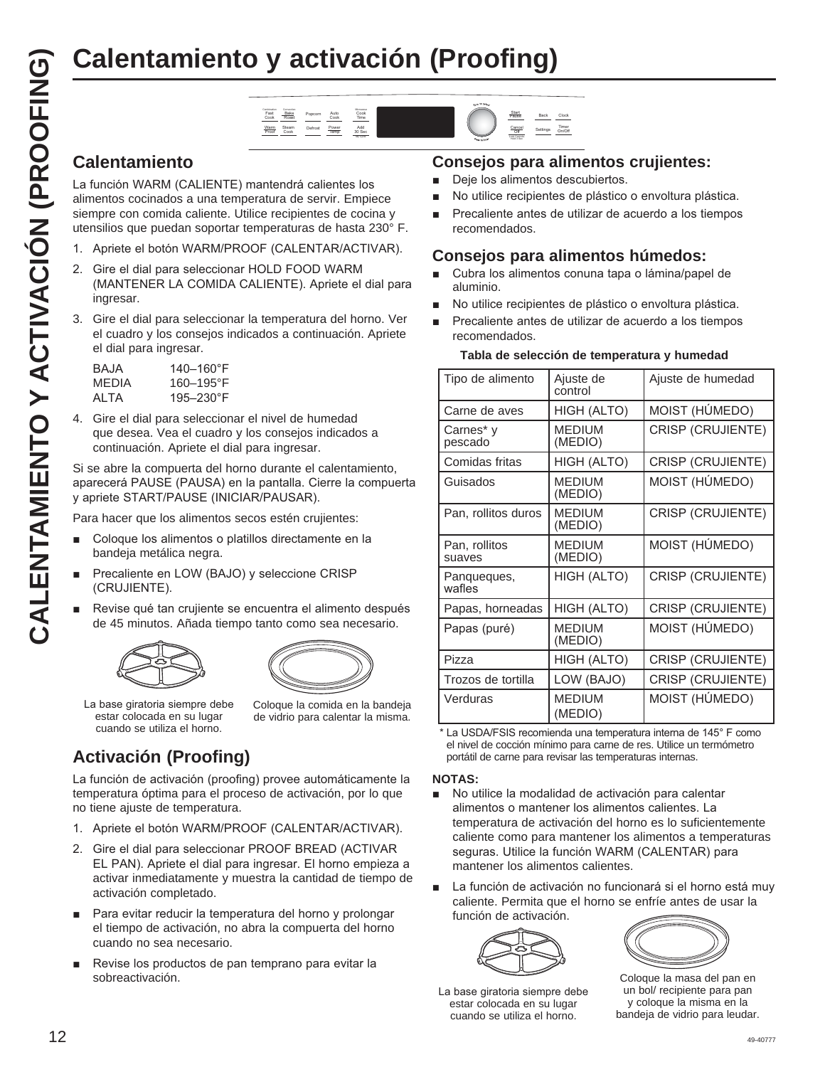# Calentamiento y activación (Proofing)

## Calentamiento

La función WARM (CALIENTE) mantendrá calientes los alimentos cocinados a una temperatura de servir. Empiece siempre con comida caliente. Utilice recipientes de cocina y utensilios que puedan soportar temperaturas de hasta 230° F.

1. Apriete el botón WARM/PROOF (CALENTAR/ACTIVAR).
2. Gire el dial para seleccionar HOLD FOOD WARM (MANTENER LA COMIDA CALIENTE). Apriete el dial para ingresar.
3. Gire el dial para seleccionar la temperatura del horno. Ver el cuadro y los consejos indicados a continuación. Apriete el dial para ingresar.

   | | |
   |---|---|
   | BAJA | 140–160°F |
   | MEDIA | 160–195°F |
   | ALTA | 195–230°F |

4. Gire el dial para seleccionar el nivel de humedad que desea. Vea el cuadro y los consejos indicados a continuación. Apriete el dial para ingresar.

Si se abre la compuerta del horno durante el calentamiento, aparecerá PAUSE (PAUSA) en la pantalla. Cierre la compuerta y apriete START/PAUSE (INICIAR/PAUSAR).

Para hacer que los alimentos secos estén crujientes:

- Coloque los alimentos o platillos directamente en la bandeja metálica negra.
- Precaliente en LOW (BAJO) y seleccione CRISP (CRUJIENTE).
- Revise qué tan crujiente se encuentra el alimento después de 45 minutos. Añada tiempo tanto como sea necesario.

La base giratoria siempre debe estar colocada en su lugar cuando se utiliza el horno.

Coloque la comida en la bandeja de vidrio para calentar la misma.

## Activación (Proofing)

La función de activación (proofing) provee automáticamente la temperatura óptima para el proceso de activación, por lo que no tiene ajuste de temperatura.

1. Apriete el botón WARM/PROOF (CALENTAR/ACTIVAR).
2. Gire el dial para seleccionar PROOF BREAD (ACTIVAR EL PAN). Apriete el dial para ingresar. El horno empieza a activar inmediatamente y muestra la cantidad de tiempo de activación completado.

- Para evitar reducir la temperatura del horno y prolongar el tiempo de activación, no abra la compuerta del horno cuando no sea necesario.
- Revise los productos de pan temprano para evitar la sobreactivación.

## Consejos para alimentos crujientes:

- Deje los alimentos descubiertos.
- No utilice recipientes de plástico o envoltura plástica.
- Precaliente antes de utilizar de acuerdo a los tiempos recomendados.

## Consejos para alimentos húmedos:

- Cubra los alimentos conuna tapa o lámina/papel de aluminio.
- No utilice recipientes de plástico o envoltura plástica.
- Precaliente antes de utilizar de acuerdo a los tiempos recomendados.

**Tabla de selección de temperatura y humedad**

| Tipo de alimento | Ajuste de control | Ajuste de humedad |
|---|---|---|
| Carne de aves | HIGH (ALTO) | MOIST (HÚMEDO) |
| Carnes* y pescado | MEDIUM (MEDIO) | CRISP (CRUJIENTE) |
| Comidas fritas | HIGH (ALTO) | CRISP (CRUJIENTE) |
| Guisados | MEDIUM (MEDIO) | MOIST (HÚMEDO) |
| Pan, rollitos duros | MEDIUM (MEDIO) | CRISP (CRUJIENTE) |
| Pan, rollitos suaves | MEDIUM (MEDIO) | MOIST (HÚMEDO) |
| Panqueques, wafles | HIGH (ALTO) | CRISP (CRUJIENTE) |
| Papas, horneadas | HIGH (ALTO) | CRISP (CRUJIENTE) |
| Papas (puré) | MEDIUM (MEDIO) | MOIST (HÚMEDO) |
| Pizza | HIGH (ALTO) | CRISP (CRUJIENTE) |
| Trozos de tortilla | LOW (BAJO) | CRISP (CRUJIENTE) |
| Verduras | MEDIUM (MEDIO) | MOIST (HÚMEDO) |

\* La USDA/FSIS recomienda una temperatura interna de 145° F como el nivel de cocción mínimo para carne de res. Utilice un termómetro portátil de carne para revisar las temperaturas internas.

**NOTAS:**

- No utilice la modalidad de activación para calentar alimentos o mantener los alimentos calientes. La temperatura de activación del horno es lo suficientemente caliente como para mantener los alimentos a temperaturas seguras. Utilice la función WARM (CALENTAR) para mantener los alimentos calientes.
- La función de activación no funcionará si el horno está muy caliente. Permita que el horno se enfríe antes de usar la función de activación.

La base giratoria siempre debe estar colocada en su lugar cuando se utiliza el horno.

Coloque la masa del pan en un bol/ recipiente para pan y coloque la misma en la bandeja de vidrio para leudar.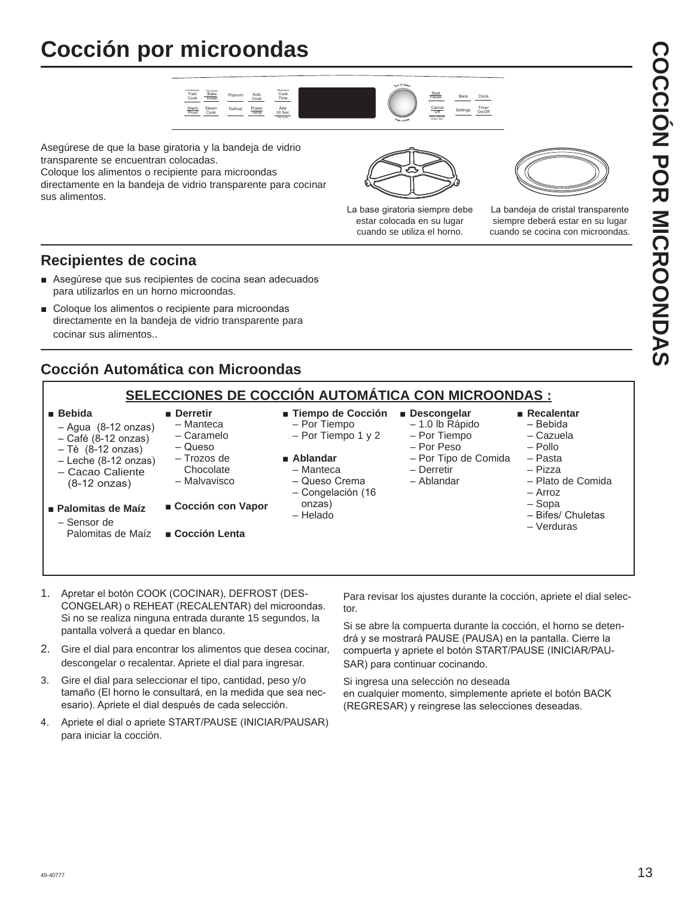# Cocción por microondas

Asegúrese de que la base giratoria y la bandeja de vidrio transparente se encuentran colocadas.
Coloque los alimentos o recipiente para microondas directamente en la bandeja de vidrio transparente para cocinar sus alimentos.

La base giratoria siempre debe estar colocada en su lugar cuando se utiliza el horno.

La bandeja de cristal transparente siempre deberá estar en su lugar cuando se cocina con microondas.

## Recipientes de cocina

- Asegúrese que sus recipientes de cocina sean adecuados para utilizarlos en un horno microondas.
- Coloque los alimentos o recipiente para microondas directamente en la bandeja de vidrio transparente para cocinar sus alimentos..

## Cocción Automática con Microondas

**SELECCIONES DE COCCIÓN AUTOMÁTICA CON MICROONDAS :**

- **Bebida**
  - Agua (8-12 onzas)
  - Café (8-12 onzas)
  - Té (8-12 onzas)
  - Leche (8-12 onzas)
  - Cacao Caliente (8-12 onzas)
- **Palomitas de Maíz**
  - Sensor de Palomitas de Maíz
- **Derretir**
  - Manteca
  - Caramelo
  - Queso
  - Trozos de Chocolate
  - Malvavisco
- **Cocción con Vapor**
- **Cocción Lenta**
- **Tiempo de Cocción**
  - Por Tiempo
  - Por Tiempo 1 y 2
- **Ablandar**
  - Manteca
  - Queso Crema
  - Congelación (16 onzas)
  - Helado
- **Descongelar**
  - 1.0 lb Rápido
  - Por Tiempo
  - Por Peso
  - Por Tipo de Comida
  - Derretir
  - Ablandar
- **Recalentar**
  - Bebida
  - Cazuela
  - Pollo
  - Pasta
  - Pizza
  - Plato de Comida
  - Arroz
  - Sopa
  - Bifes/ Chuletas
  - Verduras

1. Apretar el botón COOK (COCINAR), DEFROST (DESCONGELAR) o REHEAT (RECALENTAR) del microondas. Si no se realiza ninguna entrada durante 15 segundos, la pantalla volverá a quedar en blanco.
2. Gire el dial para encontrar los alimentos que desea cocinar, descongelar o recalentar. Apriete el dial para ingresar.
3. Gire el dial para seleccionar el tipo, cantidad, peso y/o tamaño (El horno le consultará, en la medida que sea necesario). Apriete el dial después de cada selección.
4. Apriete el dial o apriete START/PAUSE (INICIAR/PAUSAR) para iniciar la cocción.

Para revisar los ajustes durante la cocción, apriete el dial selector.

Si se abre la compuerta durante la cocción, el horno se detendrá y se mostrará PAUSE (PAUSA) en la pantalla. Cierre la compuerta y apriete el botón START/PAUSE (INICIAR/PAUSAR) para continuar cocinando.

Si ingresa una selección no deseada
en cualquier momento, simplemente apriete el botón BACK (REGRESAR) y reingrese las selecciones deseadas.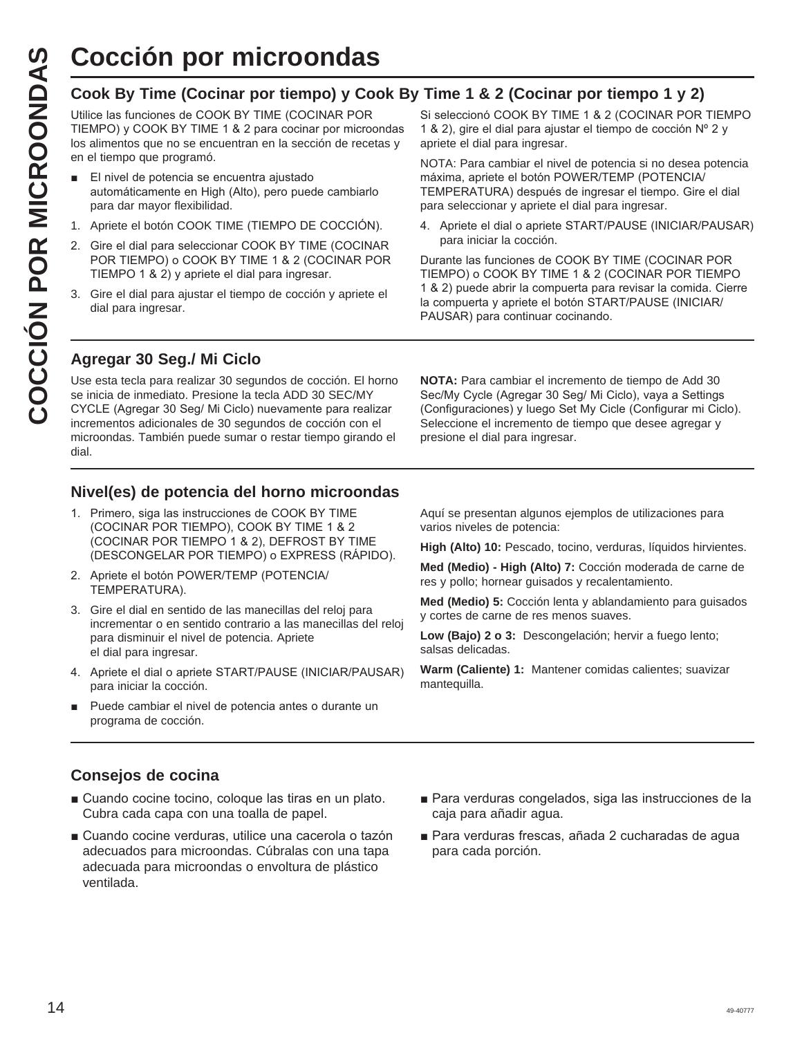# Cocción por microondas

## Cook By Time (Cocinar por tiempo) y Cook By Time 1 & 2 (Cocinar por tiempo 1 y 2)

Utilice las funciones de COOK BY TIME (COCINAR POR TIEMPO) y COOK BY TIME 1 & 2 para cocinar por microondas los alimentos que no se encuentran en la sección de recetas y en el tiempo que programó.

- El nivel de potencia se encuentra ajustado automáticamente en High (Alto), pero puede cambiarlo para dar mayor flexibilidad.

1. Apriete el botón COOK TIME (TIEMPO DE COCCIÓN).
2. Gire el dial para seleccionar COOK BY TIME (COCINAR POR TIEMPO) o COOK BY TIME 1 & 2 (COCINAR POR TIEMPO 1 & 2) y apriete el dial para ingresar.
3. Gire el dial para ajustar el tiempo de cocción y apriete el dial para ingresar.

Si seleccionó COOK BY TIME 1 & 2 (COCINAR POR TIEMPO 1 & 2), gire el dial para ajustar el tiempo de cocción Nº 2 y apriete el dial para ingresar.

NOTA: Para cambiar el nivel de potencia si no desea potencia máxima, apriete el botón POWER/TEMP (POTENCIA/ TEMPERATURA) después de ingresar el tiempo. Gire el dial para seleccionar y apriete el dial para ingresar.

4. Apriete el dial o apriete START/PAUSE (INICIAR/PAUSAR) para iniciar la cocción.

Durante las funciones de COOK BY TIME (COCINAR POR TIEMPO) o COOK BY TIME 1 & 2 (COCINAR POR TIEMPO 1 & 2) puede abrir la compuerta para revisar la comida. Cierre la compuerta y apriete el botón START/PAUSE (INICIAR/ PAUSAR) para continuar cocinando.

## Agregar 30 Seg./ Mi Ciclo

Use esta tecla para realizar 30 segundos de cocción. El horno se inicia de inmediato. Presione la tecla ADD 30 SEC/MY CYCLE (Agregar 30 Seg/ Mi Ciclo) nuevamente para realizar incrementos adicionales de 30 segundos de cocción con el microondas. También puede sumar o restar tiempo girando el dial.

**NOTA:** Para cambiar el incremento de tiempo de Add 30 Sec/My Cycle (Agregar 30 Seg/ Mi Ciclo), vaya a Settings (Configuraciones) y luego Set My Cicle (Configurar mi Ciclo). Seleccione el incremento de tiempo que desee agregar y presione el dial para ingresar.

## Nivel(es) de potencia del horno microondas

1. Primero, siga las instrucciones de COOK BY TIME (COCINAR POR TIEMPO), COOK BY TIME 1 & 2 (COCINAR POR TIEMPO 1 & 2), DEFROST BY TIME (DESCONGELAR POR TIEMPO) o EXPRESS (RÁPIDO).
2. Apriete el botón POWER/TEMP (POTENCIA/ TEMPERATURA).
3. Gire el dial en sentido de las manecillas del reloj para incrementar o en sentido contrario a las manecillas del reloj para disminuir el nivel de potencia. Apriete el dial para ingresar.
4. Apriete el dial o apriete START/PAUSE (INICIAR/PAUSAR) para iniciar la cocción.

- Puede cambiar el nivel de potencia antes o durante un programa de cocción.

Aquí se presentan algunos ejemplos de utilizaciones para varios niveles de potencia:

**High (Alto) 10:** Pescado, tocino, verduras, líquidos hirvientes.

**Med (Medio) - High (Alto) 7:** Cocción moderada de carne de res y pollo; hornear guisados y recalentamiento.

**Med (Medio) 5:** Cocción lenta y ablandamiento para guisados y cortes de carne de res menos suaves.

**Low (Bajo) 2 o 3:** Descongelación; hervir a fuego lento; salsas delicadas.

**Warm (Caliente) 1:** Mantener comidas calientes; suavizar mantequilla.

## Consejos de cocina

- Cuando cocine tocino, coloque las tiras en un plato. Cubra cada capa con una toalla de papel.
- Cuando cocine verduras, utilice una cacerola o tazón adecuados para microondas. Cúbralas con una tapa adecuada para microondas o envoltura de plástico ventilada.
- Para verduras congelados, siga las instrucciones de la caja para añadir agua.
- Para verduras frescas, añada 2 cucharadas de agua para cada porción.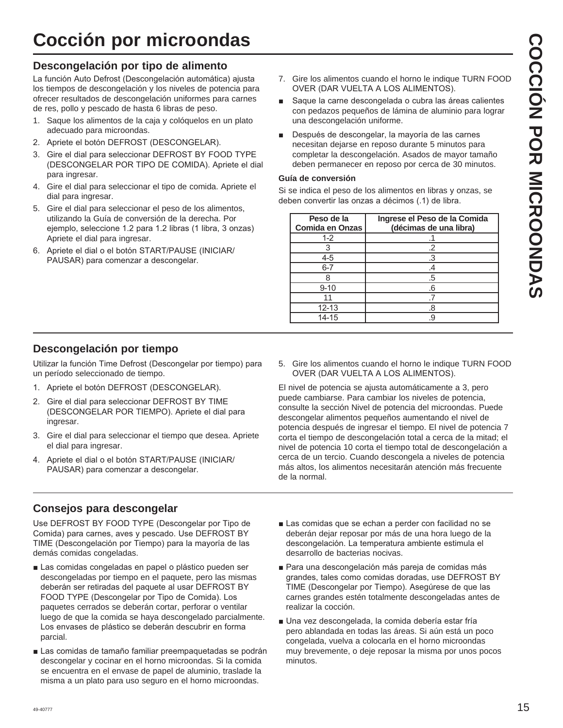# Cocción por microondas

## Descongelación por tipo de alimento

La función Auto Defrost (Descongelación automática) ajusta los tiempos de descongelación y los niveles de potencia para ofrecer resultados de descongelación uniformes para carnes de res, pollo y pescado de hasta 6 libras de peso.

1. Saque los alimentos de la caja y colóquelos en un plato adecuado para microondas.
2. Apriete el botón DEFROST (DESCONGELAR).
3. Gire el dial para seleccionar DEFROST BY FOOD TYPE (DESCONGELAR POR TIPO DE COMIDA). Apriete el dial para ingresar.
4. Gire el dial para seleccionar el tipo de comida. Apriete el dial para ingresar.
5. Gire el dial para seleccionar el peso de los alimentos, utilizando la Guía de conversión de la derecha. Por ejemplo, seleccione 1.2 para 1.2 libras (1 libra, 3 onzas) Apriete el dial para ingresar.
6. Apriete el dial o el botón START/PAUSE (INICIAR/PAUSAR) para comenzar a descongelar.
7. Gire los alimentos cuando el horno le indique TURN FOOD OVER (DAR VUELTA A LOS ALIMENTOS).

- Saque la carne descongelada o cubra las áreas calientes con pedazos pequeños de lámina de aluminio para lograr una descongelación uniforme.
- Después de descongelar, la mayoría de las carnes necesitan dejarse en reposo durante 5 minutos para completar la descongelación. Asados de mayor tamaño deben permanecer en reposo por cerca de 30 minutos.

**Guía de conversión**

Si se indica el peso de los alimentos en libras y onzas, se deben convertir las onzas a décimos (.1) de libra.

| Peso de la Comida en Onzas | Ingrese el Peso de la Comida (décimas de una libra) |
|---|---|
| 1-2 | .1 |
| 3 | .2 |
| 4-5 | .3 |
| 6-7 | .4 |
| 8 | .5 |
| 9-10 | .6 |
| 11 | .7 |
| 12-13 | .8 |
| 14-15 | .9 |

## Descongelación por tiempo

Utilizar la función Time Defrost (Descongelar por tiempo) para un período seleccionado de tiempo.

1. Apriete el botón DEFROST (DESCONGELAR).
2. Gire el dial para seleccionar DEFROST BY TIME (DESCONGELAR POR TIEMPO). Apriete el dial para ingresar.
3. Gire el dial para seleccionar el tiempo que desea. Apriete el dial para ingresar.
4. Apriete el dial o el botón START/PAUSE (INICIAR/PAUSAR) para comenzar a descongelar.
5. Gire los alimentos cuando el horno le indique TURN FOOD OVER (DAR VUELTA A LOS ALIMENTOS).

El nivel de potencia se ajusta automáticamente a 3, pero puede cambiarse. Para cambiar los niveles de potencia, consulte la sección Nivel de potencia del microondas. Puede descongelar alimentos pequeños aumentando el nivel de potencia después de ingresar el tiempo. El nivel de potencia 7 corta el tiempo de descongelación total a cerca de la mitad; el nivel de potencia 10 corta el tiempo total de descongelación a cerca de un tercio. Cuando descongela a niveles de potencia más altos, los alimentos necesitarán atención más frecuente de la normal.

## Consejos para descongelar

Use DEFROST BY FOOD TYPE (Descongelar por Tipo de Comida) para carnes, aves y pescado. Use DEFROST BY TIME (Descongelación por Tiempo) para la mayoría de las demás comidas congeladas.

- Las comidas congeladas en papel o plástico pueden ser descongeladas por tiempo en el paquete, pero las mismas deberán ser retiradas del paquete al usar DEFROST BY FOOD TYPE (Descongelar por Tipo de Comida). Los paquetes cerrados se deberán cortar, perforar o ventilar luego de que la comida se haya descongelado parcialmente. Los envases de plástico se deberán descubrir en forma parcial.
- Las comidas de tamaño familiar preempaquetadas se podrán descongelar y cocinar en el horno microondas. Si la comida se encuentra en el envase de papel de aluminio, traslade la misma a un plato para uso seguro en el horno microondas.
- Las comidas que se echan a perder con facilidad no se deberán dejar reposar por más de una hora luego de la descongelación. La temperatura ambiente estimula el desarrollo de bacterias nocivas.
- Para una descongelación más pareja de comidas más grandes, tales como comidas doradas, use DEFROST BY TIME (Descongelar por Tiempo). Asegúrese de que las carnes grandes estén totalmente descongeladas antes de realizar la cocción.
- Una vez descongelada, la comida debería estar fría pero ablandada en todas las áreas. Si aún está un poco congelada, vuelva a colocarla en el horno microondas muy brevemente, o deje reposar la misma por unos pocos minutos.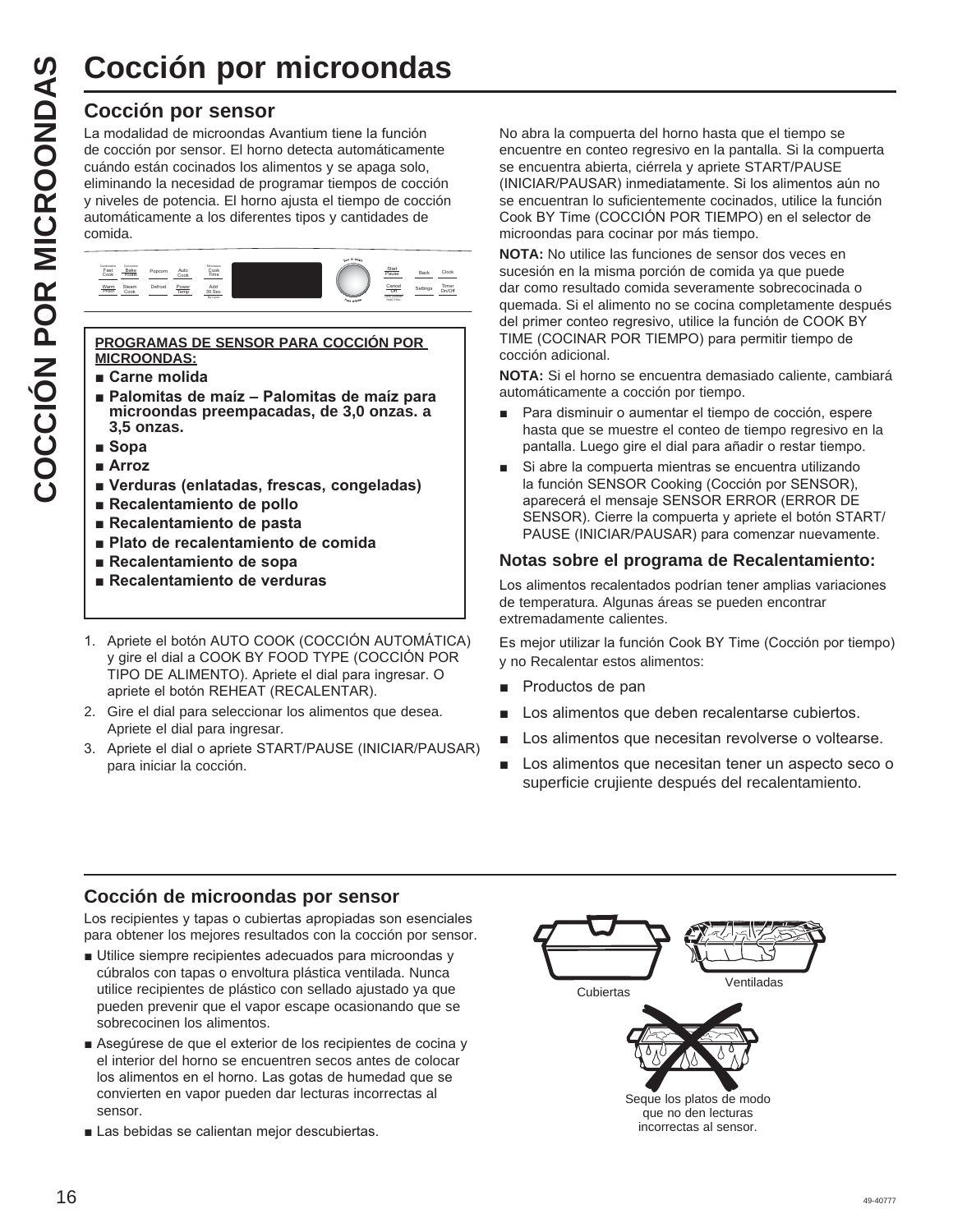# Cocción por microondas

## Cocción por sensor

La modalidad de microondas Avantium tiene la función de cocción por sensor. El horno detecta automáticamente cuándo están cocinados los alimentos y se apaga solo, eliminando la necesidad de programar tiempos de cocción y niveles de potencia. El horno ajusta el tiempo de cocción automáticamente a los diferentes tipos y cantidades de comida.

**PROGRAMAS DE SENSOR PARA COCCIÓN POR MICROONDAS:**

- **Carne molida**
- **Palomitas de maíz – Palomitas de maíz para microondas preempacadas, de 3,0 onzas. a 3,5 onzas.**
- **Sopa**
- **Arroz**
- **Verduras (enlatadas, frescas, congeladas)**
- **Recalentamiento de pollo**
- **Recalentamiento de pasta**
- **Plato de recalentamiento de comida**
- **Recalentamiento de sopa**
- **Recalentamiento de verduras**

1. Apriete el botón AUTO COOK (COCCIÓN AUTOMÁTICA) y gire el dial a COOK BY FOOD TYPE (COCCIÓN POR TIPO DE ALIMENTO). Apriete el dial para ingresar. O apriete el botón REHEAT (RECALENTAR).
2. Gire el dial para seleccionar los alimentos que desea. Apriete el dial para ingresar.
3. Apriete el dial o apriete START/PAUSE (INICIAR/PAUSAR) para iniciar la cocción.

No abra la compuerta del horno hasta que el tiempo se encuentre en conteo regresivo en la pantalla. Si la compuerta se encuentra abierta, ciérrela y apriete START/PAUSE (INICIAR/PAUSAR) inmediatamente. Si los alimentos aún no se encuentran lo suficientemente cocinados, utilice la función Cook BY Time (COCCIÓN POR TIEMPO) en el selector de microondas para cocinar por más tiempo.

**NOTA:** No utilice las funciones de sensor dos veces en sucesión en la misma porción de comida ya que puede dar como resultado comida severamente sobrecocinada o quemada. Si el alimento no se cocina completamente después del primer conteo regresivo, utilice la función de COOK BY TIME (COCINAR POR TIEMPO) para permitir tiempo de cocción adicional.

**NOTA:** Si el horno se encuentra demasiado caliente, cambiará automáticamente a cocción por tiempo.

- Para disminuir o aumentar el tiempo de cocción, espere hasta que se muestre el conteo de tiempo regresivo en la pantalla. Luego gire el dial para añadir o restar tiempo.
- Si abre la compuerta mientras se encuentra utilizando la función SENSOR Cooking (Cocción por SENSOR), aparecerá el mensaje SENSOR ERROR (ERROR DE SENSOR). Cierre la compuerta y apriete el botón START/PAUSE (INICIAR/PAUSAR) para comenzar nuevamente.

### Notas sobre el programa de Recalentamiento:

Los alimentos recalentados podrían tener amplias variaciones de temperatura. Algunas áreas se pueden encontrar extremadamente calientes.

Es mejor utilizar la función Cook BY Time (Cocción por tiempo) y no Recalentar estos alimentos:

- Productos de pan
- Los alimentos que deben recalentarse cubiertos.
- Los alimentos que necesitan revolverse o voltearse.
- Los alimentos que necesitan tener un aspecto seco o superficie crujiente después del recalentamiento.

## Cocción de microondas por sensor

Los recipientes y tapas o cubiertas apropiadas son esenciales para obtener los mejores resultados con la cocción por sensor.

- Utilice siempre recipientes adecuados para microondas y cúbralos con tapas o envoltura plástica ventilada. Nunca utilice recipientes de plástico con sellado ajustado ya que pueden prevenir que el vapor escape ocasionando que se sobrecocinen los alimentos.
- Asegúrese de que el exterior de los recipientes de cocina y el interior del horno se encuentren secos antes de colocar los alimentos en el horno. Las gotas de humedad que se convierten en vapor pueden dar lecturas incorrectas al sensor.
- Las bebidas se calientan mejor descubiertas.

Cubiertas

Ventiladas

Seque los platos de modo que no den lecturas incorrectas al sensor.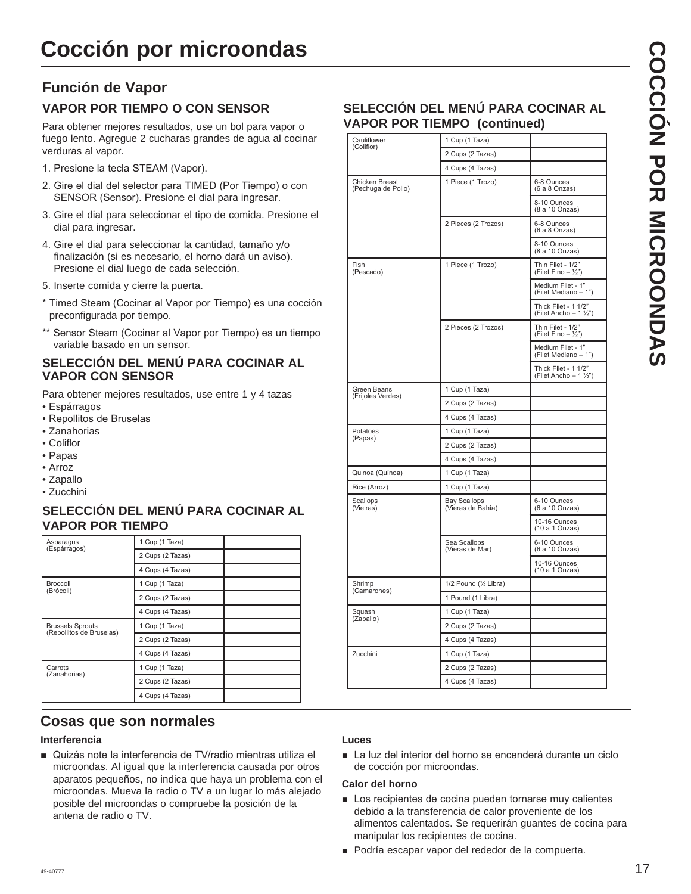# Cocción por microondas

## Función de Vapor

### VAPOR POR TIEMPO O CON SENSOR

Para obtener mejores resultados, use un bol para vapor o fuego lento. Agregue 2 cucharas grandes de agua al cocinar verduras al vapor.

1. Presione la tecla STEAM (Vapor).
2. Gire el dial del selector para TIMED (Por Tiempo) o con SENSOR (Sensor). Presione el dial para ingresar.
3. Gire el dial para seleccionar el tipo de comida. Presione el dial para ingresar.
4. Gire el dial para seleccionar la cantidad, tamaño y/o finalización (si es necesario, el horno dará un aviso). Presione el dial luego de cada selección.
5. Inserte comida y cierre la puerta.

\* Timed Steam (Cocinar al Vapor por Tiempo) es una cocción preconfigurada por tiempo.

\*\* Sensor Steam (Cocinar al Vapor por Tiempo) es un tiempo variable basado en un sensor.

### SELECCIÓN DEL MENÚ PARA COCINAR AL VAPOR CON SENSOR

Para obtener mejores resultados, use entre 1 y 4 tazas

- Espárragos
- Repollitos de Bruselas
- Zanahorias
- Coliflor
- Papas
- Arroz
- Zapallo
- Zucchini

### SELECCIÓN DEL MENÚ PARA COCINAR AL VAPOR POR TIEMPO

| | | |
|---|---|---|
| Asparagus (Espárragos) | 1 Cup (1 Taza) | |
| | 2 Cups (2 Tazas) | |
| | 4 Cups (4 Tazas) | |
| Broccoli (Brócoli) | 1 Cup (1 Taza) | |
| | 2 Cups (2 Tazas) | |
| | 4 Cups (4 Tazas) | |
| Brussels Sprouts (Repollitos de Bruselas) | 1 Cup (1 Taza) | |
| | 2 Cups (2 Tazas) | |
| | 4 Cups (4 Tazas) | |
| Carrots (Zanahorias) | 1 Cup (1 Taza) | |
| | 2 Cups (2 Tazas) | |
| | 4 Cups (4 Tazas) | |

### SELECCIÓN DEL MENÚ PARA COCINAR AL VAPOR POR TIEMPO (continued)

| | | |
|---|---|---|
| Cauliflower (Coliflor) | 1 Cup (1 Taza) | |
| | 2 Cups (2 Tazas) | |
| | 4 Cups (4 Tazas) | |
| Chicken Breast (Pechuga de Pollo) | 1 Piece (1 Trozo) | 6-8 Ounces (6 a 8 Onzas) |
| | | 8-10 Ounces (8 a 10 Onzas) |
| | 2 Pieces (2 Trozos) | 6-8 Ounces (6 a 8 Onzas) |
| | | 8-10 Ounces (8 a 10 Onzas) |
| Fish (Pescado) | 1 Piece (1 Trozo) | Thin Filet - 1/2" (Filet Fino – ½") |
| | | Medium Filet - 1" (Filet Mediano – 1") |
| | | Thick Filet - 1 1/2" (Filet Ancho – 1 ½") |
| | 2 Pieces (2 Trozos) | Thin Filet - 1/2" (Filet Fino – ½") |
| | | Medium Filet - 1" (Filet Mediano – 1") |
| | | Thick Filet - 1 1/2" (Filet Ancho – 1 ½") |
| Green Beans (Frijoles Verdes) | 1 Cup (1 Taza) | |
| | 2 Cups (2 Tazas) | |
| | 4 Cups (4 Tazas) | |
| Potatoes (Papas) | 1 Cup (1 Taza) | |
| | 2 Cups (2 Tazas) | |
| | 4 Cups (4 Tazas) | |
| Quinoa (Quínoa) | 1 Cup (1 Taza) | |
| Rice (Arroz) | 1 Cup (1 Taza) | |
| Scallops (Vieiras) | Bay Scallops (Vieras de Bahía) | 6-10 Ounces (6 a 10 Onzas) |
| | | 10-16 Ounces (10 a 1 Onzas) |
| | Sea Scallops (Vieras de Mar) | 6-10 Ounces (6 a 10 Onzas) |
| | | 10-16 Ounces (10 a 1 Onzas) |
| Shrimp (Camarones) | 1/2 Pound (½ Libra) | |
| | 1 Pound (1 Libra) | |
| Squash (Zapallo) | 1 Cup (1 Taza) | |
| | 2 Cups (2 Tazas) | |
| | 4 Cups (4 Tazas) | |
| Zucchini | 1 Cup (1 Taza) | |
| | 2 Cups (2 Tazas) | |
| | 4 Cups (4 Tazas) | |

## Cosas que son normales

**Interferencia**

- Quizás note la interferencia de TV/radio mientras utiliza el microondas. Al igual que la interferencia causada por otros aparatos pequeños, no indica que haya un problema con el microondas. Mueva la radio o TV a un lugar lo más alejado posible del microondas o compruebe la posición de la antena de radio o TV.

**Luces**

- La luz del interior del horno se encenderá durante un ciclo de cocción por microondas.

**Calor del horno**

- Los recipientes de cocina pueden tornarse muy calientes debido a la transferencia de calor proveniente de los alimentos calentados. Se requerirán guantes de cocina para manipular los recipientes de cocina.
- Podría escapar vapor del rededor de la compuerta.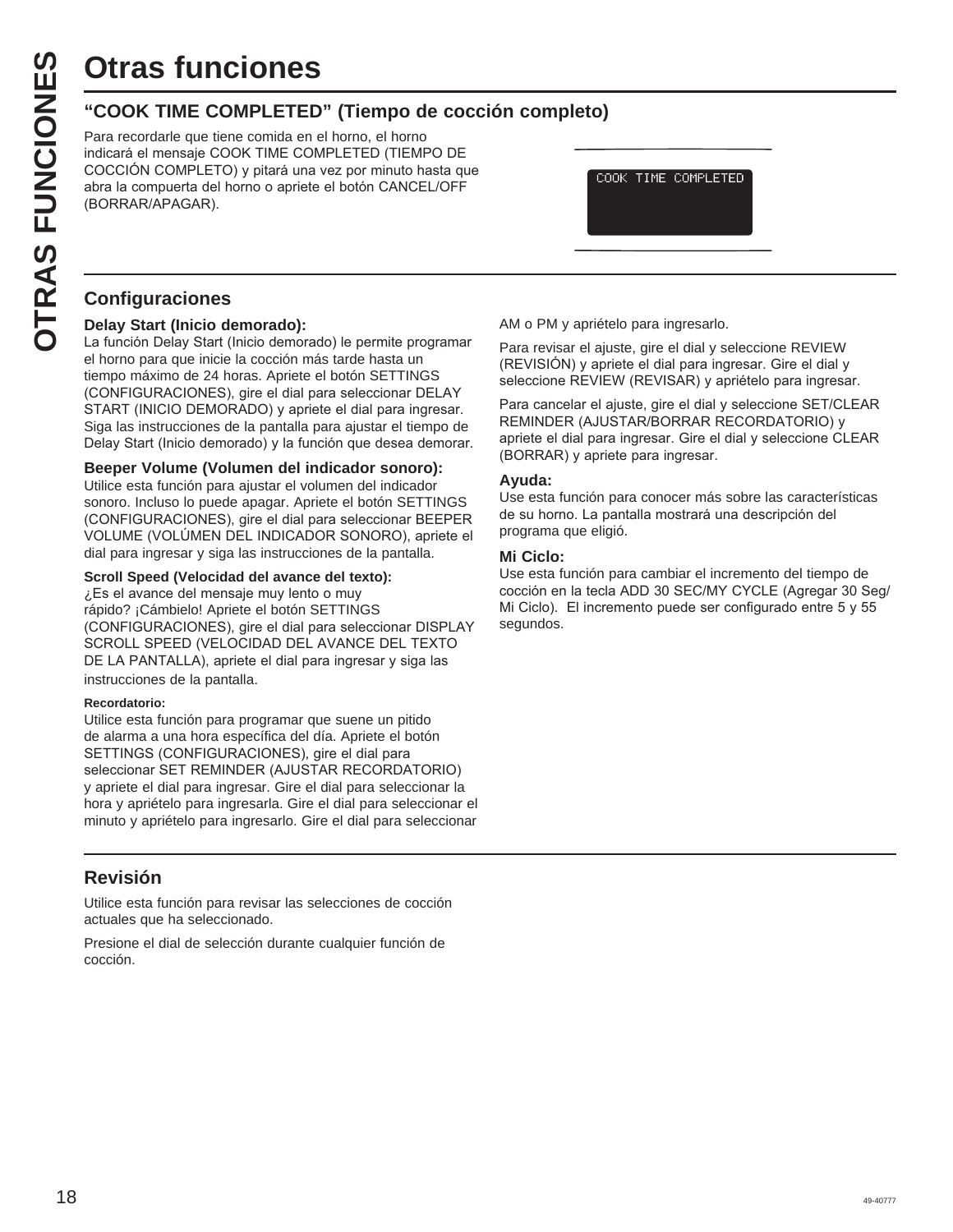# Otras funciones

## "COOK TIME COMPLETED" (Tiempo de cocción completo)

Para recordarle que tiene comida en el horno, el horno indicará el mensaje COOK TIME COMPLETED (TIEMPO DE COCCIÓN COMPLETO) y pitará una vez por minuto hasta que abra la compuerta del horno o apriete el botón CANCEL/OFF (BORRAR/APAGAR).

COOK TIME COMPLETED

## Configuraciones

**Delay Start (Inicio demorado):**
La función Delay Start (Inicio demorado) le permite programar el horno para que inicie la cocción más tarde hasta un tiempo máximo de 24 horas. Apriete el botón SETTINGS (CONFIGURACIONES), gire el dial para seleccionar DELAY START (INICIO DEMORADO) y apriete el dial para ingresar. Siga las instrucciones de la pantalla para ajustar el tiempo de Delay Start (Inicio demorado) y la función que desea demorar.

**Beeper Volume (Volumen del indicador sonoro):**
Utilice esta función para ajustar el volumen del indicador sonoro. Incluso lo puede apagar. Apriete el botón SETTINGS (CONFIGURACIONES), gire el dial para seleccionar BEEPER VOLUME (VOLÚMEN DEL INDICADOR SONORO), apriete el dial para ingresar y siga las instrucciones de la pantalla.

**Scroll Speed (Velocidad del avance del texto):**
¿Es el avance del mensaje muy lento o muy rápido? ¡Cámbielo! Apriete el botón SETTINGS (CONFIGURACIONES), gire el dial para seleccionar DISPLAY SCROLL SPEED (VELOCIDAD DEL AVANCE DEL TEXTO DE LA PANTALLA), apriete el dial para ingresar y siga las instrucciones de la pantalla.

**Recordatorio:**
Utilice esta función para programar que suene un pitido de alarma a una hora específica del día. Apriete el botón SETTINGS (CONFIGURACIONES), gire el dial para seleccionar SET REMINDER (AJUSTAR RECORDATORIO) y apriete el dial para ingresar. Gire el dial para seleccionar la hora y apriételo para ingresarla. Gire el dial para seleccionar el minuto y apriételo para ingresarlo. Gire el dial para seleccionar AM o PM y apriételo para ingresarlo.

Para revisar el ajuste, gire el dial y seleccione REVIEW (REVISIÓN) y apriete el dial para ingresar. Gire el dial y seleccione REVIEW (REVISAR) y apriételo para ingresar.

Para cancelar el ajuste, gire el dial y seleccione SET/CLEAR REMINDER (AJUSTAR/BORRAR RECORDATORIO) y apriete el dial para ingresar. Gire el dial y seleccione CLEAR (BORRAR) y apriete para ingresar.

**Ayuda:**
Use esta función para conocer más sobre las características de su horno. La pantalla mostrará una descripción del programa que eligió.

**Mi Ciclo:**
Use esta función para cambiar el incremento del tiempo de cocción en la tecla ADD 30 SEC/MY CYCLE (Agregar 30 Seg/ Mi Ciclo). El incremento puede ser configurado entre 5 y 55 segundos.

## Revisión

Utilice esta función para revisar las selecciones de cocción actuales que ha seleccionado.

Presione el dial de selección durante cualquier función de cocción.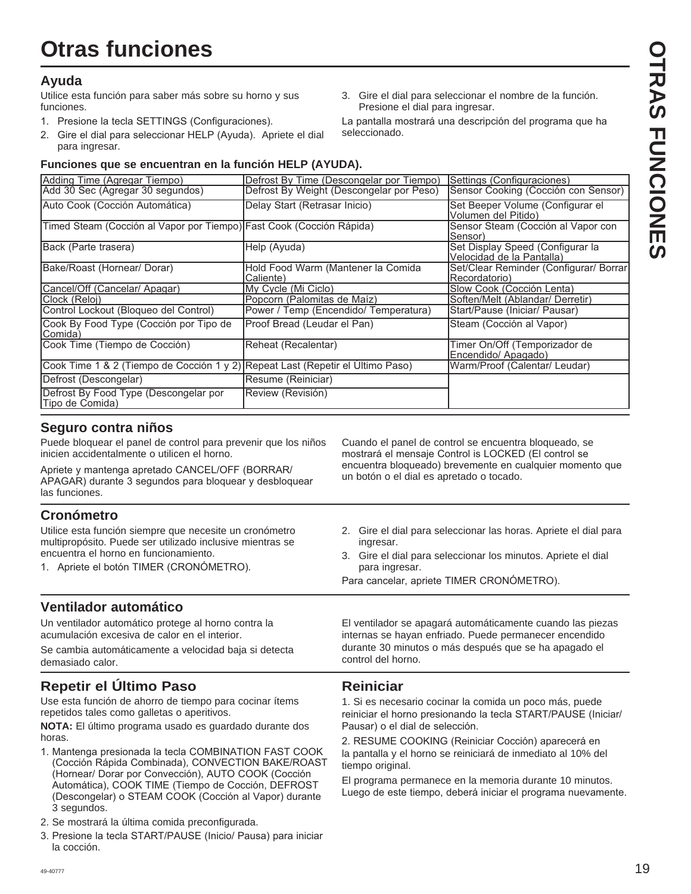# Otras funciones

## Ayuda

Utilice esta función para saber más sobre su horno y sus funciones.

1. Presione la tecla SETTINGS (Configuraciones).
2. Gire el dial para seleccionar HELP (Ayuda). Apriete el dial para ingresar.
3. Gire el dial para seleccionar el nombre de la función. Presione el dial para ingresar.

La pantalla mostrará una descripción del programa que ha seleccionado.

**Funciones que se encuentran en la función HELP (AYUDA).**

| | | |
|---|---|---|
| Adding Time (Agregar Tiempo) | Defrost By Time (Descongelar por Tiempo) | Settings (Configuraciones) |
| Add 30 Sec (Agregar 30 segundos) | Defrost By Weight (Descongelar por Peso) | Sensor Cooking (Cocción con Sensor) |
| Auto Cook (Cocción Automática) | Delay Start (Retrasar Inicio) | Set Beeper Volume (Configurar el Volumen del Pitido) |
| Timed Steam (Cocción al Vapor por Tiempo) | Fast Cook (Cocción Rápida) | Sensor Steam (Cocción al Vapor con Sensor) |
| Back (Parte trasera) | Help (Ayuda) | Set Display Speed (Configurar la Velocidad de la Pantalla) |
| Bake/Roast (Hornear/ Dorar) | Hold Food Warm (Mantener la Comida Caliente) | Set/Clear Reminder (Configurar/ Borrar Recordatorio) |
| Cancel/Off (Cancelar/ Apagar) | My Cycle (Mi Ciclo) | Slow Cook (Cocción Lenta) |
| Clock (Reloj) | Popcorn (Palomitas de Maíz) | Soften/Melt (Ablandar/ Derretir) |
| Control Lockout (Bloqueo del Control) | Power / Temp (Encendido/ Temperatura) | Start/Pause (Iniciar/ Pausar) |
| Cook By Food Type (Cocción por Tipo de Comida) | Proof Bread (Leudar el Pan) | Steam (Cocción al Vapor) |
| Cook Time (Tiempo de Cocción) | Reheat (Recalentar) | Timer On/Off (Temporizador de Encendido/ Apagado) |
| Cook Time 1 & 2 (Tiempo de Cocción 1 y 2) | Repeat Last (Repetir el Último Paso) | Warm/Proof (Calentar/ Leudar) |
| Defrost (Descongelar) | Resume (Reiniciar) | |
| Defrost By Food Type (Descongelar por Tipo de Comida) | Review (Revisión) | |

## Seguro contra niños

Puede bloquear el panel de control para prevenir que los niños inicien accidentalmente o utilicen el horno.

Apriete y mantenga apretado CANCEL/OFF (BORRAR/ APAGAR) durante 3 segundos para bloquear y desbloquear las funciones.

Cuando el panel de control se encuentra bloqueado, se mostrará el mensaje Control is LOCKED (El control se encuentra bloqueado) brevemente en cualquier momento que un botón o el dial es apretado o tocado.

## Cronómetro

Utilice esta función siempre que necesite un cronómetro multipropósito. Puede ser utilizado inclusive mientras se encuentra el horno en funcionamiento.

1. Apriete el botón TIMER (CRONÓMETRO).
2. Gire el dial para seleccionar las horas. Apriete el dial para ingresar.
3. Gire el dial para seleccionar los minutos. Apriete el dial para ingresar.

Para cancelar, apriete TIMER CRONÓMETRO).

## Ventilador automático

Un ventilador automático protege al horno contra la acumulación excesiva de calor en el interior.

Se cambia automáticamente a velocidad baja si detecta demasiado calor.

El ventilador se apagará automáticamente cuando las piezas internas se hayan enfriado. Puede permanecer encendido durante 30 minutos o más después que se ha apagado el control del horno.

## Repetir el Último Paso

Use esta función de ahorro de tiempo para cocinar ítems repetidos tales como galletas o aperitivos.

**NOTA:** El último programa usado es guardado durante dos horas.

1. Mantenga presionada la tecla COMBINATION FAST COOK (Cocción Rápida Combinada), CONVECTION BAKE/ROAST (Hornear/ Dorar por Convección), AUTO COOK (Cocción Automática), COOK TIME (Tiempo de Cocción, DEFROST (Descongelar) o STEAM COOK (Cocción al Vapor) durante 3 segundos.
2. Se mostrará la última comida preconfigurada.
3. Presione la tecla START/PAUSE (Inicio/ Pausa) para iniciar la cocción.

## Reiniciar

1. Si es necesario cocinar la comida un poco más, puede reiniciar el horno presionando la tecla START/PAUSE (Iniciar/ Pausar) o el dial de selección.

2. RESUME COOKING (Reiniciar Cocción) aparecerá en la pantalla y el horno se reiniciará de inmediato al 10% del tiempo original.

El programa permanece en la memoria durante 10 minutos. Luego de este tiempo, deberá iniciar el programa nuevamente.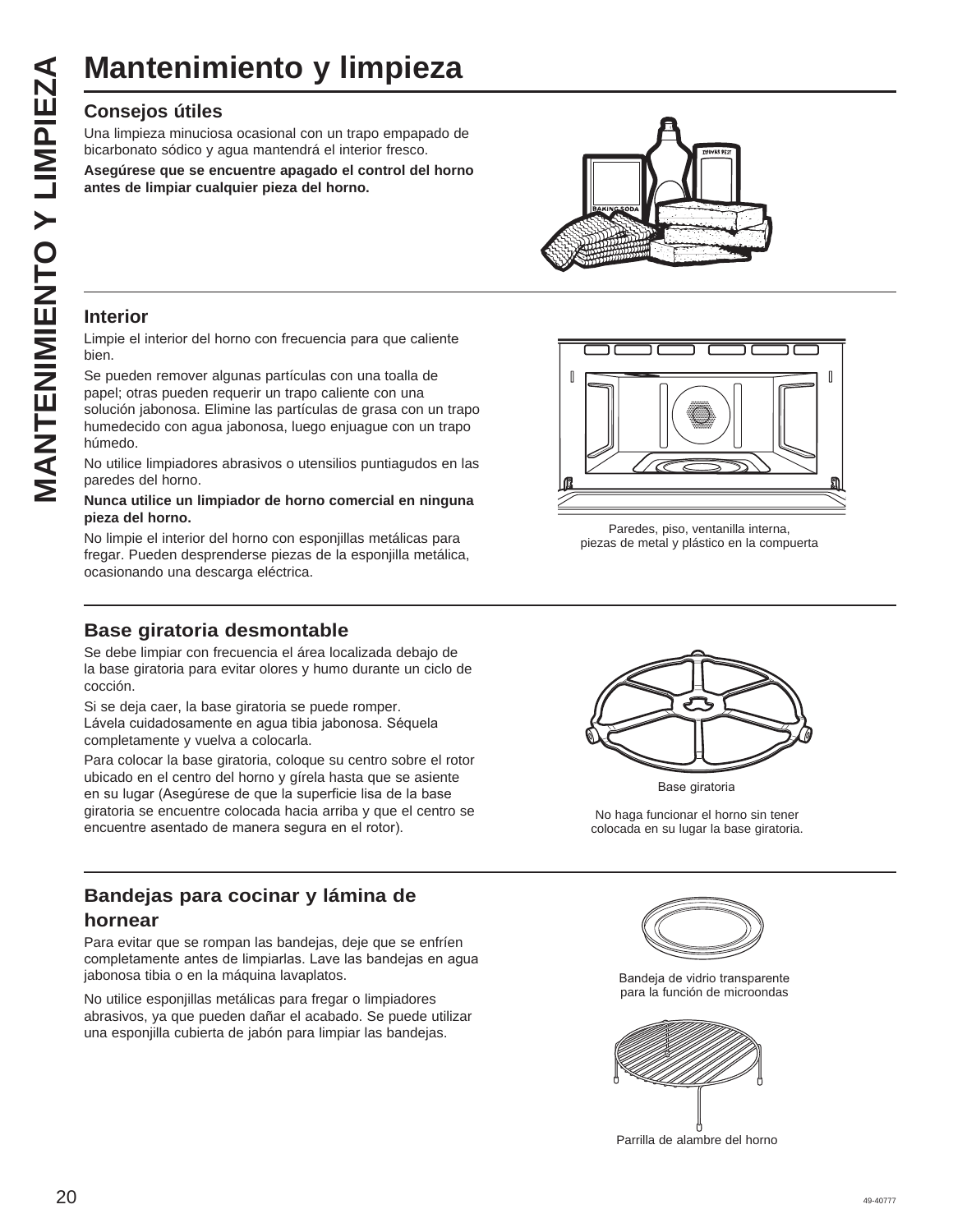# Mantenimiento y limpieza

## Consejos útiles

Una limpieza minuciosa ocasional con un trapo empapado de bicarbonato sódico y agua mantendrá el interior fresco.

**Asegúrese que se encuentre apagado el control del horno antes de limpiar cualquier pieza del horno.**

## Interior

Limpie el interior del horno con frecuencia para que caliente bien.

Se pueden remover algunas partículas con una toalla de papel; otras pueden requerir un trapo caliente con una solución jabonosa. Elimine las partículas de grasa con un trapo humedecido con agua jabonosa, luego enjuague con un trapo húmedo.

No utilice limpiadores abrasivos o utensilios puntiagudos en las paredes del horno.

**Nunca utilice un limpiador de horno comercial en ninguna pieza del horno.**

No limpie el interior del horno con esponjillas metálicas para fregar. Pueden desprenderse piezas de la esponjilla metálica, ocasionando una descarga eléctrica.

Paredes, piso, ventanilla interna, piezas de metal y plástico en la compuerta

## Base giratoria desmontable

Se debe limpiar con frecuencia el área localizada debajo de la base giratoria para evitar olores y humo durante un ciclo de cocción.

Si se deja caer, la base giratoria se puede romper. Lávela cuidadosamente en agua tibia jabonosa. Séquela completamente y vuelva a colocarla.

Para colocar la base giratoria, coloque su centro sobre el rotor ubicado en el centro del horno y gírela hasta que se asiente en su lugar (Asegúrese de que la superficie lisa de la base giratoria se encuentre colocada hacia arriba y que el centro se encuentre asentado de manera segura en el rotor).

Base giratoria

No haga funcionar el horno sin tener colocada en su lugar la base giratoria.

## Bandejas para cocinar y lámina de hornear

Para evitar que se rompan las bandejas, deje que se enfríen completamente antes de limpiarlas. Lave las bandejas en agua jabonosa tibia o en la máquina lavaplatos.

No utilice esponjillas metálicas para fregar o limpiadores abrasivos, ya que pueden dañar el acabado. Se puede utilizar una esponjilla cubierta de jabón para limpiar las bandejas.

Bandeja de vidrio transparente para la función de microondas

Parrilla de alambre del horno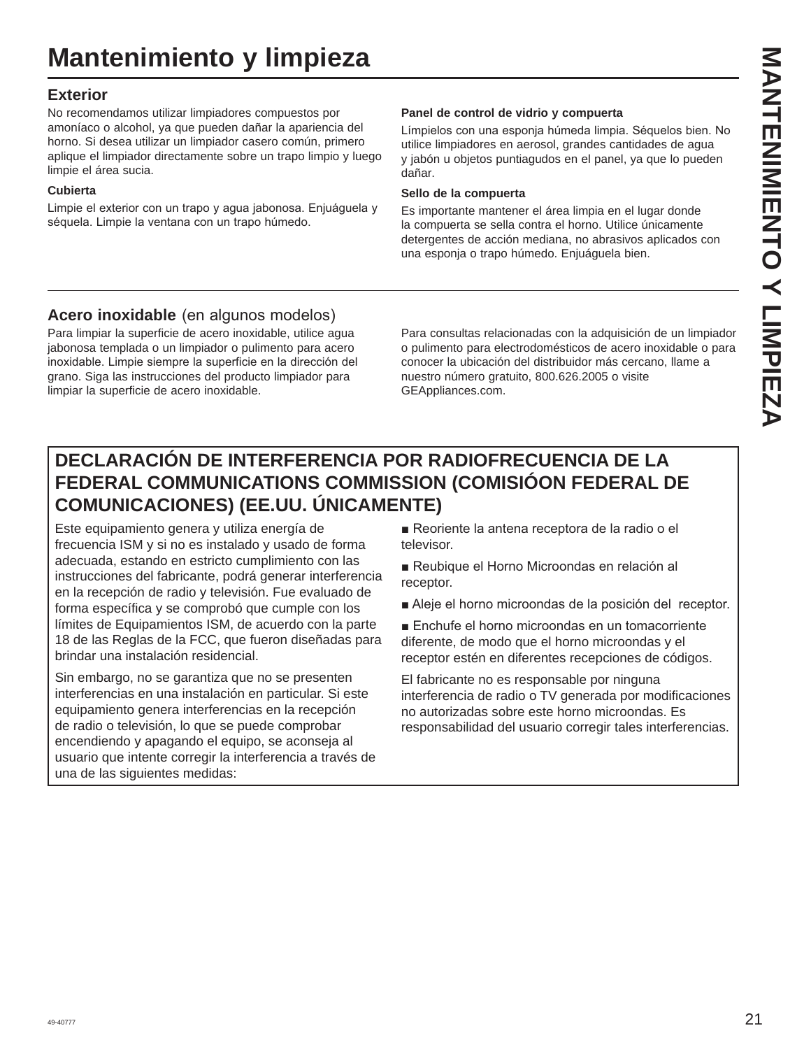# Mantenimiento y limpieza

## Exterior

No recomendamos utilizar limpiadores compuestos por amoníaco o alcohol, ya que pueden dañar la apariencia del horno. Si desea utilizar un limpiador casero común, primero aplique el limpiador directamente sobre un trapo limpio y luego limpie el área sucia.

**Cubierta**

Limpie el exterior con un trapo y agua jabonosa. Enjuáguela y séquela. Limpie la ventana con un trapo húmedo.

**Panel de control de vidrio y compuerta**

Límpielos con una esponja húmeda limpia. Séquelos bien. No utilice limpiadores en aerosol, grandes cantidades de agua y jabón u objetos puntiagudos en el panel, ya que lo pueden dañar.

**Sello de la compuerta**

Es importante mantener el área limpia en el lugar donde la compuerta se sella contra el horno. Utilice únicamente detergentes de acción mediana, no abrasivos aplicados con una esponja o trapo húmedo. Enjuáguela bien.

## Acero inoxidable (en algunos modelos)

Para limpiar la superficie de acero inoxidable, utilice agua jabonosa templada o un limpiador o pulimento para acero inoxidable. Limpie siempre la superficie en la dirección del grano. Siga las instrucciones del producto limpiador para limpiar la superficie de acero inoxidable.

Para consultas relacionadas con la adquisición de un limpiador o pulimento para electrodomésticos de acero inoxidable o para conocer la ubicación del distribuidor más cercano, llame a nuestro número gratuito, 800.626.2005 o visite GEAppliances.com.

## DECLARACIÓN DE INTERFERENCIA POR RADIOFRECUENCIA DE LA FEDERAL COMMUNICATIONS COMMISSION (COMISIÓON FEDERAL DE COMUNICACIONES) (EE.UU. ÚNICAMENTE)

Este equipamiento genera y utiliza energía de frecuencia ISM y si no es instalado y usado de forma adecuada, estando en estricto cumplimiento con las instrucciones del fabricante, podrá generar interferencia en la recepción de radio y televisión. Fue evaluado de forma específica y se comprobó que cumple con los límites de Equipamientos ISM, de acuerdo con la parte 18 de las Reglas de la FCC, que fueron diseñadas para brindar una instalación residencial.

Sin embargo, no se garantiza que no se presenten interferencias en una instalación en particular. Si este equipamiento genera interferencias en la recepción de radio o televisión, lo que se puede comprobar encendiendo y apagando el equipo, se aconseja al usuario que intente corregir la interferencia a través de una de las siguientes medidas:

- Reoriente la antena receptora de la radio o el televisor.
- Reubique el Horno Microondas en relación al receptor.
- Aleje el horno microondas de la posición del receptor.
- Enchufe el horno microondas en un tomacorriente diferente, de modo que el horno microondas y el receptor estén en diferentes recepciones de códigos.

El fabricante no es responsable por ninguna interferencia de radio o TV generada por modificaciones no autorizadas sobre este horno microondas. Es responsabilidad del usuario corregir tales interferencias.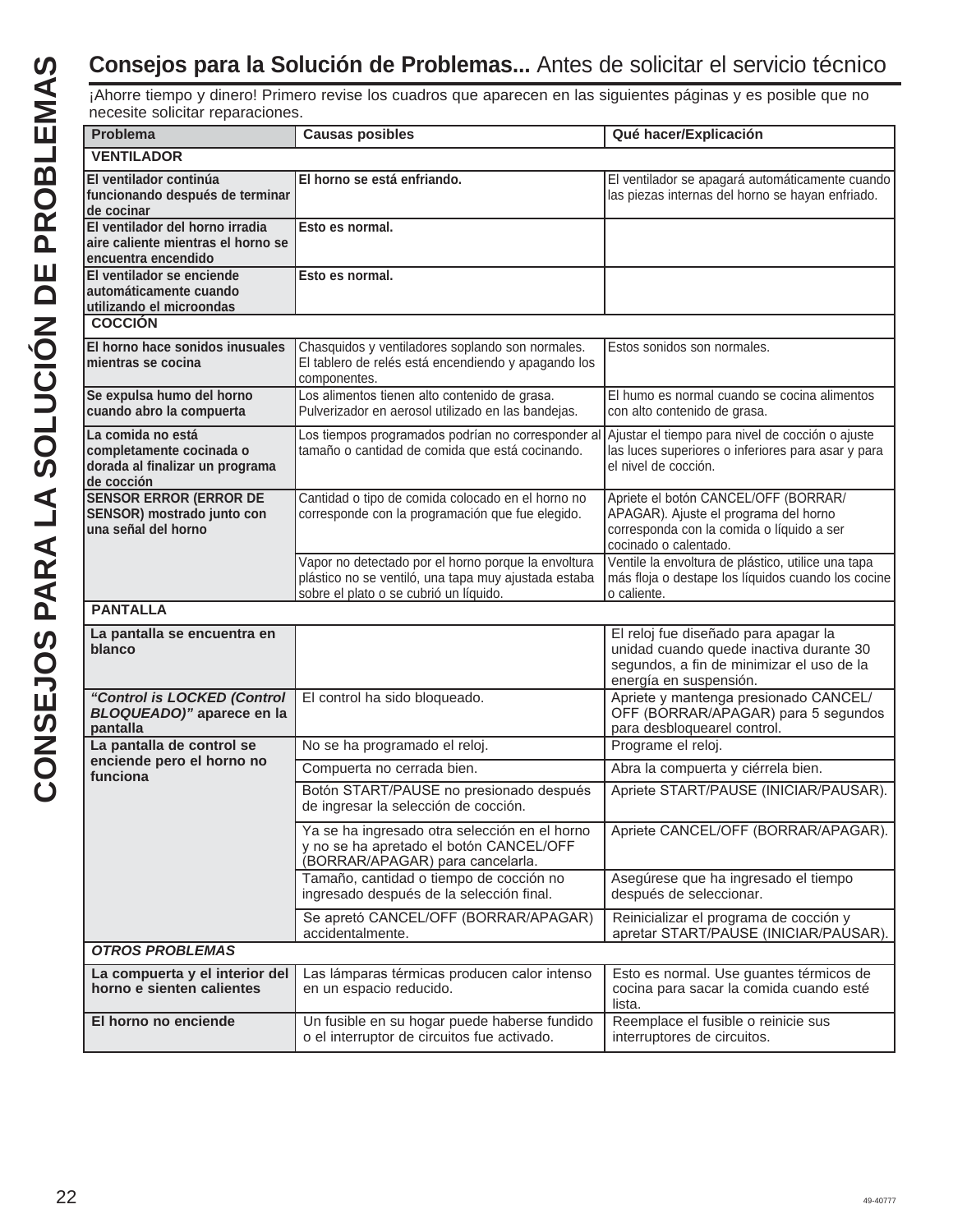# Consejos para la Solución de Problemas... Antes de solicitar el servicio técnico

¡Ahorre tiempo y dinero! Primero revise los cuadros que aparecen en las siguientes páginas y es posible que no necesite solicitar reparaciones.

| Problema | Causas posibles | Qué hacer/Explicación |
|---|---|---|
| **VENTILADOR** | | |
| **El ventilador continúa funcionando después de terminar de cocinar** | **El horno se está enfriando.** | El ventilador se apagará automáticamente cuando las piezas internas del horno se hayan enfriado. |
| **El ventilador del horno irradia aire caliente mientras el horno se encuentra encendido** | **Esto es normal.** | |
| **El ventilador se enciende automáticamente cuando utilizando el microondas** | **Esto es normal.** | |
| **COCCIÓN** | | |
| **El horno hace sonidos inusuales mientras se cocina** | Chasquidos y ventiladores soplando son normales. El tablero de relés está encendiendo y apagando los componentes. | Estos sonidos son normales. |
| **Se expulsa humo del horno cuando abro la compuerta** | Los alimentos tienen alto contenido de grasa. Pulverizador en aerosol utilizado en las bandejas. | El humo es normal cuando se cocina alimentos con alto contenido de grasa. |
| **La comida no está completamente cocinada o dorada al finalizar un programa de cocción** | Los tiempos programados podrían no corresponder al tamaño o cantidad de comida que está cocinando. | Ajustar el tiempo para nivel de cocción o ajuste las luces superiores o inferiores para asar y para el nivel de cocción. |
| **SENSOR ERROR (ERROR DE SENSOR) mostrado junto con una señal del horno** | Cantidad o tipo de comida colocado en el horno no corresponde con la programación que fue elegido. | Apriete el botón CANCEL/OFF (BORRAR/ APAGAR). Ajuste el programa del horno corresponda con la comida o líquido a ser cocinado o calentado. |
| | Vapor no detectado por el horno porque la envoltura plástico no se ventiló, una tapa muy ajustada estaba sobre el plato o se cubrió un líquido. | Ventile la envoltura de plástico, utilice una tapa más floja o destape los líquidos cuando los cocine o caliente. |
| **PANTALLA** | | |
| **La pantalla se encuentra en blanco** | | El reloj fue diseñado para apagar la unidad cuando quede inactiva durante 30 segundos, a fin de minimizar el uso de la energía en suspensión. |
| ***"Control is LOCKED (Control BLOQUEADO)"* aparece en la pantalla** | El control ha sido bloqueado. | Apriete y mantenga presionado CANCEL/ OFF (BORRAR/APAGAR) para 5 segundos para desbloquearel control. |
| **La pantalla de control se enciende pero el horno no funciona** | No se ha programado el reloj. | Programe el reloj. |
| | Compuerta no cerrada bien. | Abra la compuerta y ciérrela bien. |
| | Botón START/PAUSE no presionado después de ingresar la selección de cocción. | Apriete START/PAUSE (INICIAR/PAUSAR). |
| | Ya se ha ingresado otra selección en el horno y no se ha apretado el botón CANCEL/OFF (BORRAR/APAGAR) para cancelarla. | Apriete CANCEL/OFF (BORRAR/APAGAR). |
| | Tamaño, cantidad o tiempo de cocción no ingresado después de la selección final. | Asegúrese que ha ingresado el tiempo después de seleccionar. |
| | Se apretó CANCEL/OFF (BORRAR/APAGAR) accidentalmente. | Reinicializar el programa de cocción y apretar START/PAUSE (INICIAR/PAUSAR). |
| ***OTROS PROBLEMAS*** | | |
| **La compuerta y el interior del horno e sienten calientes** | Las lámparas térmicas producen calor intenso en un espacio reducido. | Esto es normal. Use guantes térmicos de cocina para sacar la comida cuando esté lista. |
| **El horno no enciende** | Un fusible en su hogar puede haberse fundido o el interruptor de circuitos fue activado. | Reemplace el fusible o reinicie sus interruptores de circuitos. |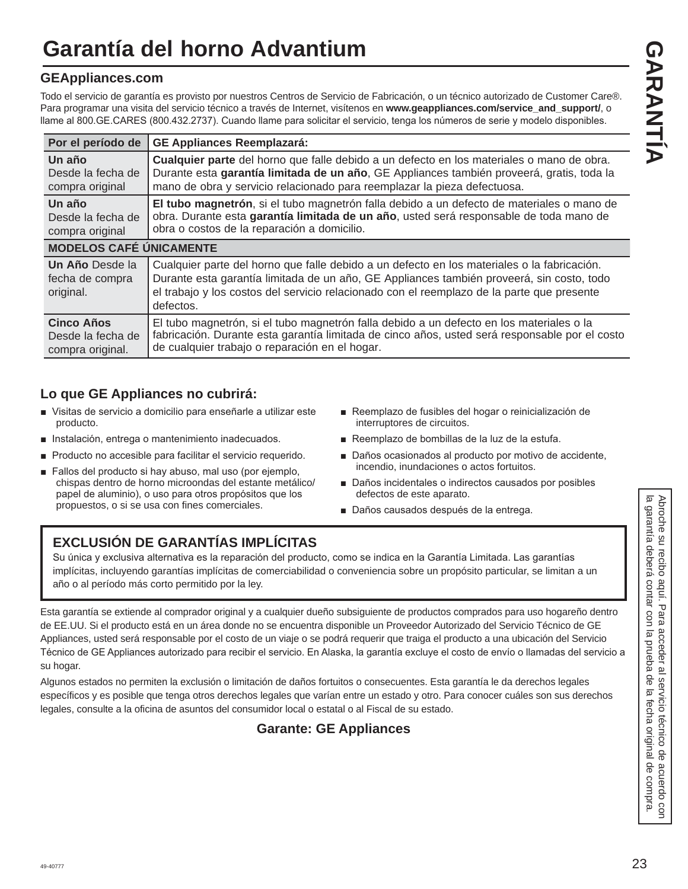# Garantía del horno Advantium

## GEAppliances.com

Todo el servicio de garantía es provisto por nuestros Centros de Servicio de Fabricación, o un técnico autorizado de Customer Care®. Para programar una visita del servicio técnico a través de Internet, visítenos en **www.geappliances.com/service_and_support/**, o llame al 800.GE.CARES (800.432.2737). Cuando llame para solicitar el servicio, tenga los números de serie y modelo disponibles.

| Por el período de | GE Appliances Reemplazará: |
|---|---|
| **Un año** Desde la fecha de compra original | **Cualquier parte** del horno que falle debido a un defecto en los materiales o mano de obra. Durante esta **garantía limitada de un año**, GE Appliances también proveerá, gratis, toda la mano de obra y servicio relacionado para reemplazar la pieza defectuosa. |
| **Un año** Desde la fecha de compra original | **El tubo magnetrón**, si el tubo magnetrón falla debido a un defecto de materiales o mano de obra. Durante esta **garantía limitada de un año**, usted será responsable de toda mano de obra o costos de la reparación a domicilio. |
| **MODELOS CAFÉ ÚNICAMENTE** | |
| **Un Año** Desde la fecha de compra original. | Cualquier parte del horno que falle debido a un defecto en los materiales o la fabricación. Durante esta garantía limitada de un año, GE Appliances también proveerá, sin costo, todo el trabajo y los costos del servicio relacionado con el reemplazo de la parte que presente defectos. |
| **Cinco Años** Desde la fecha de compra original. | El tubo magnetrón, si el tubo magnetrón falla debido a un defecto en los materiales o la fabricación. Durante esta garantía limitada de cinco años, usted será responsable por el costo de cualquier trabajo o reparación en el hogar. |

### Lo que GE Appliances no cubrirá:

- Visitas de servicio a domicilio para enseñarle a utilizar este producto.
- Instalación, entrega o mantenimiento inadecuados.
- Producto no accesible para facilitar el servicio requerido.
- Fallos del producto si hay abuso, mal uso (por ejemplo, chispas dentro de horno microondas del estante metálico/papel de aluminio), o uso para otros propósitos que los propuestos, o si se usa con fines comerciales.
- Reemplazo de fusibles del hogar o reinicialización de interruptores de circuitos.
- Reemplazo de bombillas de la luz de la estufa.
- Daños ocasionados al producto por motivo de accidente, incendio, inundaciones o actos fortuitos.
- Daños incidentales o indirectos causados por posibles defectos de este aparato.
- Daños causados después de la entrega.

### EXCLUSIÓN DE GARANTÍAS IMPLÍCITAS

Su única y exclusiva alternativa es la reparación del producto, como se indica en la Garantía Limitada. Las garantías implícitas, incluyendo garantías implícitas de comerciabilidad o conveniencia sobre un propósito particular, se limitan a un año o al período más corto permitido por la ley.

Esta garantía se extiende al comprador original y a cualquier dueño subsiguiente de productos comprados para uso hogareño dentro de EE.UU. Si el producto está en un área donde no se encuentra disponible un Proveedor Autorizado del Servicio Técnico de GE Appliances, usted será responsable por el costo de un viaje o se podrá requerir que traiga el producto a una ubicación del Servicio Técnico de GE Appliances autorizado para recibir el servicio. En Alaska, la garantía excluye el costo de envío o llamadas del servicio a su hogar.

Algunos estados no permiten la exclusión o limitación de daños fortuitos o consecuentes. Esta garantía le da derechos legales específicos y es posible que tenga otros derechos legales que varían entre un estado y otro. Para conocer cuáles son sus derechos legales, consulte a la oficina de asuntos del consumidor local o estatal o al Fiscal de su estado.

**Garante: GE Appliances**

Abroche su recibo aquí. Para acceder al servicio técnico de acuerdo con la garantía deberá contar con la prueba de la fecha original de compra.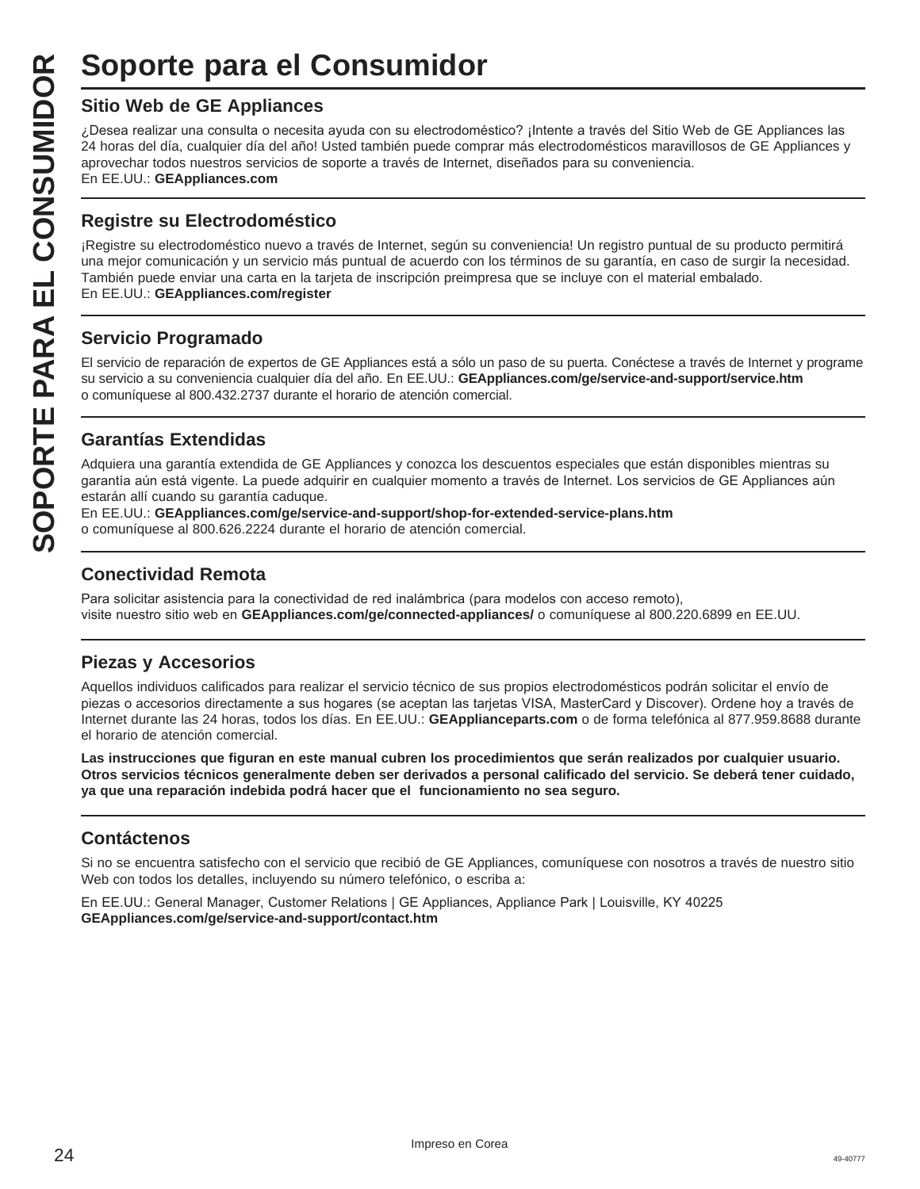# Soporte para el Consumidor

## Sitio Web de GE Appliances

¿Desea realizar una consulta o necesita ayuda con su electrodoméstico? ¡Intente a través del Sitio Web de GE Appliances las 24 horas del día, cualquier día del año! Usted también puede comprar más electrodomésticos maravillosos de GE Appliances y aprovechar todos nuestros servicios de soporte a través de Internet, diseñados para su conveniencia.
En EE.UU.: **GEAppliances.com**

## Registre su Electrodoméstico

¡Registre su electrodoméstico nuevo a través de Internet, según su conveniencia! Un registro puntual de su producto permitirá una mejor comunicación y un servicio más puntual de acuerdo con los términos de su garantía, en caso de surgir la necesidad. También puede enviar una carta en la tarjeta de inscripción preimpresa que se incluye con el material embalado.
En EE.UU.: **GEAppliances.com/register**

## Servicio Programado

El servicio de reparación de expertos de GE Appliances está a sólo un paso de su puerta. Conéctese a través de Internet y programe su servicio a su conveniencia cualquier día del año. En EE.UU.: **GEAppliances.com/ge/service-and-support/service.htm**
o comuníquese al 800.432.2737 durante el horario de atención comercial.

## Garantías Extendidas

Adquiera una garantía extendida de GE Appliances y conozca los descuentos especiales que están disponibles mientras su garantía aún está vigente. La puede adquirir en cualquier momento a través de Internet. Los servicios de GE Appliances aún estarán allí cuando su garantía caduque.
En EE.UU.: **GEAppliances.com/ge/service-and-support/shop-for-extended-service-plans.htm**
o comuníquese al 800.626.2224 durante el horario de atención comercial.

## Conectividad Remota

Para solicitar asistencia para la conectividad de red inalámbrica (para modelos con acceso remoto),
visite nuestro sitio web en **GEAppliances.com/ge/connected-appliances/** o comuníquese al 800.220.6899 en EE.UU.

## Piezas y Accesorios

Aquellos individuos calificados para realizar el servicio técnico de sus propios electrodomésticos podrán solicitar el envío de piezas o accesorios directamente a sus hogares (se aceptan las tarjetas VISA, MasterCard y Discover). Ordene hoy a través de Internet durante las 24 horas, todos los días. En EE.UU.: **GEApplianceparts.com** o de forma telefónica al 877.959.8688 durante el horario de atención comercial.

**Las instrucciones que figuran en este manual cubren los procedimientos que serán realizados por cualquier usuario. Otros servicios técnicos generalmente deben ser derivados a personal calificado del servicio. Se deberá tener cuidado, ya que una reparación indebida podrá hacer que el funcionamiento no sea seguro.**

## Contáctenos

Si no se encuentra satisfecho con el servicio que recibió de GE Appliances, comuníquese con nosotros a través de nuestro sitio Web con todos los detalles, incluyendo su número telefónico, o escriba a:

En EE.UU.: General Manager, Customer Relations | GE Appliances, Appliance Park | Louisville, KY 40225
**GEAppliances.com/ge/service-and-support/contact.htm**

Impreso en Corea